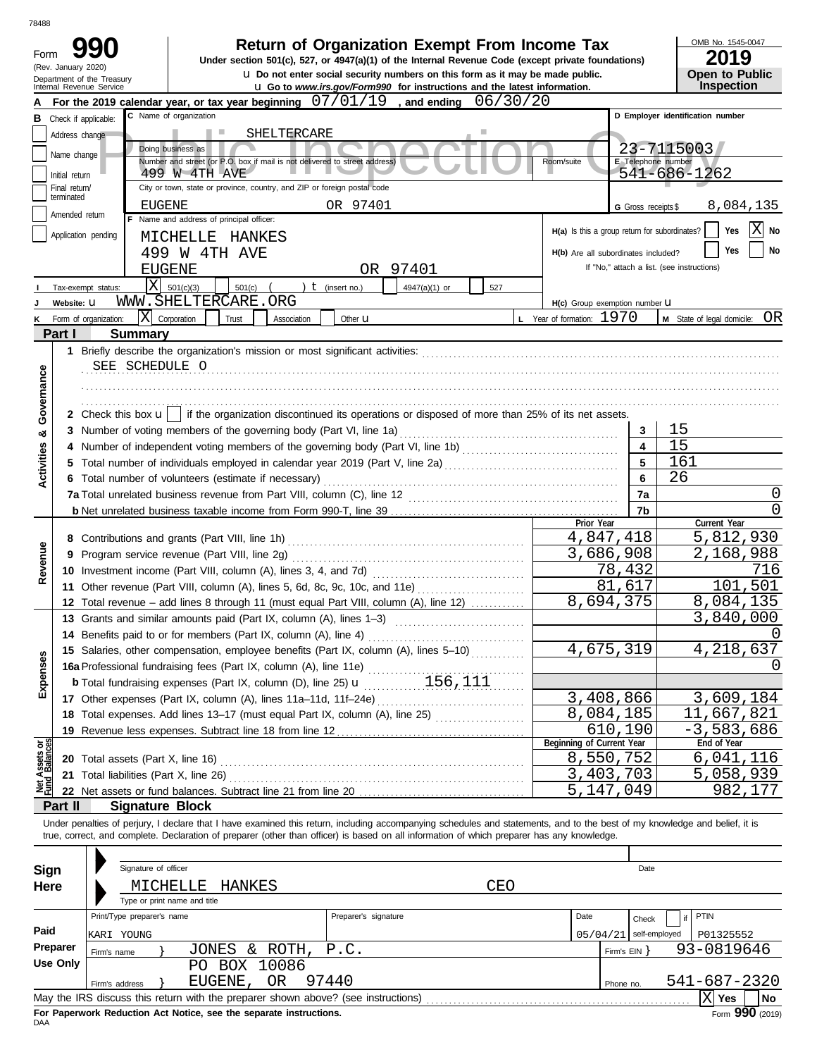78488

Form **990** (Rev. January 2020) Department of the Treasury Internal Revenue Service

# Return of Organization Exempt From Income Tax

**Under section 501(c), 527, or 4947(a)(1) of the Internal Revenue Code (except private foundations)**

u Do not enter social security numbers on this form as it may be made public.

u Go to www.irs.gov/Form990 for instructions and the latest information.

OMB No. 1545-0047

**2019**

**Open to Public Inspection**

Public Inspection Copy

**A** For the 2019 calendar year, or tax year beginning 07/01/19 , and ending 06/30/20

**B** Check if applicable: Address change / Name change / Initial return / Final return/terminated / Amended return / Application pending

**C** Name of organization: SHELTERCARE

Doing business as

Number and street (or P.O. box if mail is not delivered to street address): 499 W 4TH AVE — Room/suite

City or town, state or province, country, and ZIP or foreign postal code: EUGENE OR 97401

**D** Employer identification number: 23-7115003

**E** Telephone number: 541-686-1262

**G** Gross receipts $ 8,084,135

**F** Name and address of principal officer: MICHELLE HANKES, 499 W 4TH AVE, EUGENE OR 97401

**H(a)** Is this a group return for subordinates? Yes [ ] No [X]

**H(b)** Are all subordinates included? Yes [ ] No [ ] If "No," attach a list. (see instructions)

**I** Tax-exempt status: [X] 501(c)(3) [ ] 501(c) ( ) t (insert no.) [ ] 4947(a)(1) or [ ] 527

**J** Website: u WWW.SHELTERCARE.ORG

**H(c)** Group exemption number u

**K** Form of organization: [X] Corporation [ ] Trust [ ] Association [ ] Other u

**L** Year of formation: 1970

**M** State of legal domicile: OR

## Part I Summary

**Activities & Governance**

1 Briefly describe the organization's mission or most significant activities: SEE SCHEDULE O

2 Check this box u [ ] if the organization discontinued its operations or disposed of more than 25% of its net assets.

| | | | |
|---|---|---|---|
| 3 | Number of voting members of the governing body (Part VI, line 1a) | 3 | 15 |
| 4 | Number of independent voting members of the governing body (Part VI, line 1b) | 4 | 15 |
| 5 | Total number of individuals employed in calendar year 2019 (Part V, line 2a) | 5 | 161 |
| 6 | Total number of volunteers (estimate if necessary) | 6 | 26 |
| 7a | Total unrelated business revenue from Part VIII, column (C), line 12 | 7a | 0 |
| b | Net unrelated business taxable income from Form 990-T, line 39 | 7b | 0 |

| | | Prior Year | Current Year |
|---|---|---|---|
| **Revenue** | | | |
| 8 | Contributions and grants (Part VIII, line 1h) | 4,847,418 | 5,812,930 |
| 9 | Program service revenue (Part VIII, line 2g) | 3,686,908 | 2,168,988 |
| 10 | Investment income (Part VIII, column (A), lines 3, 4, and 7d) | 78,432 | 716 |
| 11 | Other revenue (Part VIII, column (A), lines 5, 6d, 8c, 9c, 10c, and 11e) | 81,617 | 101,501 |
| 12 | Total revenue – add lines 8 through 11 (must equal Part VIII, column (A), line 12) | 8,694,375 | 8,084,135 |
| **Expenses** | | | |
| 13 | Grants and similar amounts paid (Part IX, column (A), lines 1–3) | | 3,840,000 |
| 14 | Benefits paid to or for members (Part IX, column (A), line 4) | | 0 |
| 15 | Salaries, other compensation, employee benefits (Part IX, column (A), lines 5–10) | 4,675,319 | 4,218,637 |
| 16a | Professional fundraising fees (Part IX, column (A), line 11e) | | 0 |
| b | Total fundraising expenses (Part IX, column (D), line 25) u 156,111 | | |
| 17 | Other expenses (Part IX, column (A), lines 11a–11d, 11f–24e) | 3,408,866 | 3,609,184 |
| 18 | Total expenses. Add lines 13–17 (must equal Part IX, column (A), line 25) | 8,084,185 | 11,667,821 |
| 19 | Revenue less expenses. Subtract line 18 from line 12 | 610,190 | -3,583,686 |

| **Net Assets or Fund Balances** | | Beginning of Current Year | End of Year |
|---|---|---|---|
| 20 | Total assets (Part X, line 16) | 8,550,752 | 6,041,116 |
| 21 | Total liabilities (Part X, line 26) | 3,403,703 | 5,058,939 |
| 22 | Net assets or fund balances. Subtract line 21 from line 20 | 5,147,049 | 982,177 |

## Part II Signature Block

Under penalties of perjury, I declare that I have examined this return, including accompanying schedules and statements, and to the best of my knowledge and belief, it is true, correct, and complete. Declaration of preparer (other than officer) is based on all information of which preparer has any knowledge.

**Sign Here**

Signature of officer — Date

MICHELLE HANKES CEO

Type or print name and title

**Paid Preparer Use Only**

| Print/Type preparer's name | Preparer's signature | Date | Check [ ] if self-employed | PTIN |
|---|---|---|---|---|
| KARI YOUNG | | 05/04/21 | | P01325552 |

Firm's name } JONES & ROTH, P.C. — Firm's EIN } 93-0819646

Firm's address } PO BOX 10086, EUGENE, OR 97440 — Phone no. 541-687-2320

May the IRS discuss this return with the preparer shown above? (see instructions) [X] Yes [ ] No

**For Paperwork Reduction Act Notice, see the separate instructions.**

Form **990** (2019)

DAA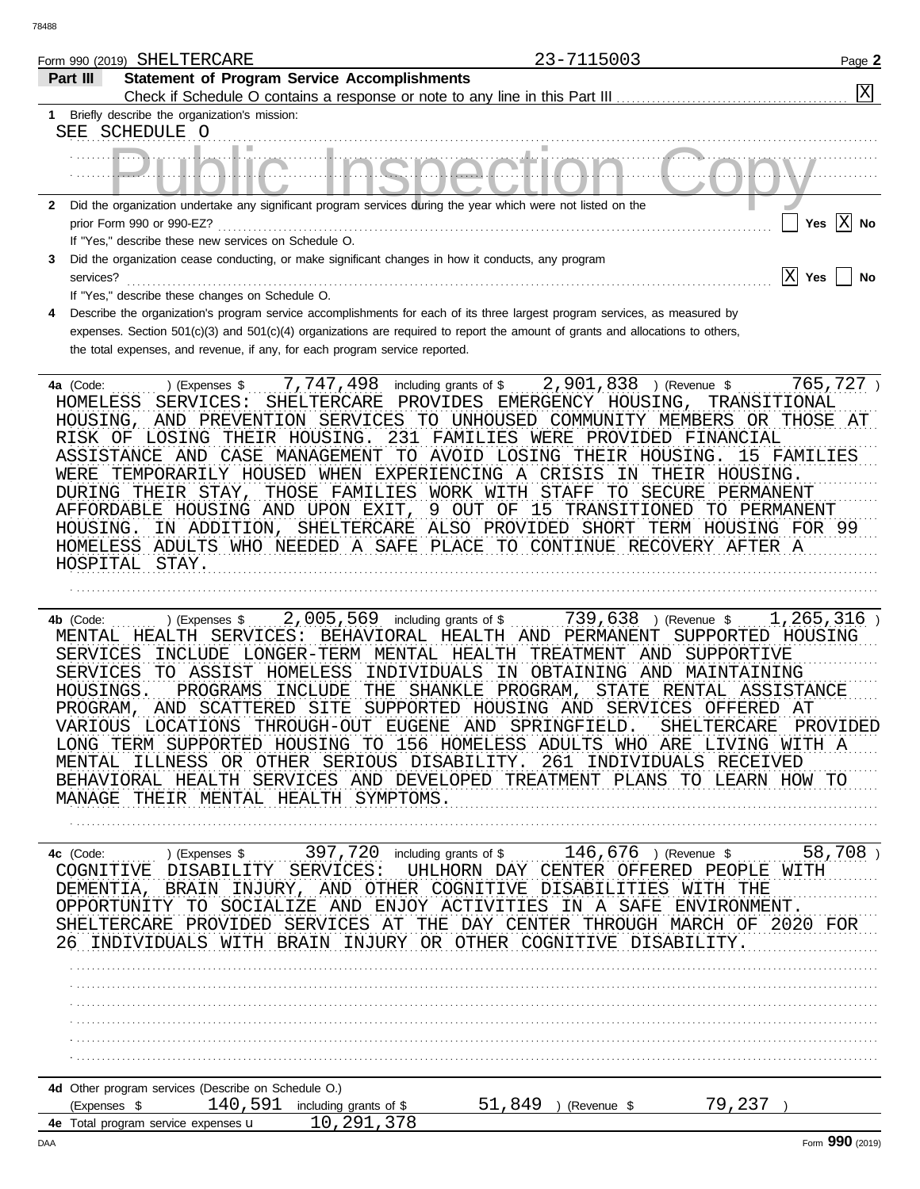Form 990 (2019) SHELTERCARE 23-7115003 Page **2**

**Part III Statement of Program Service Accomplishments**

Check if Schedule O contains a response or note to any line in this Part III [X]

**1** Briefly describe the organization's mission:

SEE SCHEDULE O

**2** Did the organization undertake any significant program services during the year which were not listed on the prior Form 990 or 990-EZ? [ ] Yes [X] No

If "Yes," describe these new services on Schedule O.

**3** Did the organization cease conducting, or make significant changes in how it conducts, any program services? [X] Yes [ ] No

If "Yes," describe these changes on Schedule O.

**4** Describe the organization's program service accomplishments for each of its three largest program services, as measured by expenses. Section 501(c)(3) and 501(c)(4) organizations are required to report the amount of grants and allocations to others, the total expenses, and revenue, if any, for each program service reported.

**4a** (Code: ) (Expenses $ 7,747,498 including grants of $ 2,901,838 ) (Revenue $ 765,727 )

HOMELESS SERVICES: SHELTERCARE PROVIDES EMERGENCY HOUSING, TRANSITIONAL HOUSING, AND PREVENTION SERVICES TO UNHOUSED COMMUNITY MEMBERS OR THOSE AT RISK OF LOSING THEIR HOUSING. 231 FAMILIES WERE PROVIDED FINANCIAL ASSISTANCE AND CASE MANAGEMENT TO AVOID LOSING THEIR HOUSING. 15 FAMILIES WERE TEMPORARILY HOUSED WHEN EXPERIENCING A CRISIS IN THEIR HOUSING. DURING THEIR STAY, THOSE FAMILIES WORK WITH STAFF TO SECURE PERMANENT AFFORDABLE HOUSING AND UPON EXIT, 9 OUT OF 15 TRANSITIONED TO PERMANENT HOUSING. IN ADDITION, SHELTERCARE ALSO PROVIDED SHORT TERM HOUSING FOR 99 HOMELESS ADULTS WHO NEEDED A SAFE PLACE TO CONTINUE RECOVERY AFTER A HOSPITAL STAY.

**4b** (Code: ) (Expenses $ 2,005,569 including grants of $ 739,638 ) (Revenue $ 1,265,316 )

MENTAL HEALTH SERVICES: BEHAVIORAL HEALTH AND PERMANENT SUPPORTED HOUSING SERVICES INCLUDE LONGER-TERM MENTAL HEALTH TREATMENT AND SUPPORTIVE SERVICES TO ASSIST HOMELESS INDIVIDUALS IN OBTAINING AND MAINTAINING HOUSINGS. PROGRAMS INCLUDE THE SHANKLE PROGRAM, STATE RENTAL ASSISTANCE PROGRAM, AND SCATTERED SITE SUPPORTED HOUSING AND SERVICES OFFERED AT VARIOUS LOCATIONS THROUGH-OUT EUGENE AND SPRINGFIELD. SHELTERCARE PROVIDED LONG TERM SUPPORTED HOUSING TO 156 HOMELESS ADULTS WHO ARE LIVING WITH A MENTAL ILLNESS OR OTHER SERIOUS DISABILITY. 261 INDIVIDUALS RECEIVED BEHAVIORAL HEALTH SERVICES AND DEVELOPED TREATMENT PLANS TO LEARN HOW TO MANAGE THEIR MENTAL HEALTH SYMPTOMS.

**4c** (Code: ) (Expenses $ 397,720 including grants of $ 146,676 ) (Revenue $ 58,708 )

COGNITIVE DISABILITY SERVICES: UHLHORN DAY CENTER OFFERED PEOPLE WITH DEMENTIA, BRAIN INJURY, AND OTHER COGNITIVE DISABILITIES WITH THE OPPORTUNITY TO SOCIALIZE AND ENJOY ACTIVITIES IN A SAFE ENVIRONMENT. SHELTERCARE PROVIDED SERVICES AT THE DAY CENTER THROUGH MARCH OF 2020 FOR 26 INDIVIDUALS WITH BRAIN INJURY OR OTHER COGNITIVE DISABILITY.

**4d** Other program services (Describe on Schedule O.)

(Expenses $ 140,591 including grants of $ 51,849 ) (Revenue $ 79,237 )

**4e** Total program service expenses u 10,291,378

DAA Form **990** (2019)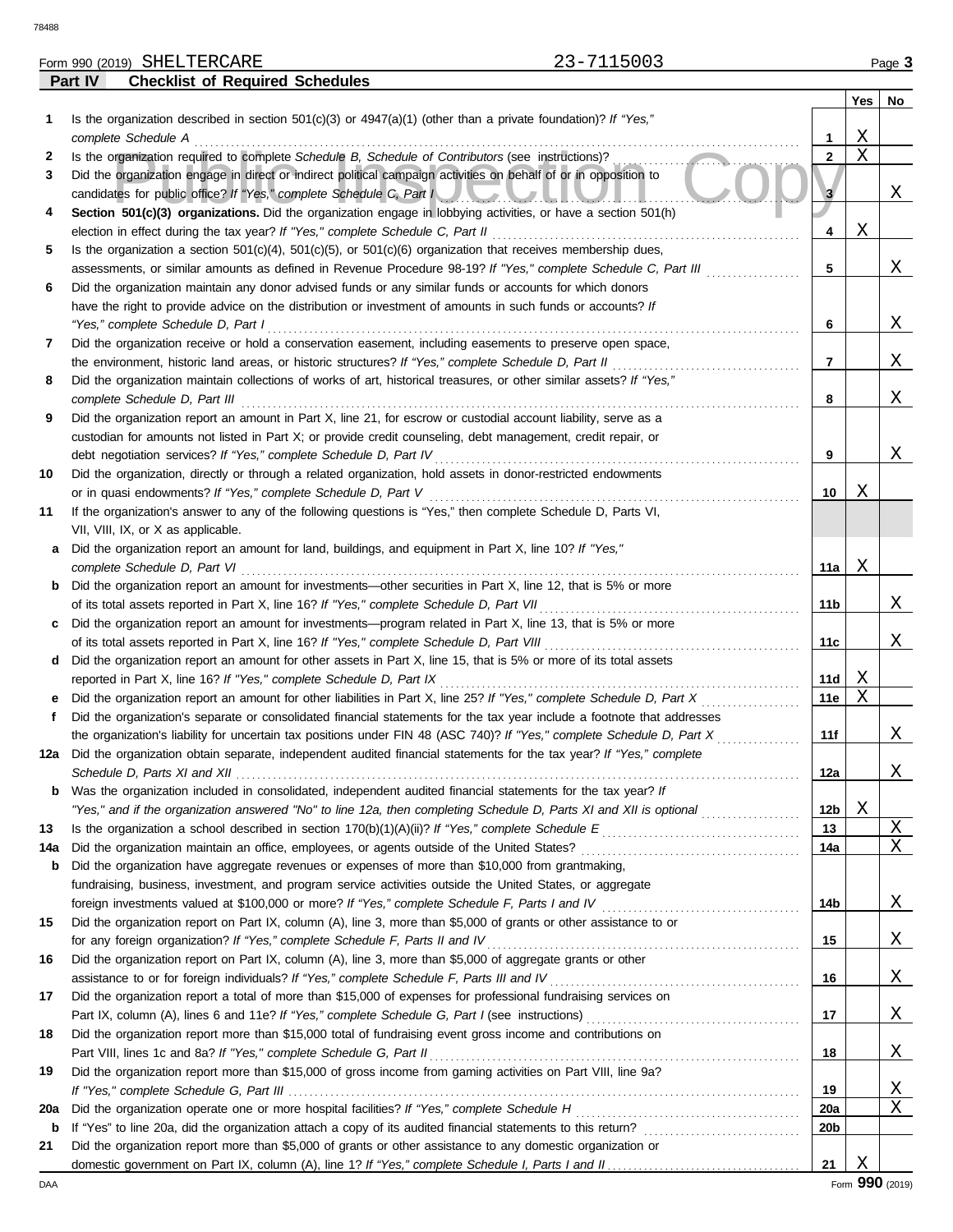Form 990 (2019) SHELTERCARE 23-7115003

**Part IV Checklist of Required Schedules**

| | | | Yes | No |
|---|---|---|---|---|
| 1 | Is the organization described in section 501(c)(3) or 4947(a)(1) (other than a private foundation)? *If "Yes," complete Schedule A* | 1 | X | |
| 2 | Is the organization required to complete *Schedule B, Schedule of Contributors* (see instructions)? | 2 | X | |
| 3 | Did the organization engage in direct or indirect political campaign activities on behalf of or in opposition to candidates for public office? *If "Yes," complete Schedule C, Part I* | 3 | | X |
| 4 | **Section 501(c)(3) organizations.** Did the organization engage in lobbying activities, or have a section 501(h) election in effect during the tax year? *If "Yes," complete Schedule C, Part II* | 4 | X | |
| 5 | Is the organization a section 501(c)(4), 501(c)(5), or 501(c)(6) organization that receives membership dues, assessments, or similar amounts as defined in Revenue Procedure 98-19? *If "Yes," complete Schedule C, Part III* | 5 | | X |
| 6 | Did the organization maintain any donor advised funds or any similar funds or accounts for which donors have the right to provide advice on the distribution or investment of amounts in such funds or accounts? *If "Yes," complete Schedule D, Part I* | 6 | | X |
| 7 | Did the organization receive or hold a conservation easement, including easements to preserve open space, the environment, historic land areas, or historic structures? *If "Yes," complete Schedule D, Part II* | 7 | | X |
| 8 | Did the organization maintain collections of works of art, historical treasures, or other similar assets? *If "Yes," complete Schedule D, Part III* | 8 | | X |
| 9 | Did the organization report an amount in Part X, line 21, for escrow or custodial account liability, serve as a custodian for amounts not listed in Part X; or provide credit counseling, debt management, credit repair, or debt negotiation services? *If "Yes," complete Schedule D, Part IV* | 9 | | X |
| 10 | Did the organization, directly or through a related organization, hold assets in donor-restricted endowments or in quasi endowments? *If "Yes," complete Schedule D, Part V* | 10 | X | |
| 11 | If the organization's answer to any of the following questions is "Yes," then complete Schedule D, Parts VI, VII, VIII, IX, or X as applicable. | | | |
| a | Did the organization report an amount for land, buildings, and equipment in Part X, line 10? *If "Yes," complete Schedule D, Part VI* | 11a | X | |
| b | Did the organization report an amount for investments—other securities in Part X, line 12, that is 5% or more of its total assets reported in Part X, line 16? *If "Yes," complete Schedule D, Part VII* | 11b | | X |
| c | Did the organization report an amount for investments—program related in Part X, line 13, that is 5% or more of its total assets reported in Part X, line 16? *If "Yes," complete Schedule D, Part VIII* | 11c | | X |
| d | Did the organization report an amount for other assets in Part X, line 15, that is 5% or more of its total assets reported in Part X, line 16? *If "Yes," complete Schedule D, Part IX* | 11d | X | |
| e | Did the organization report an amount for other liabilities in Part X, line 25? *If "Yes," complete Schedule D, Part X* | 11e | X | |
| f | Did the organization's separate or consolidated financial statements for the tax year include a footnote that addresses the organization's liability for uncertain tax positions under FIN 48 (ASC 740)? *If "Yes," complete Schedule D, Part X* | 11f | | X |
| 12a | Did the organization obtain separate, independent audited financial statements for the tax year? *If "Yes," complete Schedule D, Parts XI and XII* | 12a | | X |
| b | Was the organization included in consolidated, independent audited financial statements for the tax year? *If "Yes," and if the organization answered "No" to line 12a, then completing Schedule D, Parts XI and XII is optional* | 12b | X | |
| 13 | Is the organization a school described in section 170(b)(1)(A)(ii)? *If "Yes," complete Schedule E* | 13 | | X |
| 14a | Did the organization maintain an office, employees, or agents outside of the United States? | 14a | | X |
| b | Did the organization have aggregate revenues or expenses of more than $10,000 from grantmaking, fundraising, business, investment, and program service activities outside the United States, or aggregate foreign investments valued at $100,000 or more? *If "Yes," complete Schedule F, Parts I and IV* | 14b | | X |
| 15 | Did the organization report on Part IX, column (A), line 3, more than $5,000 of grants or other assistance to or for any foreign organization? *If "Yes," complete Schedule F, Parts II and IV* | 15 | | X |
| 16 | Did the organization report on Part IX, column (A), line 3, more than $5,000 of aggregate grants or other assistance to or for foreign individuals? *If "Yes," complete Schedule F, Parts III and IV* | 16 | | X |
| 17 | Did the organization report a total of more than $15,000 of expenses for professional fundraising services on Part IX, column (A), lines 6 and 11e? *If "Yes," complete Schedule G, Part I* (see instructions) | 17 | | X |
| 18 | Did the organization report more than $15,000 total of fundraising event gross income and contributions on Part VIII, lines 1c and 8a? *If "Yes," complete Schedule G, Part II* | 18 | | X |
| 19 | Did the organization report more than $15,000 of gross income from gaming activities on Part VIII, line 9a? *If "Yes," complete Schedule G, Part III* | 19 | | X |
| 20a | Did the organization operate one or more hospital facilities? *If "Yes," complete Schedule H* | 20a | | X |
| b | If "Yes" to line 20a, did the organization attach a copy of its audited financial statements to this return? | 20b | | |
| 21 | Did the organization report more than $5,000 of grants or other assistance to any domestic organization or domestic government on Part IX, column (A), line 1? *If "Yes," complete Schedule I, Parts I and II* | 21 | X | |

Form **990** (2019)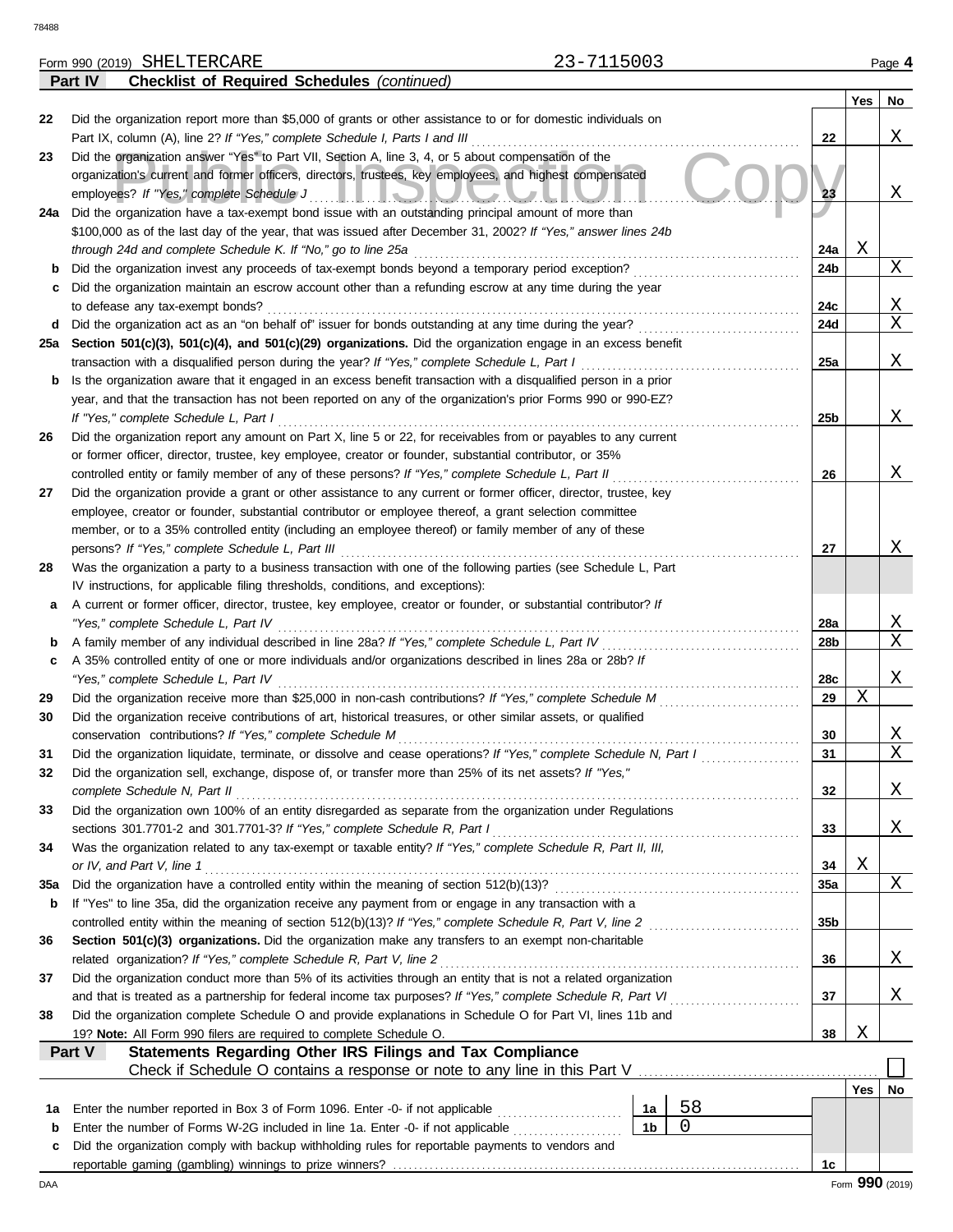Form 990 (2019) SHELTERCARE 23-7115003 Page **4**

**Part IV Checklist of Required Schedules** *(continued)*

| | | | Yes | No |
|---|---|---|---|---|
| 22 | Did the organization report more than $5,000 of grants or other assistance to or for domestic individuals on Part IX, column (A), line 2? *If "Yes," complete Schedule I, Parts I and III* | 22 | | X |
| 23 | Did the organization answer "Yes" to Part VII, Section A, line 3, 4, or 5 about compensation of the organization's current and former officers, directors, trustees, key employees, and highest compensated employees? *If "Yes," complete Schedule J* | 23 | | X |
| 24a | Did the organization have a tax-exempt bond issue with an outstanding principal amount of more than $100,000 as of the last day of the year, that was issued after December 31, 2002? *If "Yes," answer lines 24b through 24d and complete Schedule K. If "No," go to line 25a* | 24a | X | |
| b | Did the organization invest any proceeds of tax-exempt bonds beyond a temporary period exception? | 24b | | X |
| c | Did the organization maintain an escrow account other than a refunding escrow at any time during the year to defease any tax-exempt bonds? | 24c | | X |
| d | Did the organization act as an "on behalf of" issuer for bonds outstanding at any time during the year? | 24d | | X |
| 25a | **Section 501(c)(3), 501(c)(4), and 501(c)(29) organizations.** Did the organization engage in an excess benefit transaction with a disqualified person during the year? *If "Yes," complete Schedule L, Part I* | 25a | | X |
| b | Is the organization aware that it engaged in an excess benefit transaction with a disqualified person in a prior year, and that the transaction has not been reported on any of the organization's prior Forms 990 or 990-EZ? *If "Yes," complete Schedule L, Part I* | 25b | | X |
| 26 | Did the organization report any amount on Part X, line 5 or 22, for receivables from or payables to any current or former officer, director, trustee, key employee, creator or founder, substantial contributor, or 35% controlled entity or family member of any of these persons? *If "Yes," complete Schedule L, Part II* | 26 | | X |
| 27 | Did the organization provide a grant or other assistance to any current or former officer, director, trustee, key employee, creator or founder, substantial contributor or employee thereof, a grant selection committee member, or to a 35% controlled entity (including an employee thereof) or family member of any of these persons? *If "Yes," complete Schedule L, Part III* | 27 | | X |
| 28 | Was the organization a party to a business transaction with one of the following parties (see Schedule L, Part IV instructions, for applicable filing thresholds, conditions, and exceptions): | | | |
| a | A current or former officer, director, trustee, key employee, creator or founder, or substantial contributor? *If "Yes," complete Schedule L, Part IV* | 28a | | X |
| b | A family member of any individual described in line 28a? *If "Yes," complete Schedule L, Part IV* | 28b | | X |
| c | A 35% controlled entity of one or more individuals and/or organizations described in lines 28a or 28b? *If "Yes," complete Schedule L, Part IV* | 28c | | X |
| 29 | Did the organization receive more than $25,000 in non-cash contributions? *If "Yes," complete Schedule M* | 29 | X | |
| 30 | Did the organization receive contributions of art, historical treasures, or other similar assets, or qualified conservation contributions? *If "Yes," complete Schedule M* | 30 | | X |
| 31 | Did the organization liquidate, terminate, or dissolve and cease operations? *If "Yes," complete Schedule N, Part I* | 31 | | X |
| 32 | Did the organization sell, exchange, dispose of, or transfer more than 25% of its net assets? *If "Yes," complete Schedule N, Part II* | 32 | | X |
| 33 | Did the organization own 100% of an entity disregarded as separate from the organization under Regulations sections 301.7701-2 and 301.7701-3? *If "Yes," complete Schedule R, Part I* | 33 | | X |
| 34 | Was the organization related to any tax-exempt or taxable entity? *If "Yes," complete Schedule R, Part II, III, or IV, and Part V, line 1* | 34 | X | |
| 35a | Did the organization have a controlled entity within the meaning of section 512(b)(13)? | 35a | | X |
| b | If "Yes" to line 35a, did the organization receive any payment from or engage in any transaction with a controlled entity within the meaning of section 512(b)(13)? *If "Yes," complete Schedule R, Part V, line 2* | 35b | | |
| 36 | **Section 501(c)(3) organizations.** Did the organization make any transfers to an exempt non-charitable related organization? *If "Yes," complete Schedule R, Part V, line 2* | 36 | | X |
| 37 | Did the organization conduct more than 5% of its activities through an entity that is not a related organization and that is treated as a partnership for federal income tax purposes? *If "Yes," complete Schedule R, Part VI* | 37 | | X |
| 38 | Did the organization complete Schedule O and provide explanations in Schedule O for Part VI, lines 11b and 19? **Note:** All Form 990 filers are required to complete Schedule O. | 38 | X | |

**Part V Statements Regarding Other IRS Filings and Tax Compliance**

Check if Schedule O contains a response or note to any line in this Part V ☐

| | | | | | Yes | No |
|---|---|---|---|---|---|---|
| 1a | Enter the number reported in Box 3 of Form 1096. Enter -0- if not applicable | 1a | 58 | | | |
| b | Enter the number of Forms W-2G included in line 1a. Enter -0- if not applicable | 1b | 0 | | | |
| c | Did the organization comply with backup withholding rules for reportable payments to vendors and reportable gaming (gambling) winnings to prize winners? | | | 1c | | |

Form **990** (2019)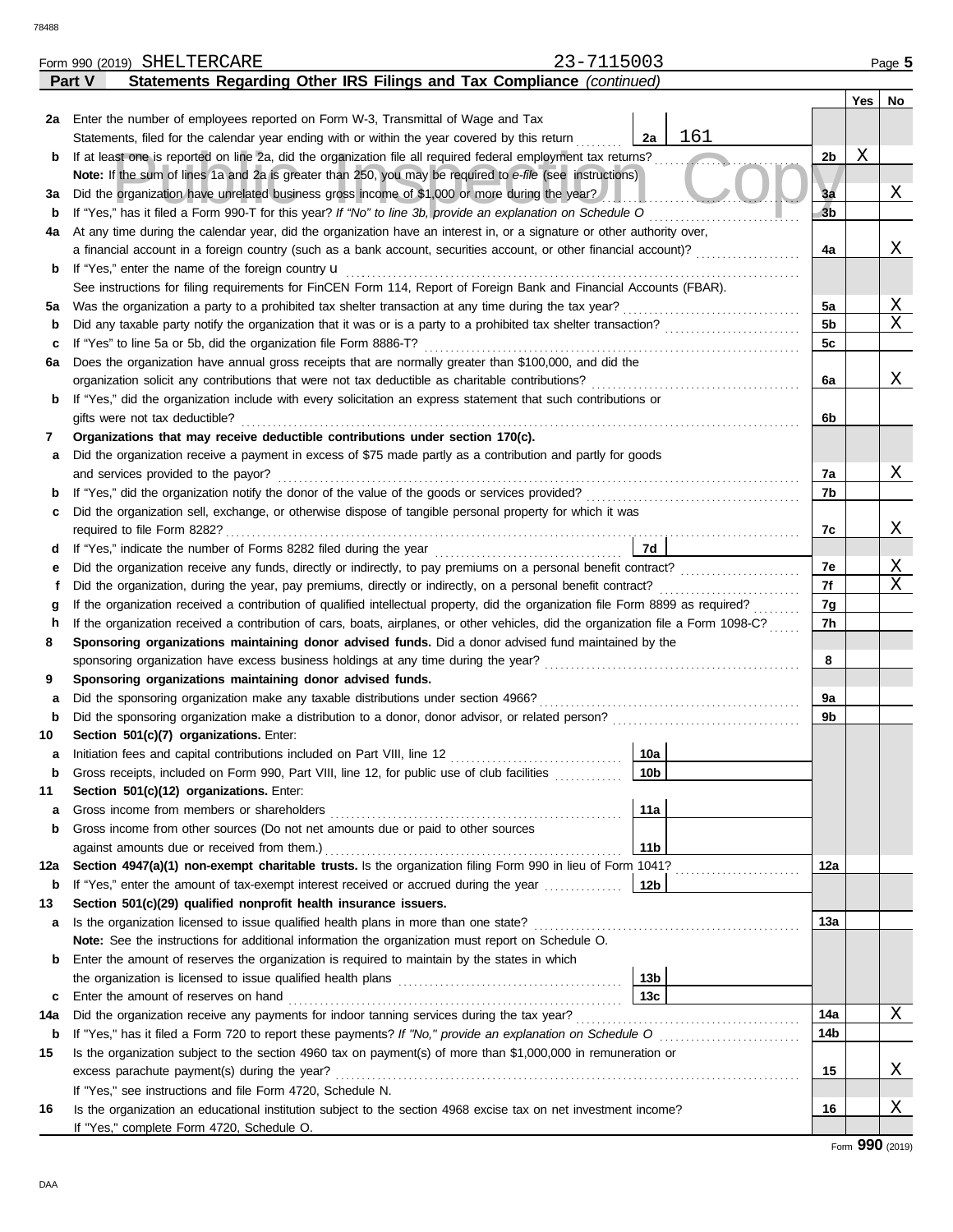Form 990 (2019) SHELTERCARE 23-7115003

**Part V Statements Regarding Other IRS Filings and Tax Compliance** *(continued)*

| | | | | Yes | No |
|---|---|---|---|---|---|
| **2a** | Enter the number of employees reported on Form W-3, Transmittal of Wage and Tax Statements, filed for the calendar year ending with or within the year covered by this return | 2a | 161 | | |
| **b** | If at least one is reported on line 2a, did the organization file all required federal employment tax returns? | | 2b | X | |
| | **Note:** If the sum of lines 1a and 2a is greater than 250, you may be required to *e-file* (see instructions) | | | | |
| **3a** | Did the organization have unrelated business gross income of $1,000 or more during the year? | | 3a | | X |
| **b** | If "Yes," has it filed a Form 990-T for this year? *If "No" to line 3b, provide an explanation on Schedule O* | | 3b | | |
| **4a** | At any time during the calendar year, did the organization have an interest in, or a signature or other authority over, a financial account in a foreign country (such as a bank account, securities account, or other financial account)? | | 4a | | X |
| **b** | If "Yes," enter the name of the foreign country u | | | | |
| | See instructions for filing requirements for FinCEN Form 114, Report of Foreign Bank and Financial Accounts (FBAR). | | | | |
| **5a** | Was the organization a party to a prohibited tax shelter transaction at any time during the tax year? | | 5a | | X |
| **b** | Did any taxable party notify the organization that it was or is a party to a prohibited tax shelter transaction? | | 5b | | X |
| **c** | If "Yes" to line 5a or 5b, did the organization file Form 8886-T? | | 5c | | |
| **6a** | Does the organization have annual gross receipts that are normally greater than $100,000, and did the organization solicit any contributions that were not tax deductible as charitable contributions? | | 6a | | X |
| **b** | If "Yes," did the organization include with every solicitation an express statement that such contributions or gifts were not tax deductible? | | 6b | | |
| **7** | **Organizations that may receive deductible contributions under section 170(c).** | | | | |
| **a** | Did the organization receive a payment in excess of $75 made partly as a contribution and partly for goods and services provided to the payor? | | 7a | | X |
| **b** | If "Yes," did the organization notify the donor of the value of the goods or services provided? | | 7b | | |
| **c** | Did the organization sell, exchange, or otherwise dispose of tangible personal property for which it was required to file Form 8282? | | 7c | | X |
| **d** | If "Yes," indicate the number of Forms 8282 filed during the year | 7d | | | |
| **e** | Did the organization receive any funds, directly or indirectly, to pay premiums on a personal benefit contract? | | 7e | | X |
| **f** | Did the organization, during the year, pay premiums, directly or indirectly, on a personal benefit contract? | | 7f | | X |
| **g** | If the organization received a contribution of qualified intellectual property, did the organization file Form 8899 as required? | | 7g | | |
| **h** | If the organization received a contribution of cars, boats, airplanes, or other vehicles, did the organization file a Form 1098-C? | | 7h | | |
| **8** | **Sponsoring organizations maintaining donor advised funds.** Did a donor advised fund maintained by the sponsoring organization have excess business holdings at any time during the year? | | 8 | | |
| **9** | **Sponsoring organizations maintaining donor advised funds.** | | | | |
| **a** | Did the sponsoring organization make any taxable distributions under section 4966? | | 9a | | |
| **b** | Did the sponsoring organization make a distribution to a donor, donor advisor, or related person? | | 9b | | |
| **10** | **Section 501(c)(7) organizations.** Enter: | | | | |
| **a** | Initiation fees and capital contributions included on Part VIII, line 12 | 10a | | | |
| **b** | Gross receipts, included on Form 990, Part VIII, line 12, for public use of club facilities | 10b | | | |
| **11** | **Section 501(c)(12) organizations.** Enter: | | | | |
| **a** | Gross income from members or shareholders | 11a | | | |
| **b** | Gross income from other sources (Do not net amounts due or paid to other sources against amounts due or received from them.) | 11b | | | |
| **12a** | **Section 4947(a)(1) non-exempt charitable trusts.** Is the organization filing Form 990 in lieu of Form 1041? | | 12a | | |
| **b** | If "Yes," enter the amount of tax-exempt interest received or accrued during the year | 12b | | | |
| **13** | **Section 501(c)(29) qualified nonprofit health insurance issuers.** | | | | |
| **a** | Is the organization licensed to issue qualified health plans in more than one state? | | 13a | | |
| | **Note:** See the instructions for additional information the organization must report on Schedule O. | | | | |
| **b** | Enter the amount of reserves the organization is required to maintain by the states in which the organization is licensed to issue qualified health plans | 13b | | | |
| **c** | Enter the amount of reserves on hand | 13c | | | |
| **14a** | Did the organization receive any payments for indoor tanning services during the tax year? | | 14a | | X |
| **b** | If "Yes," has it filed a Form 720 to report these payments? *If "No," provide an explanation on Schedule O* | | 14b | | |
| **15** | Is the organization subject to the section 4960 tax on payment(s) of more than $1,000,000 in remuneration or excess parachute payment(s) during the year? | | 15 | | X |
| | If "Yes," see instructions and file Form 4720, Schedule N. | | | | |
| **16** | Is the organization an educational institution subject to the section 4968 excise tax on net investment income? | | 16 | | X |
| | If "Yes," complete Form 4720, Schedule O. | | | | |

Form **990** (2019)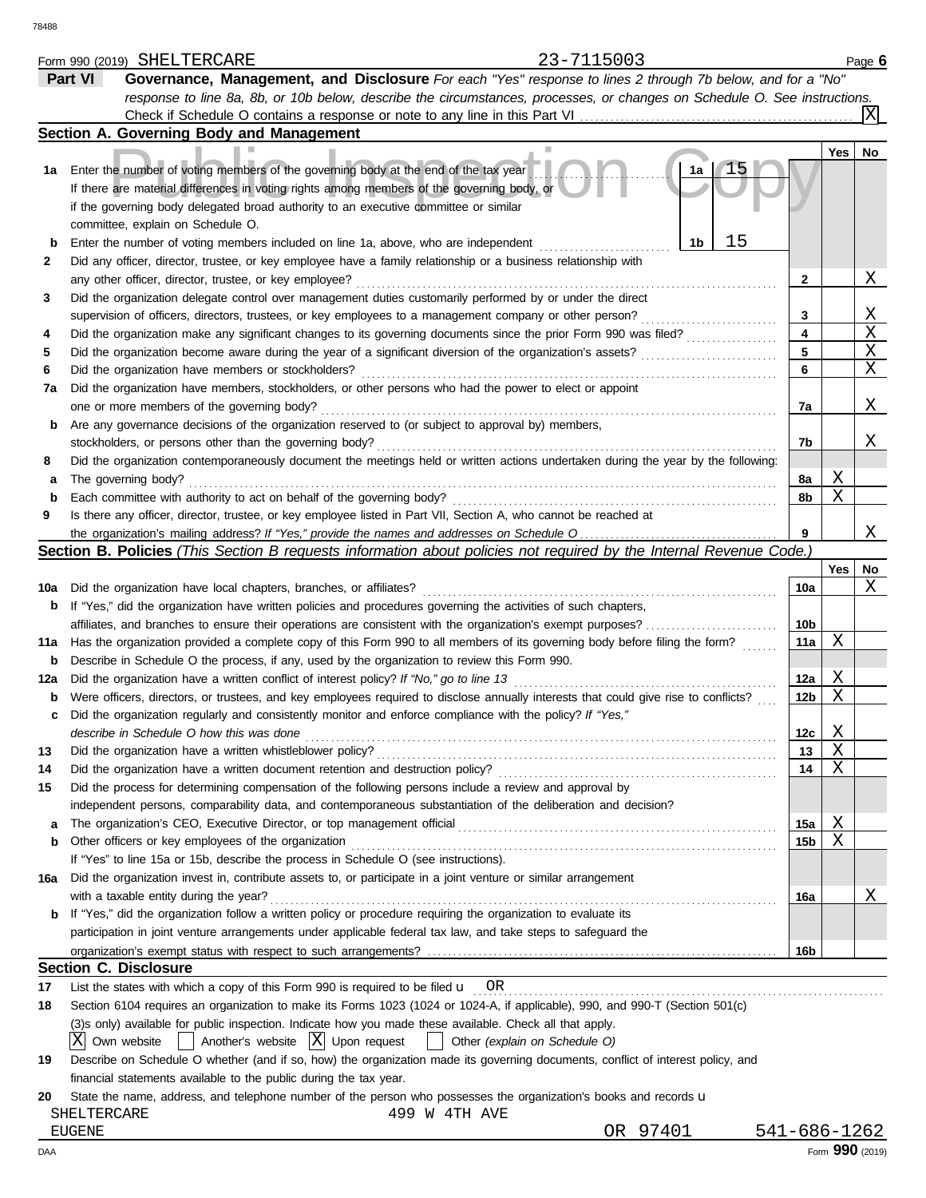Form 990 (2019) SHELTERCARE 23-7115003 Page 6

## Part VI Governance, Management, and Disclosure

*For each "Yes" response to lines 2 through 7b below, and for a "No" response to line 8a, 8b, or 10b below, describe the circumstances, processes, or changes on Schedule O. See instructions.*

Check if Schedule O contains a response or note to any line in this Part VI ... [X]

### Section A. Governing Body and Management

| | | | | Yes | No |
|---|---|---|---|---|---|
| 1a | Enter the number of voting members of the governing body at the end of the tax year. If there are material differences in voting rights among members of the governing body, or if the governing body delegated broad authority to an executive committee or similar committee, explain on Schedule O. | 1a | 15 | | |
| b | Enter the number of voting members included on line 1a, above, who are independent | 1b | 15 | | |
| 2 | Did any officer, director, trustee, or key employee have a family relationship or a business relationship with any other officer, director, trustee, or key employee? | | 2 | | X |
| 3 | Did the organization delegate control over management duties customarily performed by or under the direct supervision of officers, directors, trustees, or key employees to a management company or other person? | | 3 | | X |
| 4 | Did the organization make any significant changes to its governing documents since the prior Form 990 was filed? | | 4 | | X |
| 5 | Did the organization become aware during the year of a significant diversion of the organization's assets? | | 5 | | X |
| 6 | Did the organization have members or stockholders? | | 6 | | X |
| 7a | Did the organization have members, stockholders, or other persons who had the power to elect or appoint one or more members of the governing body? | | 7a | | X |
| b | Are any governance decisions of the organization reserved to (or subject to approval by) members, stockholders, or persons other than the governing body? | | 7b | | X |
| 8 | Did the organization contemporaneously document the meetings held or written actions undertaken during the year by the following: | | | | |
| a | The governing body? | | 8a | X | |
| b | Each committee with authority to act on behalf of the governing body? | | 8b | X | |
| 9 | Is there any officer, director, trustee, or key employee listed in Part VII, Section A, who cannot be reached at the organization's mailing address? *If "Yes," provide the names and addresses on Schedule O* | | 9 | | X |

### Section B. Policies *(This Section B requests information about policies not required by the Internal Revenue Code.)*

| | | | Yes | No |
|---|---|---|---|---|
| 10a | Did the organization have local chapters, branches, or affiliates? | 10a | | X |
| b | If "Yes," did the organization have written policies and procedures governing the activities of such chapters, affiliates, and branches to ensure their operations are consistent with the organization's exempt purposes? | 10b | | |
| 11a | Has the organization provided a complete copy of this Form 990 to all members of its governing body before filing the form? | 11a | X | |
| b | Describe in Schedule O the process, if any, used by the organization to review this Form 990. | | | |
| 12a | Did the organization have a written conflict of interest policy? *If "No," go to line 13* | 12a | X | |
| b | Were officers, directors, or trustees, and key employees required to disclose annually interests that could give rise to conflicts? | 12b | X | |
| c | Did the organization regularly and consistently monitor and enforce compliance with the policy? *If "Yes," describe in Schedule O how this was done* | 12c | X | |
| 13 | Did the organization have a written whistleblower policy? | 13 | X | |
| 14 | Did the organization have a written document retention and destruction policy? | 14 | X | |
| 15 | Did the process for determining compensation of the following persons include a review and approval by independent persons, comparability data, and contemporaneous substantiation of the deliberation and decision? | | | |
| a | The organization's CEO, Executive Director, or top management official | 15a | X | |
| b | Other officers or key employees of the organization | 15b | X | |
| | If "Yes" to line 15a or 15b, describe the process in Schedule O (see instructions). | | | |
| 16a | Did the organization invest in, contribute assets to, or participate in a joint venture or similar arrangement with a taxable entity during the year? | 16a | | X |
| b | If "Yes," did the organization follow a written policy or procedure requiring the organization to evaluate its participation in joint venture arrangements under applicable federal tax law, and take steps to safeguard the organization's exempt status with respect to such arrangements? | 16b | | |

### Section C. Disclosure

17 List the states with which a copy of this Form 990 is required to be filed u OR

18 Section 6104 requires an organization to make its Forms 1023 (1024 or 1024-A, if applicable), 990, and 990-T (Section 501(c)(3)s only) available for public inspection. Indicate how you made these available. Check all that apply.

[X] Own website [ ] Another's website [X] Upon request [ ] Other *(explain on Schedule O)*

19 Describe on Schedule O whether (and if so, how) the organization made its governing documents, conflict of interest policy, and financial statements available to the public during the tax year.

20 State the name, address, and telephone number of the person who possesses the organization's books and records u

SHELTERCARE 499 W 4TH AVE
EUGENE OR 97401 541-686-1262

DAA Form **990** (2019)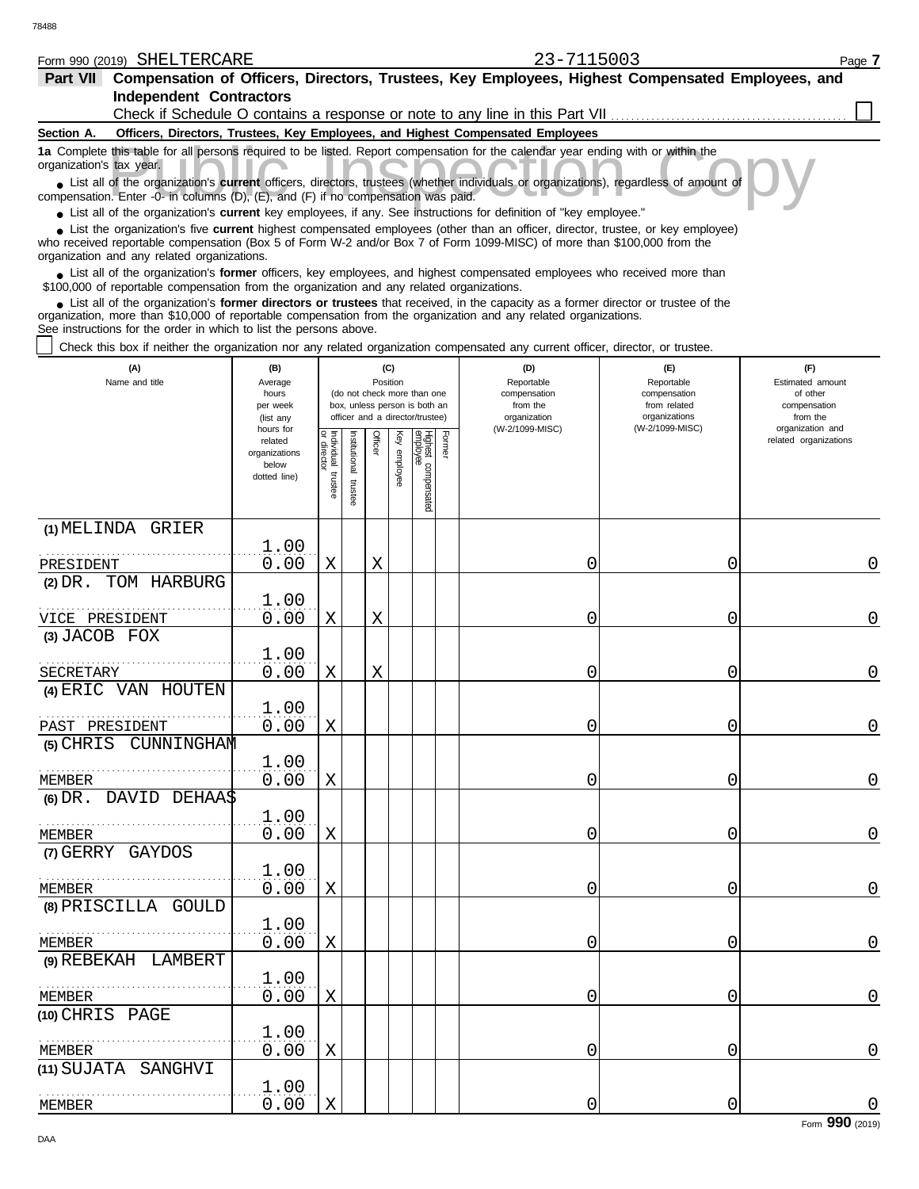Form 990 (2019) SHELTERCARE 23-7115003

**Part VII Compensation of Officers, Directors, Trustees, Key Employees, Highest Compensated Employees, and Independent Contractors**

Check if Schedule O contains a response or note to any line in this Part VII ☐

**Section A. Officers, Directors, Trustees, Key Employees, and Highest Compensated Employees**

**1a** Complete this table for all persons required to be listed. Report compensation for the calendar year ending with or within the organization's tax year.

- List all of the organization's **current** officers, directors, trustees (whether individuals or organizations), regardless of amount of compensation. Enter -0- in columns (D), (E), and (F) if no compensation was paid.
- List all of the organization's **current** key employees, if any. See instructions for definition of "key employee."
- List the organization's five **current** highest compensated employees (other than an officer, director, trustee, or key employee) who received reportable compensation (Box 5 of Form W-2 and/or Box 7 of Form 1099-MISC) of more than $100,000 from the organization and any related organizations.
- List all of the organization's **former** officers, key employees, and highest compensated employees who received more than $100,000 of reportable compensation from the organization and any related organizations.
- List all of the organization's **former directors or trustees** that received, in the capacity as a former director or trustee of the organization, more than $10,000 of reportable compensation from the organization and any related organizations.

See instructions for the order in which to list the persons above.

☐ Check this box if neither the organization nor any related organization compensated any current officer, director, or trustee.

| (A) Name and title | (B) Average hours per week (list any hours for related organizations below dotted line) | (C) Position: Individual trustee or director | Institutional trustee | Officer | Key employee | Highest compensated employee | Former | (D) Reportable compensation from the organization (W-2/1099-MISC) | (E) Reportable compensation from related organizations (W-2/1099-MISC) | (F) Estimated amount of other compensation from the organization and related organizations |
|---|---|---|---|---|---|---|---|---|---|---|
| (1) MELINDA GRIER<br>PRESIDENT | 1.00<br>0.00 | X | | X | | | | 0 | 0 | 0 |
| (2) DR. TOM HARBURG<br>VICE PRESIDENT | 1.00<br>0.00 | X | | X | | | | 0 | 0 | 0 |
| (3) JACOB FOX<br>SECRETARY | 1.00<br>0.00 | X | | X | | | | 0 | 0 | 0 |
| (4) ERIC VAN HOUTEN<br>PAST PRESIDENT | 1.00<br>0.00 | X | | | | | | 0 | 0 | 0 |
| (5) CHRIS CUNNINGHAM<br>MEMBER | 1.00<br>0.00 | X | | | | | | 0 | 0 | 0 |
| (6) DR. DAVID DEHAAS<br>MEMBER | 1.00<br>0.00 | X | | | | | | 0 | 0 | 0 |
| (7) GERRY GAYDOS<br>MEMBER | 1.00<br>0.00 | X | | | | | | 0 | 0 | 0 |
| (8) PRISCILLA GOULD<br>MEMBER | 1.00<br>0.00 | X | | | | | | 0 | 0 | 0 |
| (9) REBEKAH LAMBERT<br>MEMBER | 1.00<br>0.00 | X | | | | | | 0 | 0 | 0 |
| (10) CHRIS PAGE<br>MEMBER | 1.00<br>0.00 | X | | | | | | 0 | 0 | 0 |
| (11) SUJATA SANGHVI<br>MEMBER | 1.00<br>0.00 | X | | | | | | 0 | 0 | 0 |

Form **990** (2019)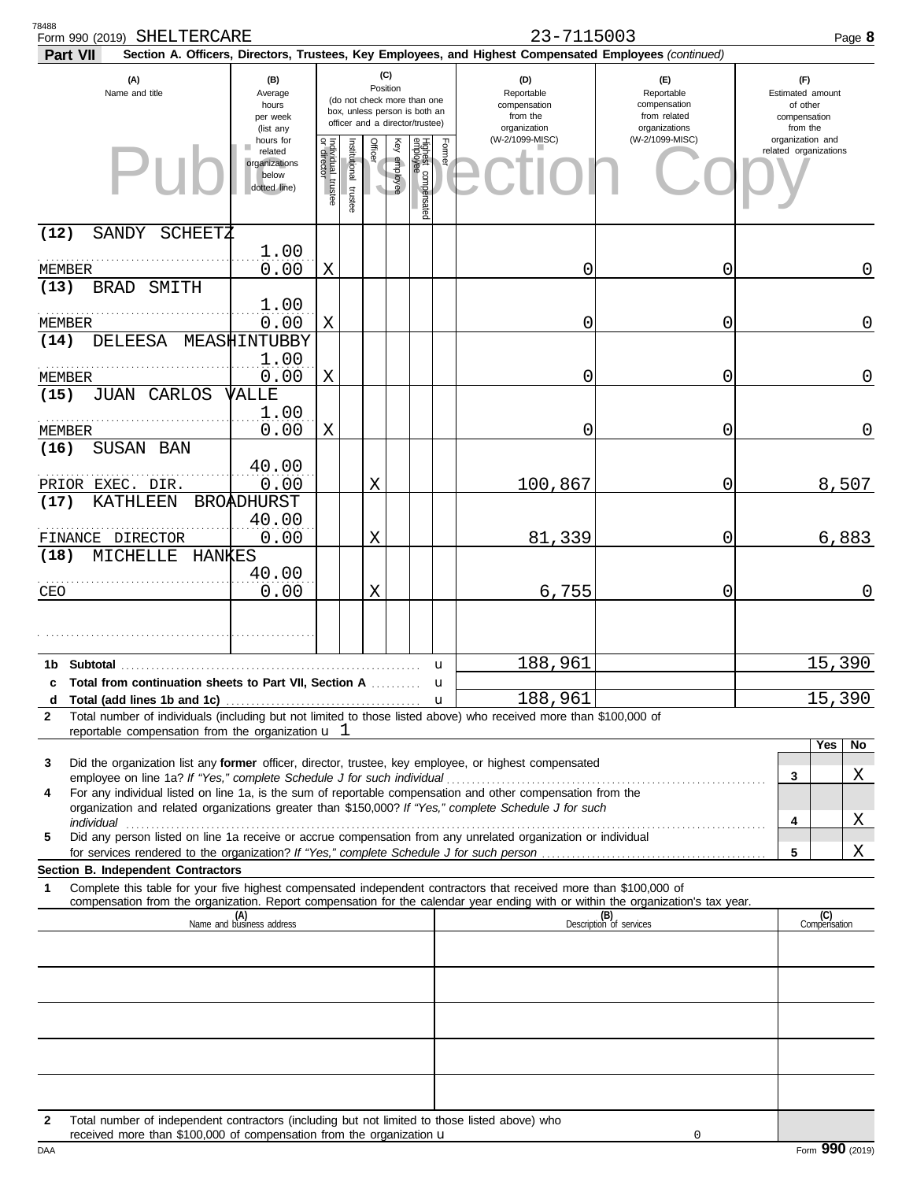Form 990 (2019) SHELTERCARE 23-7115003 Page **8**

**Part VII** **Section A. Officers, Directors, Trustees, Key Employees, and Highest Compensated Employees** *(continued)*

| (A) Name and title | (B) Average hours per week (list any hours for related organizations below dotted line) | (C) Position: Individual trustee or director | Institutional trustee | Officer | Key employee | Highest compensated employee | Former | (D) Reportable compensation from the organization (W-2/1099-MISC) | (E) Reportable compensation from related organizations (W-2/1099-MISC) | (F) Estimated amount of other compensation from the organization and related organizations |
|---|---|---|---|---|---|---|---|---|---|---|
| (12) SANDY SCHEETZ<br>MEMBER | 1.00<br>0.00 | X | | | | | | 0 | 0 | 0 |
| (13) BRAD SMITH<br>MEMBER | 1.00<br>0.00 | X | | | | | | 0 | 0 | 0 |
| (14) DELEESA MEASHINTUBBY<br>MEMBER | 1.00<br>0.00 | X | | | | | | 0 | 0 | 0 |
| (15) JUAN CARLOS VALLE<br>MEMBER | 1.00<br>0.00 | X | | | | | | 0 | 0 | 0 |
| (16) SUSAN BAN<br>PRIOR EXEC. DIR. | 40.00<br>0.00 | | | X | | | | 100,867 | 0 | 8,507 |
| (17) KATHLEEN BROADHURST<br>FINANCE DIRECTOR | 40.00<br>0.00 | | | X | | | | 81,339 | 0 | 6,883 |
| (18) MICHELLE HANKES<br>CEO | 40.00<br>0.00 | | | X | | | | 6,755 | 0 | 0 |
| | | | | | | | | | | |
| **1b Subtotal** | | | | | | | | 188,961 | | 15,390 |
| **c Total from continuation sheets to Part VII, Section A** | | | | | | | | | | |
| **d Total (add lines 1b and 1c)** | | | | | | | | 188,961 | | 15,390 |

**2** Total number of individuals (including but not limited to those listed above) who received more than $100,000 of reportable compensation from the organization u 1

| | | Yes | No |
|---|---|---|---|
| **3** Did the organization list any **former** officer, director, trustee, key employee, or highest compensated employee on line 1a? *If "Yes," complete Schedule J for such individual* | 3 | | X |
| **4** For any individual listed on line 1a, is the sum of reportable compensation and other compensation from the organization and related organizations greater than $150,000? *If "Yes," complete Schedule J for such individual* | 4 | | X |
| **5** Did any person listed on line 1a receive or accrue compensation from any unrelated organization or individual for services rendered to the organization? *If "Yes," complete Schedule J for such person* | 5 | | X |

**Section B. Independent Contractors**

**1** Complete this table for your five highest compensated independent contractors that received more than $100,000 of compensation from the organization. Report compensation for the calendar year ending with or within the organization's tax year.

| (A) Name and business address | (B) Description of services | (C) Compensation |
|---|---|---|
| | | |
| | | |
| | | |
| | | |
| | | |

**2** Total number of independent contractors (including but not limited to those listed above) who received more than $100,000 of compensation from the organization u 0

DAA Form **990** (2019)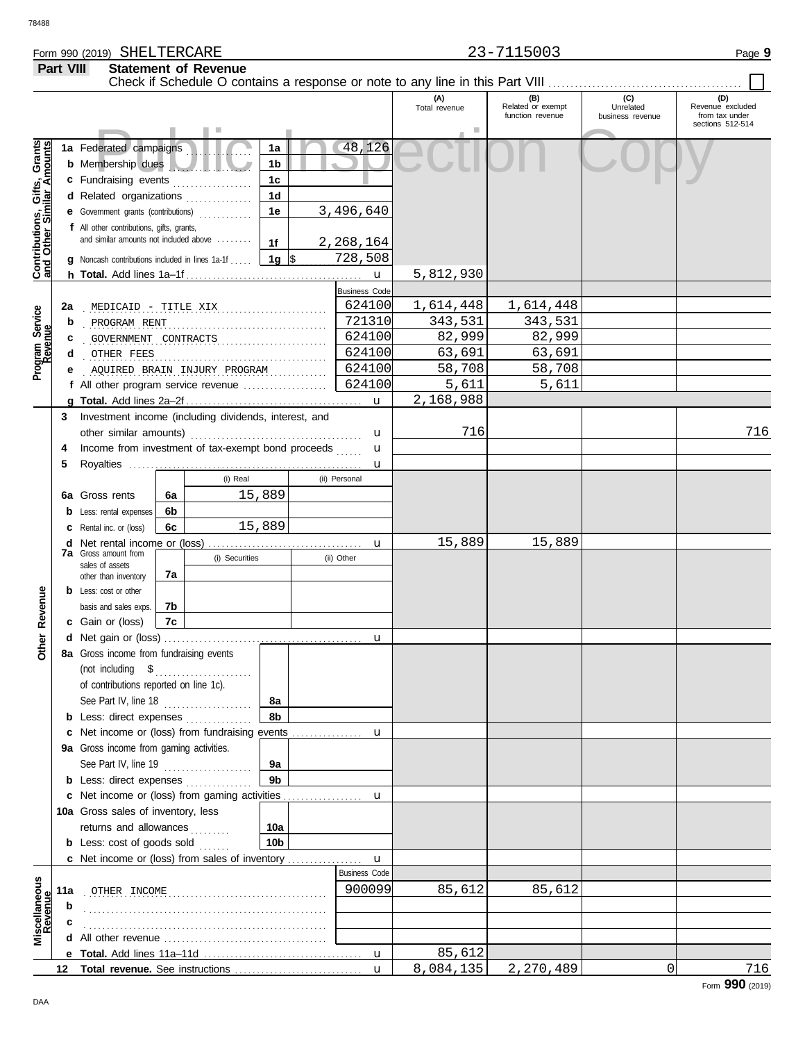Form 990 (2019) SHELTERCARE 23-7115003

**Part VIII Statement of Revenue**

Check if Schedule O contains a response or note to any line in this Part VIII ☐

| | | | (A) Total revenue | (B) Related or exempt function revenue | (C) Unrelated business revenue | (D) Revenue excluded from tax under sections 512-514 |
|---|---|---|---|---|---|---|
| **Contributions, Gifts, Grants and Other Similar Amounts** | 1a Federated campaigns | 1a 48,126 | | | | |
| | b Membership dues | 1b | | | | |
| | c Fundraising events | 1c | | | | |
| | d Related organizations | 1d | | | | |
| | e Government grants (contributions) | 1e 3,496,640 | | | | |
| | f All other contributions, gifts, grants, and similar amounts not included above | 1f 2,268,164 | | | | |
| | g Noncash contributions included in lines 1a-1f | 1g $ 728,508 | | | | |
| | h **Total.** Add lines 1a–1f | | 5,812,930 | | | |
| **Program Service Revenue** | | Business Code | | | | |
| | 2a MEDICAID - TITLE XIX | 624100 | 1,614,448 | 1,614,448 | | |
| | b PROGRAM RENT | 721310 | 343,531 | 343,531 | | |
| | c GOVERNMENT CONTRACTS | 624100 | 82,999 | 82,999 | | |
| | d OTHER FEES | 624100 | 63,691 | 63,691 | | |
| | e AQUIRED BRAIN INJURY PROGRAM | 624100 | 58,708 | 58,708 | | |
| | f All other program service revenue | 624100 | 5,611 | 5,611 | | |
| | g **Total.** Add lines 2a–2f | | 2,168,988 | | | |
| **Other Revenue** | 3 Investment income (including dividends, interest, and other similar amounts) | | 716 | | | 716 |
| | 4 Income from investment of tax-exempt bond proceeds | | | | | |
| | 5 Royalties | | | | | |
| | | (i) Real / (ii) Personal | | | | |
| | 6a Gross rents | 6a (i) 15,889 | | | | |
| | b Less: rental expenses | 6b | | | | |
| | c Rental inc. or (loss) | 6c (i) 15,889 | | | | |
| | d Net rental income or (loss) | | 15,889 | 15,889 | | |
| | | (i) Securities / (ii) Other | | | | |
| | 7a Gross amount from sales of assets other than inventory | 7a | | | | |
| | b Less: cost or other basis and sales exps. | 7b | | | | |
| | c Gain or (loss) | 7c | | | | |
| | d Net gain or (loss) | | | | | |
| | 8a Gross income from fundraising events (not including $ ........ of contributions reported on line 1c). See Part IV, line 18 | 8a | | | | |
| | b Less: direct expenses | 8b | | | | |
| | c Net income or (loss) from fundraising events | | | | | |
| | 9a Gross income from gaming activities. See Part IV, line 19 | 9a | | | | |
| | b Less: direct expenses | 9b | | | | |
| | c Net income or (loss) from gaming activities | | | | | |
| | 10a Gross sales of inventory, less returns and allowances | 10a | | | | |
| | b Less: cost of goods sold | 10b | | | | |
| | c Net income or (loss) from sales of inventory | | | | | |
| **Miscellaneous Revenue** | | Business Code | | | | |
| | 11a OTHER INCOME | 900099 | 85,612 | 85,612 | | |
| | b | | | | | |
| | c | | | | | |
| | d All other revenue | | | | | |
| | e **Total.** Add lines 11a–11d | | 85,612 | | | |
| | 12 **Total revenue.** See instructions | | 8,084,135 | 2,270,489 | 0 | 716 |

Form **990** (2019)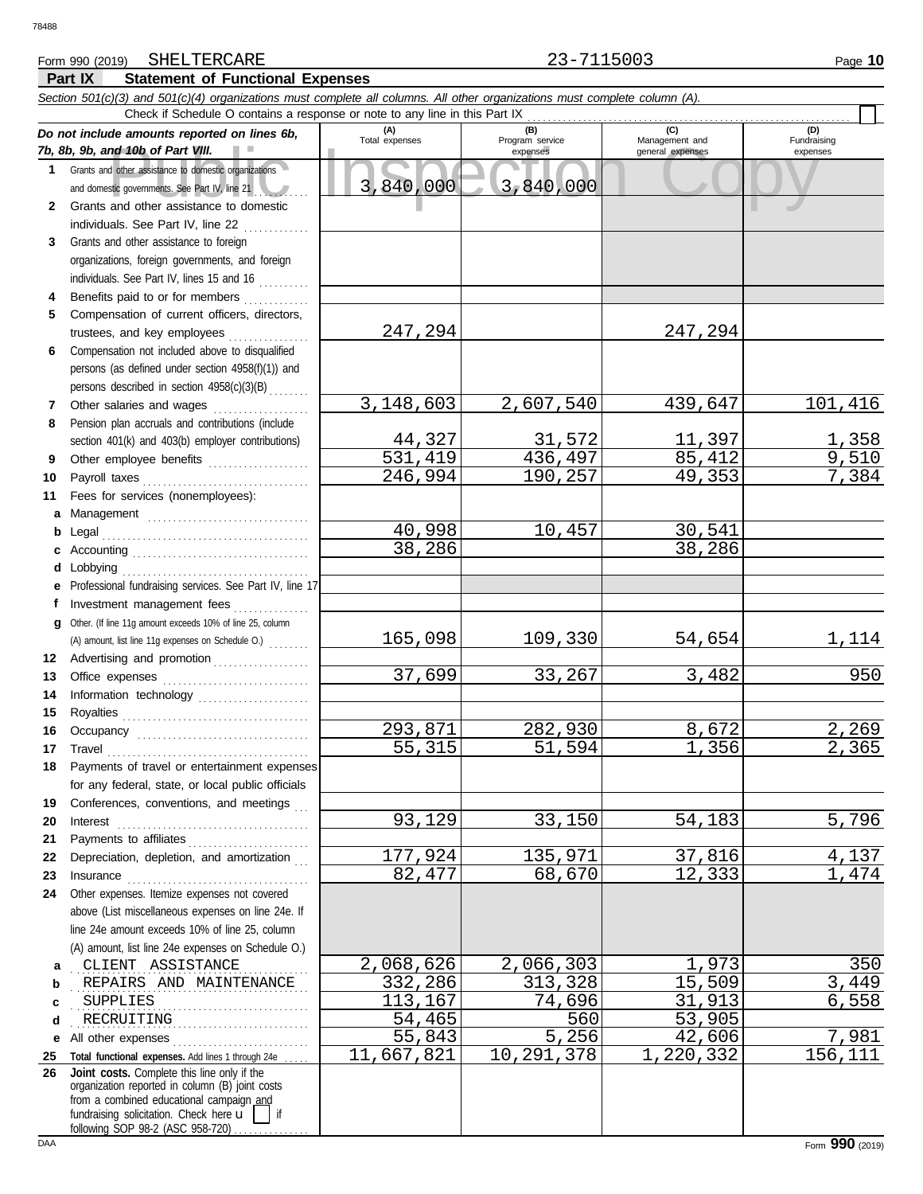Form 990 (2019) SHELTERCARE 23-7115003 Page **10**

## Part IX Statement of Functional Expenses

*Section 501(c)(3) and 501(c)(4) organizations must complete all columns. All other organizations must complete column (A).*

Check if Schedule O contains a response or note to any line in this Part IX

| *Do not include amounts reported on lines 6b, 7b, 8b, 9b, and 10b of Part VIII.* | (A) Total expenses | (B) Program service expenses | (C) Management and general expenses | (D) Fundraising expenses |
|---|---|---|---|---|
| **1** Grants and other assistance to domestic organizations and domestic governments. See Part IV, line 21 | 3,840,000 | 3,840,000 | | |
| **2** Grants and other assistance to domestic individuals. See Part IV, line 22 | | | | |
| **3** Grants and other assistance to foreign organizations, foreign governments, and foreign individuals. See Part IV, lines 15 and 16 | | | | |
| **4** Benefits paid to or for members | | | | |
| **5** Compensation of current officers, directors, trustees, and key employees | 247,294 | | 247,294 | |
| **6** Compensation not included above to disqualified persons (as defined under section 4958(f)(1)) and persons described in section 4958(c)(3)(B) | | | | |
| **7** Other salaries and wages | 3,148,603 | 2,607,540 | 439,647 | 101,416 |
| **8** Pension plan accruals and contributions (include section 401(k) and 403(b) employer contributions) | 44,327 | 31,572 | 11,397 | 1,358 |
| **9** Other employee benefits | 531,419 | 436,497 | 85,412 | 9,510 |
| **10** Payroll taxes | 246,994 | 190,257 | 49,353 | 7,384 |
| **11** Fees for services (nonemployees): | | | | |
| **a** Management | | | | |
| **b** Legal | 40,998 | 10,457 | 30,541 | |
| **c** Accounting | 38,286 | | 38,286 | |
| **d** Lobbying | | | | |
| **e** Professional fundraising services. See Part IV, line 17 | | | | |
| **f** Investment management fees | | | | |
| **g** Other. (If line 11g amount exceeds 10% of line 25, column (A) amount, list line 11g expenses on Schedule O.) | 165,098 | 109,330 | 54,654 | 1,114 |
| **12** Advertising and promotion | | | | |
| **13** Office expenses | 37,699 | 33,267 | 3,482 | 950 |
| **14** Information technology | | | | |
| **15** Royalties | | | | |
| **16** Occupancy | 293,871 | 282,930 | 8,672 | 2,269 |
| **17** Travel | 55,315 | 51,594 | 1,356 | 2,365 |
| **18** Payments of travel or entertainment expenses for any federal, state, or local public officials | | | | |
| **19** Conferences, conventions, and meetings | | | | |
| **20** Interest | 93,129 | 33,150 | 54,183 | 5,796 |
| **21** Payments to affiliates | | | | |
| **22** Depreciation, depletion, and amortization | 177,924 | 135,971 | 37,816 | 4,137 |
| **23** Insurance | 82,477 | 68,670 | 12,333 | 1,474 |
| **24** Other expenses. Itemize expenses not covered above (List miscellaneous expenses on line 24e. If line 24e amount exceeds 10% of line 25, column (A) amount, list line 24e expenses on Schedule O.) | | | | |
| **a** CLIENT ASSISTANCE | 2,068,626 | 2,066,303 | 1,973 | 350 |
| **b** REPAIRS AND MAINTENANCE | 332,286 | 313,328 | 15,509 | 3,449 |
| **c** SUPPLIES | 113,167 | 74,696 | 31,913 | 6,558 |
| **d** RECRUITING | 54,465 | 560 | 53,905 | |
| **e** All other expenses | 55,843 | 5,256 | 42,606 | 7,981 |
| **25 Total functional expenses.** Add lines 1 through 24e | 11,667,821 | 10,291,378 | 1,220,332 | 156,111 |
| **26 Joint costs.** Complete this line only if the organization reported in column (B) joint costs from a combined educational campaign and fundraising solicitation. Check here ☐ if following SOP 98-2 (ASC 958-720) | | | | |

Form **990** (2019)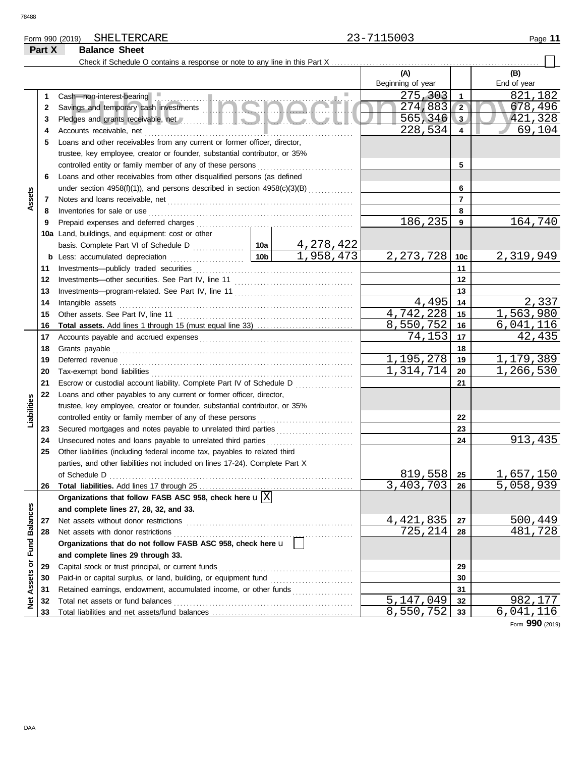Form 990 (2019) SHELTERCARE 23-7115003

## Part X Balance Sheet

Check if Schedule O contains a response or note to any line in this Part X . . . ☐

| | | | | (A) Beginning of year | | (B) End of year |
|---|---|---|---|---|---|---|
| **Assets** | 1 | Cash—non-interest-bearing | | 275,303 | 1 | 821,182 |
| | 2 | Savings and temporary cash investments | | 274,883 | 2 | 678,496 |
| | 3 | Pledges and grants receivable, net | | 565,346 | 3 | 421,328 |
| | 4 | Accounts receivable, net | | 228,534 | 4 | 69,104 |
| | 5 | Loans and other receivables from any current or former officer, director, trustee, key employee, creator or founder, substantial contributor, or 35% controlled entity or family member of any of these persons | | | 5 | |
| | 6 | Loans and other receivables from other disqualified persons (as defined under section 4958(f)(1)), and persons described in section 4958(c)(3)(B) | | | 6 | |
| | 7 | Notes and loans receivable, net | | | 7 | |
| | 8 | Inventories for sale or use | | | 8 | |
| | 9 | Prepaid expenses and deferred charges | | 186,235 | 9 | 164,740 |
| | 10a | Land, buildings, and equipment: cost or other basis. Complete Part VI of Schedule D | 10a 4,278,422 | | | |
| | b | Less: accumulated depreciation | 10b 1,958,473 | 2,273,728 | 10c | 2,319,949 |
| | 11 | Investments—publicly traded securities | | | 11 | |
| | 12 | Investments—other securities. See Part IV, line 11 | | | 12 | |
| | 13 | Investments—program-related. See Part IV, line 11 | | | 13 | |
| | 14 | Intangible assets | | 4,495 | 14 | 2,337 |
| | 15 | Other assets. See Part IV, line 11 | | 4,742,228 | 15 | 1,563,980 |
| | 16 | **Total assets.** Add lines 1 through 15 (must equal line 33) | | 8,550,752 | 16 | 6,041,116 |
| **Liabilities** | 17 | Accounts payable and accrued expenses | | 74,153 | 17 | 42,435 |
| | 18 | Grants payable | | | 18 | |
| | 19 | Deferred revenue | | 1,195,278 | 19 | 1,179,389 |
| | 20 | Tax-exempt bond liabilities | | 1,314,714 | 20 | 1,266,530 |
| | 21 | Escrow or custodial account liability. Complete Part IV of Schedule D | | | 21 | |
| | 22 | Loans and other payables to any current or former officer, director, trustee, key employee, creator or founder, substantial contributor, or 35% controlled entity or family member of any of these persons | | | 22 | |
| | 23 | Secured mortgages and notes payable to unrelated third parties | | | 23 | |
| | 24 | Unsecured notes and loans payable to unrelated third parties | | | 24 | 913,435 |
| | 25 | Other liabilities (including federal income tax, payables to related third parties, and other liabilities not included on lines 17-24). Complete Part X of Schedule D | | 819,558 | 25 | 1,657,150 |
| | 26 | **Total liabilities.** Add lines 17 through 25 | | 3,403,703 | 26 | 5,058,939 |
| **Net Assets or Fund Balances** | | **Organizations that follow FASB ASC 958, check here** u ☒ **and complete lines 27, 28, 32, and 33.** | | | | |
| | 27 | Net assets without donor restrictions | | 4,421,835 | 27 | 500,449 |
| | 28 | Net assets with donor restrictions | | 725,214 | 28 | 481,728 |
| | | **Organizations that do not follow FASB ASC 958, check here** u ☐ **and complete lines 29 through 33.** | | | | |
| | 29 | Capital stock or trust principal, or current funds | | | 29 | |
| | 30 | Paid-in or capital surplus, or land, building, or equipment fund | | | 30 | |
| | 31 | Retained earnings, endowment, accumulated income, or other funds | | | 31 | |
| | 32 | Total net assets or fund balances | | 5,147,049 | 32 | 982,177 |
| | 33 | Total liabilities and net assets/fund balances | | 8,550,752 | 33 | 6,041,116 |

Form **990** (2019)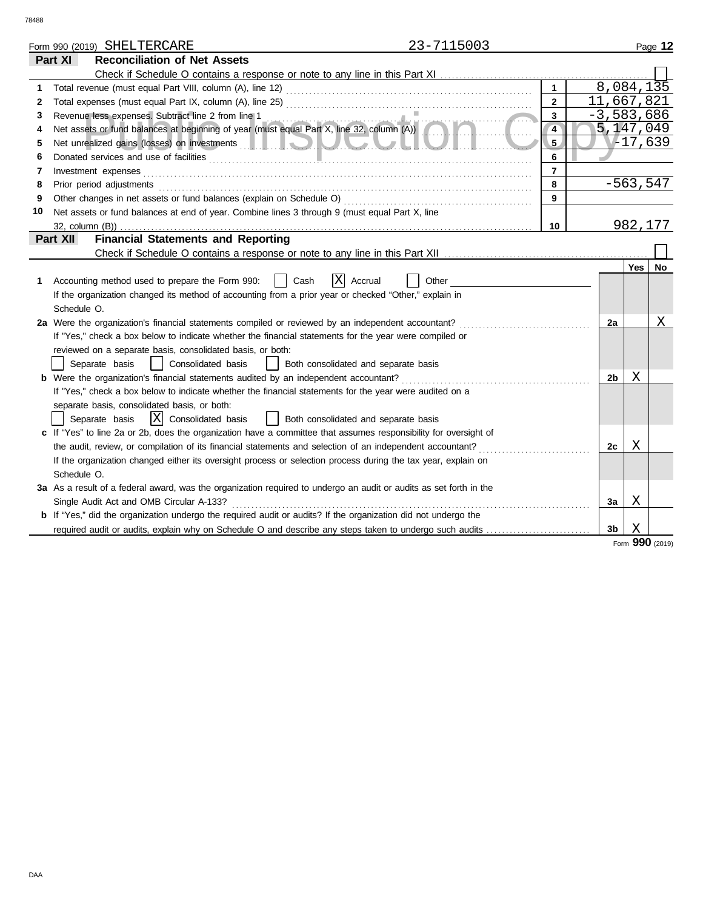Form 990 (2019) SHELTERCARE 23-7115003

## Part XI Reconciliation of Net Assets

Check if Schedule O contains a response or note to any line in this Part XI ☐

| | | | |
|---|---|---|---|
| 1 | Total revenue (must equal Part VIII, column (A), line 12) | 1 | 8,084,135 |
| 2 | Total expenses (must equal Part IX, column (A), line 25) | 2 | 11,667,821 |
| 3 | Revenue less expenses. Subtract line 2 from line 1 | 3 | -3,583,686 |
| 4 | Net assets or fund balances at beginning of year (must equal Part X, line 32, column (A)) | 4 | 5,147,049 |
| 5 | Net unrealized gains (losses) on investments | 5 | -17,639 |
| 6 | Donated services and use of facilities | 6 | |
| 7 | Investment expenses | 7 | |
| 8 | Prior period adjustments | 8 | -563,547 |
| 9 | Other changes in net assets or fund balances (explain on Schedule O) | 9 | |
| 10 | Net assets or fund balances at end of year. Combine lines 3 through 9 (must equal Part X, line 32, column (B)) | 10 | 982,177 |

## Part XII Financial Statements and Reporting

Check if Schedule O contains a response or note to any line in this Part XII ☐

| | | | Yes | No |
|---|---|---|---|---|
| 1 | Accounting method used to prepare the Form 990: ☐ Cash ☒ Accrual ☐ Other<br>If the organization changed its method of accounting from a prior year or checked "Other," explain in Schedule O. | | | |
| 2a | Were the organization's financial statements compiled or reviewed by an independent accountant?<br>If "Yes," check a box below to indicate whether the financial statements for the year were compiled or reviewed on a separate basis, consolidated basis, or both:<br>☐ Separate basis ☐ Consolidated basis ☐ Both consolidated and separate basis | 2a | | X |
| b | Were the organization's financial statements audited by an independent accountant?<br>If "Yes," check a box below to indicate whether the financial statements for the year were audited on a separate basis, consolidated basis, or both:<br>☐ Separate basis ☒ Consolidated basis ☐ Both consolidated and separate basis | 2b | X | |
| c | If "Yes" to line 2a or 2b, does the organization have a committee that assumes responsibility for oversight of the audit, review, or compilation of its financial statements and selection of an independent accountant?<br>If the organization changed either its oversight process or selection process during the tax year, explain on Schedule O. | 2c | X | |
| 3a | As a result of a federal award, was the organization required to undergo an audit or audits as set forth in the Single Audit Act and OMB Circular A-133? | 3a | X | |
| b | If "Yes," did the organization undergo the required audit or audits? If the organization did not undergo the required audit or audits, explain why on Schedule O and describe any steps taken to undergo such audits | 3b | X | |

Form **990** (2019)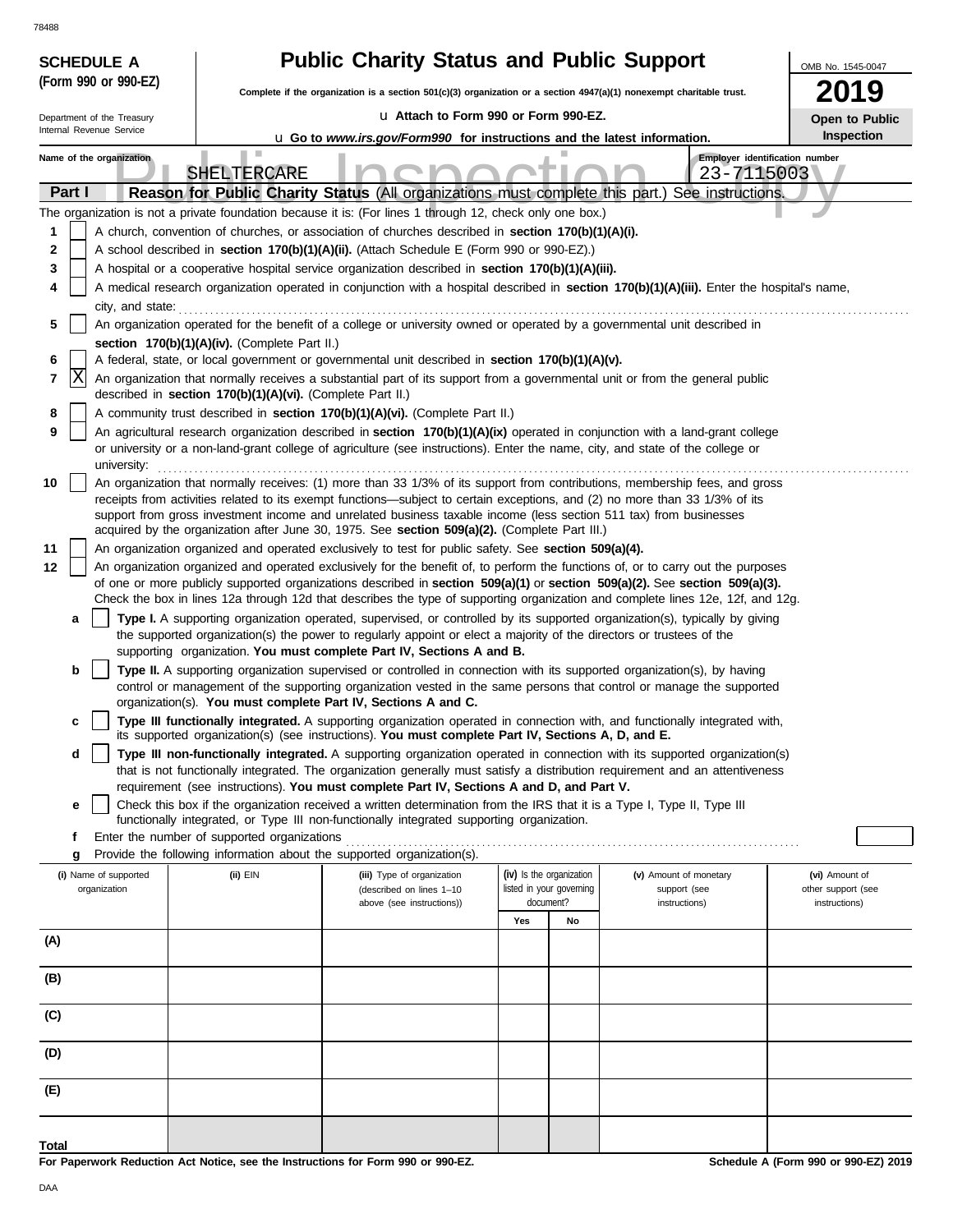78488

**SCHEDULE A (Form 990 or 990-EZ)**

Department of the Treasury
Internal Revenue Service

# Public Charity Status and Public Support

**Complete if the organization is a section 501(c)(3) organization or a section 4947(a)(1) nonexempt charitable trust.**

u **Attach to Form 990 or Form 990-EZ.**

u **Go to *www.irs.gov/Form990* for instructions and the latest information.**

OMB No. 1545-0047

**2019**

**Open to Public Inspection**

Name of the organization: SHELTERCARE

Employer identification number: 23-7115003

## Part I — Reason for Public Charity Status (All organizations must complete this part.) See instructions.

The organization is not a private foundation because it is: (For lines 1 through 12, check only one box.)

1 [ ] A church, convention of churches, or association of churches described in **section 170(b)(1)(A)(i).**

2 [ ] A school described in **section 170(b)(1)(A)(ii).** (Attach Schedule E (Form 990 or 990-EZ).)

3 [ ] A hospital or a cooperative hospital service organization described in **section 170(b)(1)(A)(iii).**

4 [ ] A medical research organization operated in conjunction with a hospital described in **section 170(b)(1)(A)(iii).** Enter the hospital's name, city, and state:

5 [ ] An organization operated for the benefit of a college or university owned or operated by a governmental unit described in **section 170(b)(1)(A)(iv).** (Complete Part II.)

6 [ ] A federal, state, or local government or governmental unit described in **section 170(b)(1)(A)(v).**

7 [X] An organization that normally receives a substantial part of its support from a governmental unit or from the general public described in **section 170(b)(1)(A)(vi).** (Complete Part II.)

8 [ ] A community trust described in **section 170(b)(1)(A)(vi).** (Complete Part II.)

9 [ ] An agricultural research organization described in **section 170(b)(1)(A)(ix)** operated in conjunction with a land-grant college or university or a non-land-grant college of agriculture (see instructions). Enter the name, city, and state of the college or university:

10 [ ] An organization that normally receives: (1) more than 33 1/3% of its support from contributions, membership fees, and gross receipts from activities related to its exempt functions—subject to certain exceptions, and (2) no more than 33 1/3% of its support from gross investment income and unrelated business taxable income (less section 511 tax) from businesses acquired by the organization after June 30, 1975. See **section 509(a)(2).** (Complete Part III.)

11 [ ] An organization organized and operated exclusively to test for public safety. See **section 509(a)(4).**

12 [ ] An organization organized and operated exclusively for the benefit of, to perform the functions of, or to carry out the purposes of one or more publicly supported organizations described in **section 509(a)(1)** or **section 509(a)(2).** See **section 509(a)(3).** Check the box in lines 12a through 12d that describes the type of supporting organization and complete lines 12e, 12f, and 12g.

a [ ] **Type I.** A supporting organization operated, supervised, or controlled by its supported organization(s), typically by giving the supported organization(s) the power to regularly appoint or elect a majority of the directors or trustees of the supporting organization. **You must complete Part IV, Sections A and B.**

b [ ] **Type II.** A supporting organization supervised or controlled in connection with its supported organization(s), by having control or management of the supporting organization vested in the same persons that control or manage the supported organization(s). **You must complete Part IV, Sections A and C.**

c [ ] **Type III functionally integrated.** A supporting organization operated in connection with, and functionally integrated with, its supported organization(s) (see instructions). **You must complete Part IV, Sections A, D, and E.**

d [ ] **Type III non-functionally integrated.** A supporting organization operated in connection with its supported organization(s) that is not functionally integrated. The organization generally must satisfy a distribution requirement and an attentiveness requirement (see instructions). **You must complete Part IV, Sections A and D, and Part V.**

e [ ] Check this box if the organization received a written determination from the IRS that it is a Type I, Type II, Type III functionally integrated, or Type III non-functionally integrated supporting organization.

f Enter the number of supported organizations

g Provide the following information about the supported organization(s).

| (i) Name of supported organization | (ii) EIN | (iii) Type of organization (described on lines 1–10 above (see instructions)) | (iv) Is the organization listed in your governing document? Yes | No | (v) Amount of monetary support (see instructions) | (vi) Amount of other support (see instructions) |
|---|---|---|---|---|---|---|
| (A) | | | | | | |
| (B) | | | | | | |
| (C) | | | | | | |
| (D) | | | | | | |
| (E) | | | | | | |
| Total | | | | | | |

**For Paperwork Reduction Act Notice, see the Instructions for Form 990 or 990-EZ.**

**Schedule A (Form 990 or 990-EZ) 2019**

DAA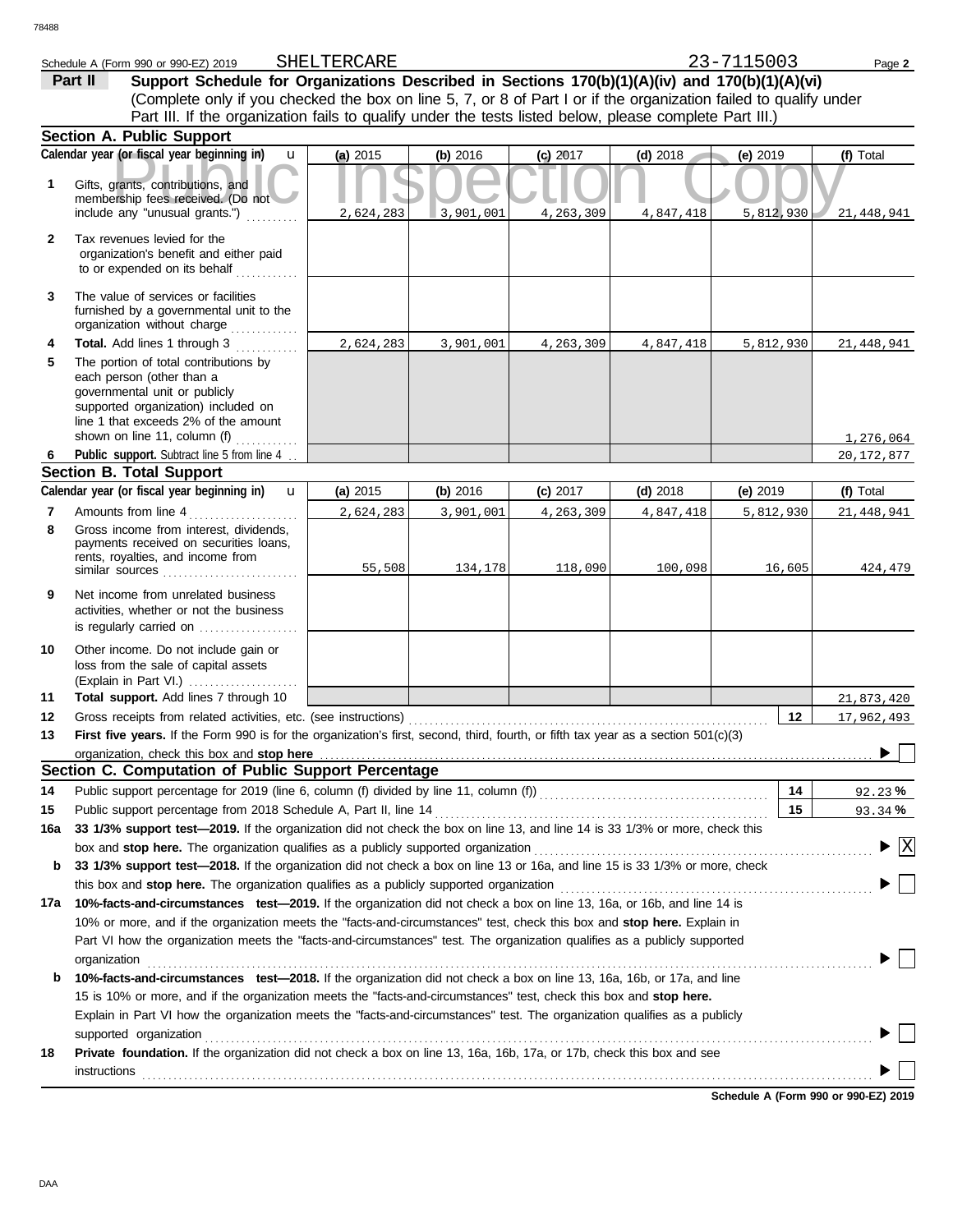Schedule A (Form 990 or 990-EZ) 2019 SHELTERCARE 23-7115003

## Part II Support Schedule for Organizations Described in Sections 170(b)(1)(A)(iv) and 170(b)(1)(A)(vi)

(Complete only if you checked the box on line 5, 7, or 8 of Part I or if the organization failed to qualify under Part III. If the organization fails to qualify under the tests listed below, please complete Part III.)

### Section A. Public Support

| Calendar year (or fiscal year beginning in) | (a) 2015 | (b) 2016 | (c) 2017 | (d) 2018 | (e) 2019 | (f) Total |
|---|---|---|---|---|---|---|
| 1 Gifts, grants, contributions, and membership fees received. (Do not include any "unusual grants.") | 2,624,283 | 3,901,001 | 4,263,309 | 4,847,418 | 5,812,930 | 21,448,941 |
| 2 Tax revenues levied for the organization's benefit and either paid to or expended on its behalf | | | | | | |
| 3 The value of services or facilities furnished by a governmental unit to the organization without charge | | | | | | |
| 4 Total. Add lines 1 through 3 | 2,624,283 | 3,901,001 | 4,263,309 | 4,847,418 | 5,812,930 | 21,448,941 |
| 5 The portion of total contributions by each person (other than a governmental unit or publicly supported organization) included on line 1 that exceeds 2% of the amount shown on line 11, column (f) | | | | | | 1,276,064 |
| 6 Public support. Subtract line 5 from line 4 | | | | | | 20,172,877 |

### Section B. Total Support

| Calendar year (or fiscal year beginning in) | (a) 2015 | (b) 2016 | (c) 2017 | (d) 2018 | (e) 2019 | (f) Total |
|---|---|---|---|---|---|---|
| 7 Amounts from line 4 | 2,624,283 | 3,901,001 | 4,263,309 | 4,847,418 | 5,812,930 | 21,448,941 |
| 8 Gross income from interest, dividends, payments received on securities loans, rents, royalties, and income from similar sources | 55,508 | 134,178 | 118,090 | 100,098 | 16,605 | 424,479 |
| 9 Net income from unrelated business activities, whether or not the business is regularly carried on | | | | | | |
| 10 Other income. Do not include gain or loss from the sale of capital assets (Explain in Part VI.) | | | | | | |
| 11 Total support. Add lines 7 through 10 | | | | | | 21,873,420 |

**12** Gross receipts from related activities, etc. (see instructions) **12** 17,962,493

**13** **First five years.** If the Form 990 is for the organization's first, second, third, fourth, or fifth tax year as a section 501(c)(3) organization, check this box and **stop here** ☐

### Section C. Computation of Public Support Percentage

**14** Public support percentage for 2019 (line 6, column (f) divided by line 11, column (f)) **14** 92.23 %

**15** Public support percentage from 2018 Schedule A, Part II, line 14 **15** 93.34 %

**16a** **33 1/3% support test—2019.** If the organization did not check the box on line 13, and line 14 is 33 1/3% or more, check this box and **stop here.** The organization qualifies as a publicly supported organization ☒

**b** **33 1/3% support test—2018.** If the organization did not check a box on line 13 or 16a, and line 15 is 33 1/3% or more, check this box and **stop here.** The organization qualifies as a publicly supported organization ☐

**17a** **10%-facts-and-circumstances test—2019.** If the organization did not check a box on line 13, 16a, or 16b, and line 14 is 10% or more, and if the organization meets the "facts-and-circumstances" test, check this box and **stop here.** Explain in Part VI how the organization meets the "facts-and-circumstances" test. The organization qualifies as a publicly supported organization ☐

**b** **10%-facts-and-circumstances test—2018.** If the organization did not check a box on line 13, 16a, 16b, or 17a, and line 15 is 10% or more, and if the organization meets the "facts-and-circumstances" test, check this box and **stop here.** Explain in Part VI how the organization meets the "facts-and-circumstances" test. The organization qualifies as a publicly supported organization ☐

**18** **Private foundation.** If the organization did not check a box on line 13, 16a, 16b, 17a, or 17b, check this box and see instructions ☐

**Schedule A (Form 990 or 990-EZ) 2019**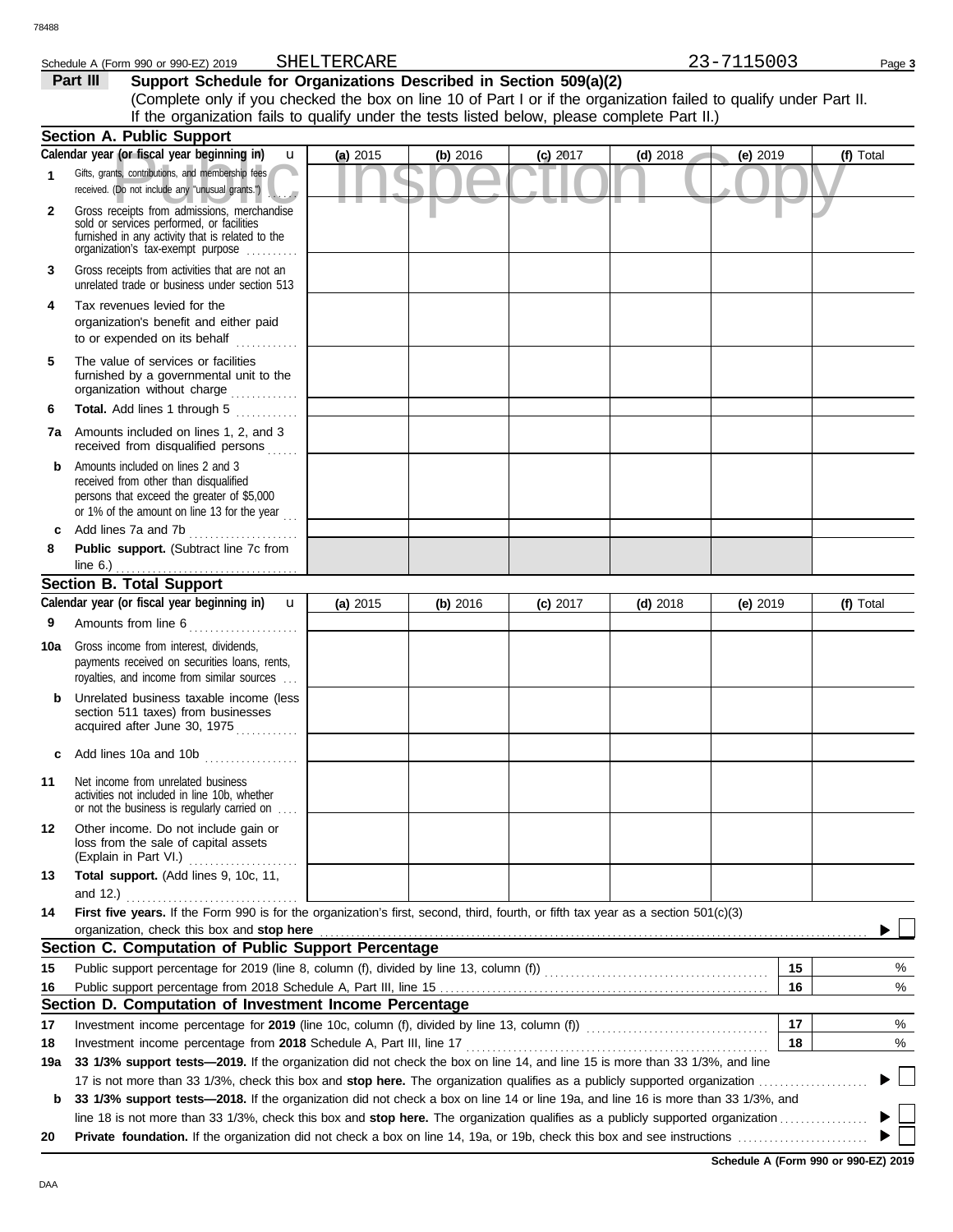Schedule A (Form 990 or 990-EZ) 2019 SHELTERCARE 23-7115003

**Part III** **Support Schedule for Organizations Described in Section 509(a)(2)**

(Complete only if you checked the box on line 10 of Part I or if the organization failed to qualify under Part II. If the organization fails to qualify under the tests listed below, please complete Part II.)

## Section A. Public Support

| | Calendar year (or fiscal year beginning in) | (a) 2015 | (b) 2016 | (c) 2017 | (d) 2018 | (e) 2019 | (f) Total |
|---|---|---|---|---|---|---|---|
| 1 | Gifts, grants, contributions, and membership fees received. (Do not include any "unusual grants.") | | | | | | |
| 2 | Gross receipts from admissions, merchandise sold or services performed, or facilities furnished in any activity that is related to the organization's tax-exempt purpose | | | | | | |
| 3 | Gross receipts from activities that are not an unrelated trade or business under section 513 | | | | | | |
| 4 | Tax revenues levied for the organization's benefit and either paid to or expended on its behalf | | | | | | |
| 5 | The value of services or facilities furnished by a governmental unit to the organization without charge | | | | | | |
| 6 | **Total.** Add lines 1 through 5 | | | | | | |
| 7a | Amounts included on lines 1, 2, and 3 received from disqualified persons | | | | | | |
| b | Amounts included on lines 2 and 3 received from other than disqualified persons that exceed the greater of $5,000 or 1% of the amount on line 13 for the year | | | | | | |
| c | Add lines 7a and 7b | | | | | | |
| 8 | **Public support.** (Subtract line 7c from line 6.) | | | | | | |

## Section B. Total Support

| | Calendar year (or fiscal year beginning in) | (a) 2015 | (b) 2016 | (c) 2017 | (d) 2018 | (e) 2019 | (f) Total |
|---|---|---|---|---|---|---|---|
| 9 | Amounts from line 6 | | | | | | |
| 10a | Gross income from interest, dividends, payments received on securities loans, rents, royalties, and income from similar sources | | | | | | |
| b | Unrelated business taxable income (less section 511 taxes) from businesses acquired after June 30, 1975 | | | | | | |
| c | Add lines 10a and 10b | | | | | | |
| 11 | Net income from unrelated business activities not included in line 10b, whether or not the business is regularly carried on | | | | | | |
| 12 | Other income. Do not include gain or loss from the sale of capital assets (Explain in Part VI.) | | | | | | |
| 13 | **Total support.** (Add lines 9, 10c, 11, and 12.) | | | | | | |

**14** **First five years.** If the Form 990 is for the organization's first, second, third, fourth, or fifth tax year as a section 501(c)(3) organization, check this box and **stop here** ☐

## Section C. Computation of Public Support Percentage

| | | | |
|---|---|---|---|
| 15 | Public support percentage for 2019 (line 8, column (f), divided by line 13, column (f)) | 15 | % |
| 16 | Public support percentage from 2018 Schedule A, Part III, line 15 | 16 | % |

## Section D. Computation of Investment Income Percentage

| | | | |
|---|---|---|---|
| 17 | Investment income percentage for **2019** (line 10c, column (f), divided by line 13, column (f)) | 17 | % |
| 18 | Investment income percentage from **2018** Schedule A, Part III, line 17 | 18 | % |

**19a** **33 1/3% support tests—2019.** If the organization did not check the box on line 14, and line 15 is more than 33 1/3%, and line 17 is not more than 33 1/3%, check this box and **stop here.** The organization qualifies as a publicly supported organization ☐

**b** **33 1/3% support tests—2018.** If the organization did not check a box on line 14 or line 19a, and line 16 is more than 33 1/3%, and line 18 is not more than 33 1/3%, check this box and **stop here.** The organization qualifies as a publicly supported organization ☐

**20** **Private foundation.** If the organization did not check a box on line 14, 19a, or 19b, check this box and see instructions ☐

**Schedule A (Form 990 or 990-EZ) 2019**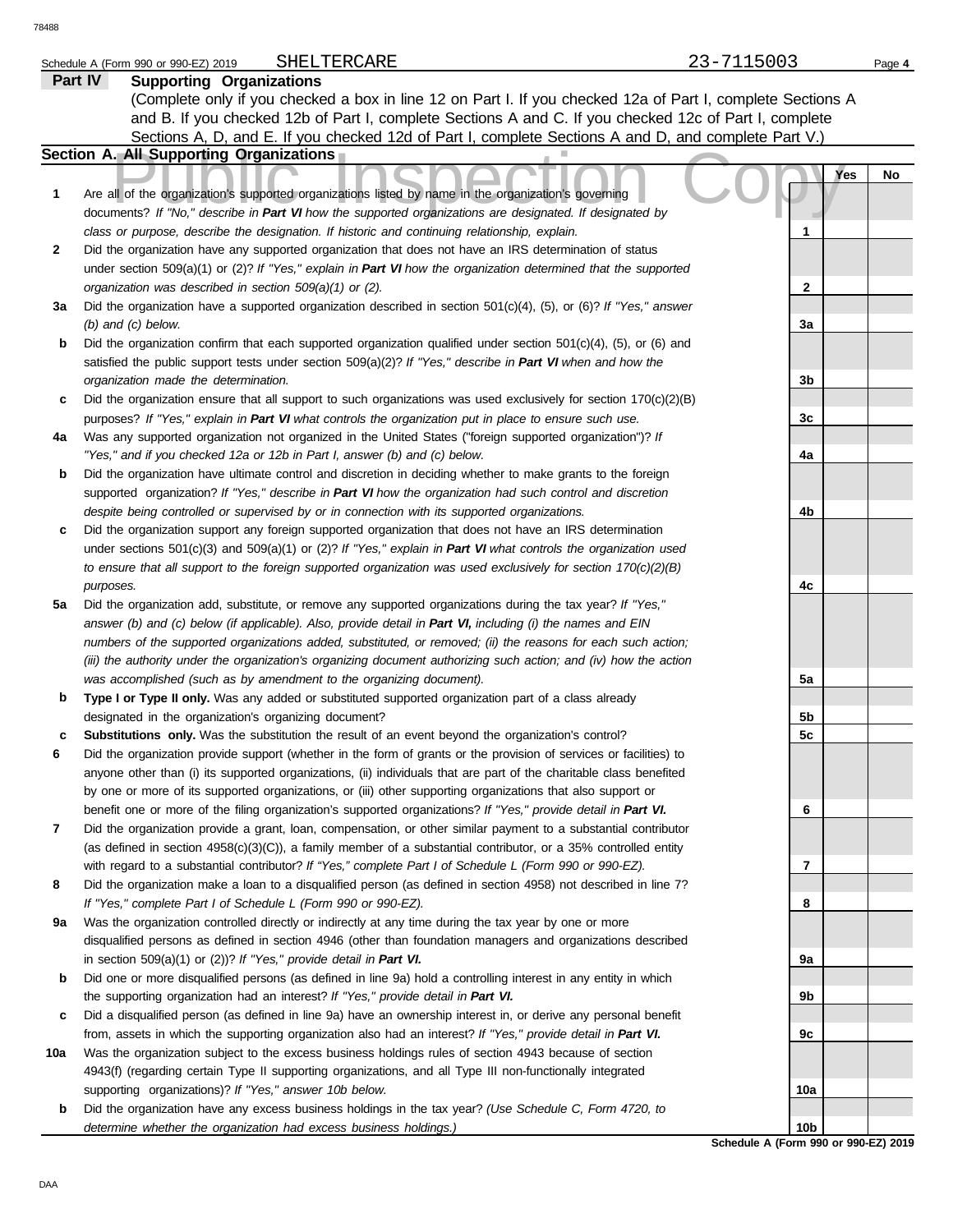Schedule A (Form 990 or 990-EZ) 2019 SHELTERCARE 23-7115003

## Part IV Supporting Organizations

(Complete only if you checked a box in line 12 on Part I. If you checked 12a of Part I, complete Sections A and B. If you checked 12b of Part I, complete Sections A and C. If you checked 12c of Part I, complete Sections A, D, and E. If you checked 12d of Part I, complete Sections A and D, and complete Part V.)

### Section A. All Supporting Organizations

| | | | Yes | No |
|---|---|---|---|---|
| **1** | Are all of the organization's supported organizations listed by name in the organization's governing documents? *If "No," describe in **Part VI** how the supported organizations are designated. If designated by class or purpose, describe the designation. If historic and continuing relationship, explain.* | 1 | | |
| **2** | Did the organization have any supported organization that does not have an IRS determination of status under section 509(a)(1) or (2)? *If "Yes," explain in **Part VI** how the organization determined that the supported organization was described in section 509(a)(1) or (2).* | 2 | | |
| **3a** | Did the organization have a supported organization described in section 501(c)(4), (5), or (6)? *If "Yes," answer (b) and (c) below.* | 3a | | |
| **b** | Did the organization confirm that each supported organization qualified under section 501(c)(4), (5), or (6) and satisfied the public support tests under section 509(a)(2)? *If "Yes," describe in **Part VI** when and how the organization made the determination.* | 3b | | |
| **c** | Did the organization ensure that all support to such organizations was used exclusively for section 170(c)(2)(B) purposes? *If "Yes," explain in **Part VI** what controls the organization put in place to ensure such use.* | 3c | | |
| **4a** | Was any supported organization not organized in the United States ("foreign supported organization")? *If "Yes," and if you checked 12a or 12b in Part I, answer (b) and (c) below.* | 4a | | |
| **b** | Did the organization have ultimate control and discretion in deciding whether to make grants to the foreign supported organization? *If "Yes," describe in **Part VI** how the organization had such control and discretion despite being controlled or supervised by or in connection with its supported organizations.* | 4b | | |
| **c** | Did the organization support any foreign supported organization that does not have an IRS determination under sections 501(c)(3) and 509(a)(1) or (2)? *If "Yes," explain in **Part VI** what controls the organization used to ensure that all support to the foreign supported organization was used exclusively for section 170(c)(2)(B) purposes.* | 4c | | |
| **5a** | Did the organization add, substitute, or remove any supported organizations during the tax year? *If "Yes," answer (b) and (c) below (if applicable). Also, provide detail in **Part VI,** including (i) the names and EIN numbers of the supported organizations added, substituted, or removed; (ii) the reasons for each such action; (iii) the authority under the organization's organizing document authorizing such action; and (iv) how the action was accomplished (such as by amendment to the organizing document).* | 5a | | |
| **b** | **Type I or Type II only.** Was any added or substituted supported organization part of a class already designated in the organization's organizing document? | 5b | | |
| **c** | **Substitutions only.** Was the substitution the result of an event beyond the organization's control? | 5c | | |
| **6** | Did the organization provide support (whether in the form of grants or the provision of services or facilities) to anyone other than (i) its supported organizations, (ii) individuals that are part of the charitable class benefited by one or more of its supported organizations, or (iii) other supporting organizations that also support or benefit one or more of the filing organization's supported organizations? *If "Yes," provide detail in **Part VI.*** | 6 | | |
| **7** | Did the organization provide a grant, loan, compensation, or other similar payment to a substantial contributor (as defined in section 4958(c)(3)(C)), a family member of a substantial contributor, or a 35% controlled entity with regard to a substantial contributor? *If "Yes," complete Part I of Schedule L (Form 990 or 990-EZ).* | 7 | | |
| **8** | Did the organization make a loan to a disqualified person (as defined in section 4958) not described in line 7? *If "Yes," complete Part I of Schedule L (Form 990 or 990-EZ).* | 8 | | |
| **9a** | Was the organization controlled directly or indirectly at any time during the tax year by one or more disqualified persons as defined in section 4946 (other than foundation managers and organizations described in section 509(a)(1) or (2))? *If "Yes," provide detail in **Part VI.*** | 9a | | |
| **b** | Did one or more disqualified persons (as defined in line 9a) hold a controlling interest in any entity in which the supporting organization had an interest? *If "Yes," provide detail in **Part VI.*** | 9b | | |
| **c** | Did a disqualified person (as defined in line 9a) have an ownership interest in, or derive any personal benefit from, assets in which the supporting organization also had an interest? *If "Yes," provide detail in **Part VI.*** | 9c | | |
| **10a** | Was the organization subject to the excess business holdings rules of section 4943 because of section 4943(f) (regarding certain Type II supporting organizations, and all Type III non-functionally integrated supporting organizations)? *If "Yes," answer 10b below.* | 10a | | |
| **b** | Did the organization have any excess business holdings in the tax year? *(Use Schedule C, Form 4720, to determine whether the organization had excess business holdings.)* | 10b | | |

Schedule A (Form 990 or 990-EZ) 2019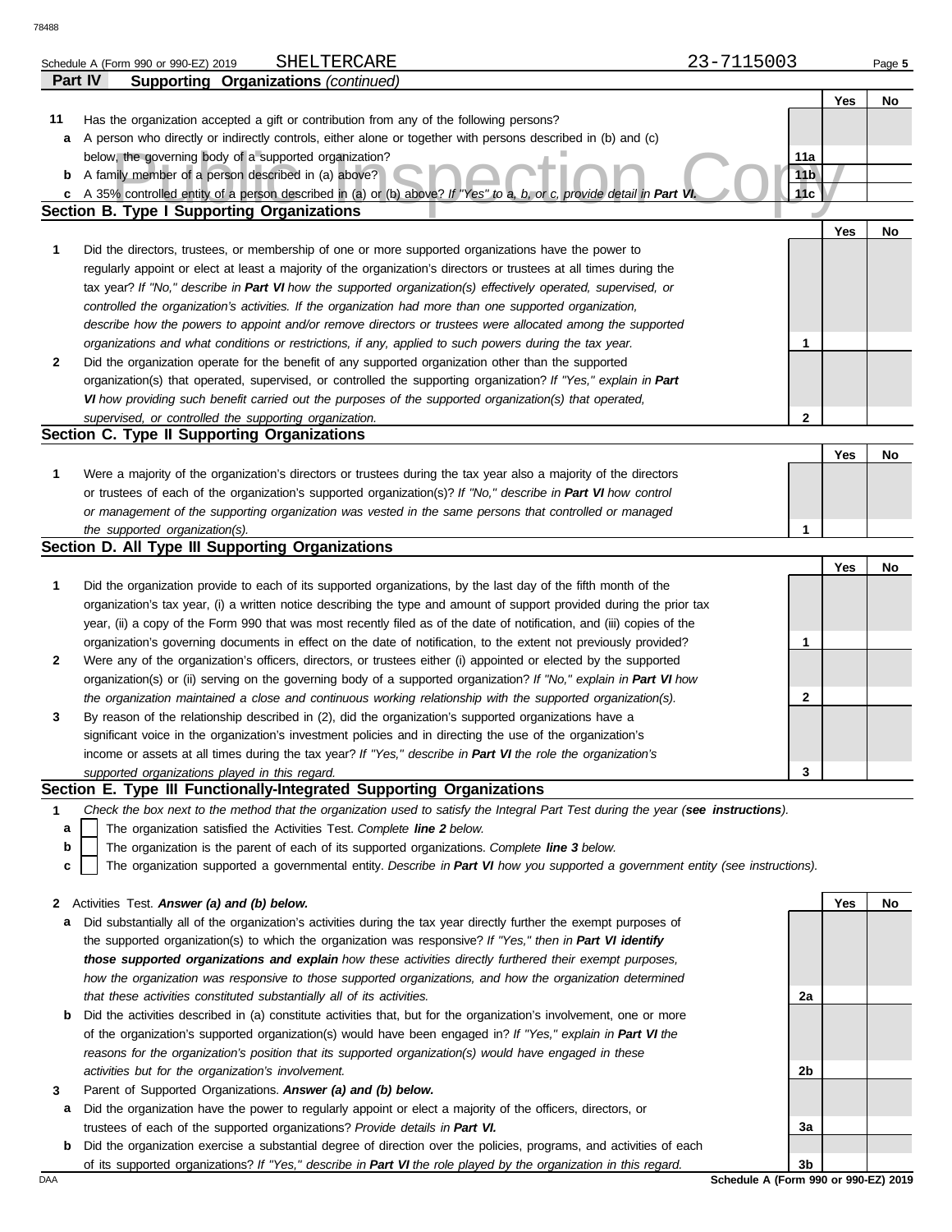Schedule A (Form 990 or 990-EZ) 2019 SHELTERCARE 23-7115003

**Part IV Supporting Organizations** *(continued)*

| | | | Yes | No |
|---|---|---|---|---|
| **11** | Has the organization accepted a gift or contribution from any of the following persons? | | | |
| **a** | A person who directly or indirectly controls, either alone or together with persons described in (b) and (c) below, the governing body of a supported organization? | **11a** | | |
| **b** | A family member of a person described in (a) above? | **11b** | | |
| **c** | A 35% controlled entity of a person described in (a) or (b) above? *If "Yes" to a, b, or c, provide detail in **Part VI.*** | **11c** | | |

**Section B. Type I Supporting Organizations**

| | | | Yes | No |
|---|---|---|---|---|
| **1** | Did the directors, trustees, or membership of one or more supported organizations have the power to regularly appoint or elect at least a majority of the organization's directors or trustees at all times during the tax year? *If "No," describe in **Part VI** how the supported organization(s) effectively operated, supervised, or controlled the organization's activities. If the organization had more than one supported organization, describe how the powers to appoint and/or remove directors or trustees were allocated among the supported organizations and what conditions or restrictions, if any, applied to such powers during the tax year.* | **1** | | |
| **2** | Did the organization operate for the benefit of any supported organization other than the supported organization(s) that operated, supervised, or controlled the supporting organization? *If "Yes," explain in **Part VI** how providing such benefit carried out the purposes of the supported organization(s) that operated, supervised, or controlled the supporting organization.* | **2** | | |

**Section C. Type II Supporting Organizations**

| | | | Yes | No |
|---|---|---|---|---|
| **1** | Were a majority of the organization's directors or trustees during the tax year also a majority of the directors or trustees of each of the organization's supported organization(s)? *If "No," describe in **Part VI** how control or management of the supporting organization was vested in the same persons that controlled or managed the supported organization(s).* | **1** | | |

**Section D. All Type III Supporting Organizations**

| | | | Yes | No |
|---|---|---|---|---|
| **1** | Did the organization provide to each of its supported organizations, by the last day of the fifth month of the organization's tax year, (i) a written notice describing the type and amount of support provided during the prior tax year, (ii) a copy of the Form 990 that was most recently filed as of the date of notification, and (iii) copies of the organization's governing documents in effect on the date of notification, to the extent not previously provided? | **1** | | |
| **2** | Were any of the organization's officers, directors, or trustees either (i) appointed or elected by the supported organization(s) or (ii) serving on the governing body of a supported organization? *If "No," explain in **Part VI** how the organization maintained a close and continuous working relationship with the supported organization(s).* | **2** | | |
| **3** | By reason of the relationship described in (2), did the organization's supported organizations have a significant voice in the organization's investment policies and in directing the use of the organization's income or assets at all times during the tax year? *If "Yes," describe in **Part VI** the role the organization's supported organizations played in this regard.* | **3** | | |

**Section E. Type III Functionally-Integrated Supporting Organizations**

**1** *Check the box next to the method that the organization used to satisfy the Integral Part Test during the year (**see instructions**).*

- **a** ☐ The organization satisfied the Activities Test. *Complete **line 2** below.*
- **b** ☐ The organization is the parent of each of its supported organizations. *Complete **line 3** below.*
- **c** ☐ The organization supported a governmental entity. *Describe in **Part VI** how you supported a government entity (see instructions).*

| | | | Yes | No |
|---|---|---|---|---|
| **2** | Activities Test. ***Answer (a) and (b) below.*** | | | |
| **a** | Did substantially all of the organization's activities during the tax year directly further the exempt purposes of the supported organization(s) to which the organization was responsive? *If "Yes," then in **Part VI identify those supported organizations and explain** how these activities directly furthered their exempt purposes, how the organization was responsive to those supported organizations, and how the organization determined that these activities constituted substantially all of its activities.* | **2a** | | |
| **b** | Did the activities described in (a) constitute activities that, but for the organization's involvement, one or more of the organization's supported organization(s) would have been engaged in? *If "Yes," explain in **Part VI** the reasons for the organization's position that its supported organization(s) would have engaged in these activities but for the organization's involvement.* | **2b** | | |
| **3** | Parent of Supported Organizations. ***Answer (a) and (b) below.*** | | | |
| **a** | Did the organization have the power to regularly appoint or elect a majority of the officers, directors, or trustees of each of the supported organizations? ***Provide details in Part VI.*** | **3a** | | |
| **b** | Did the organization exercise a substantial degree of direction over the policies, programs, and activities of each of its supported organizations? *If "Yes," describe in **Part VI** the role played by the organization in this regard.* | **3b** | | |

**Schedule A (Form 990 or 990-EZ) 2019**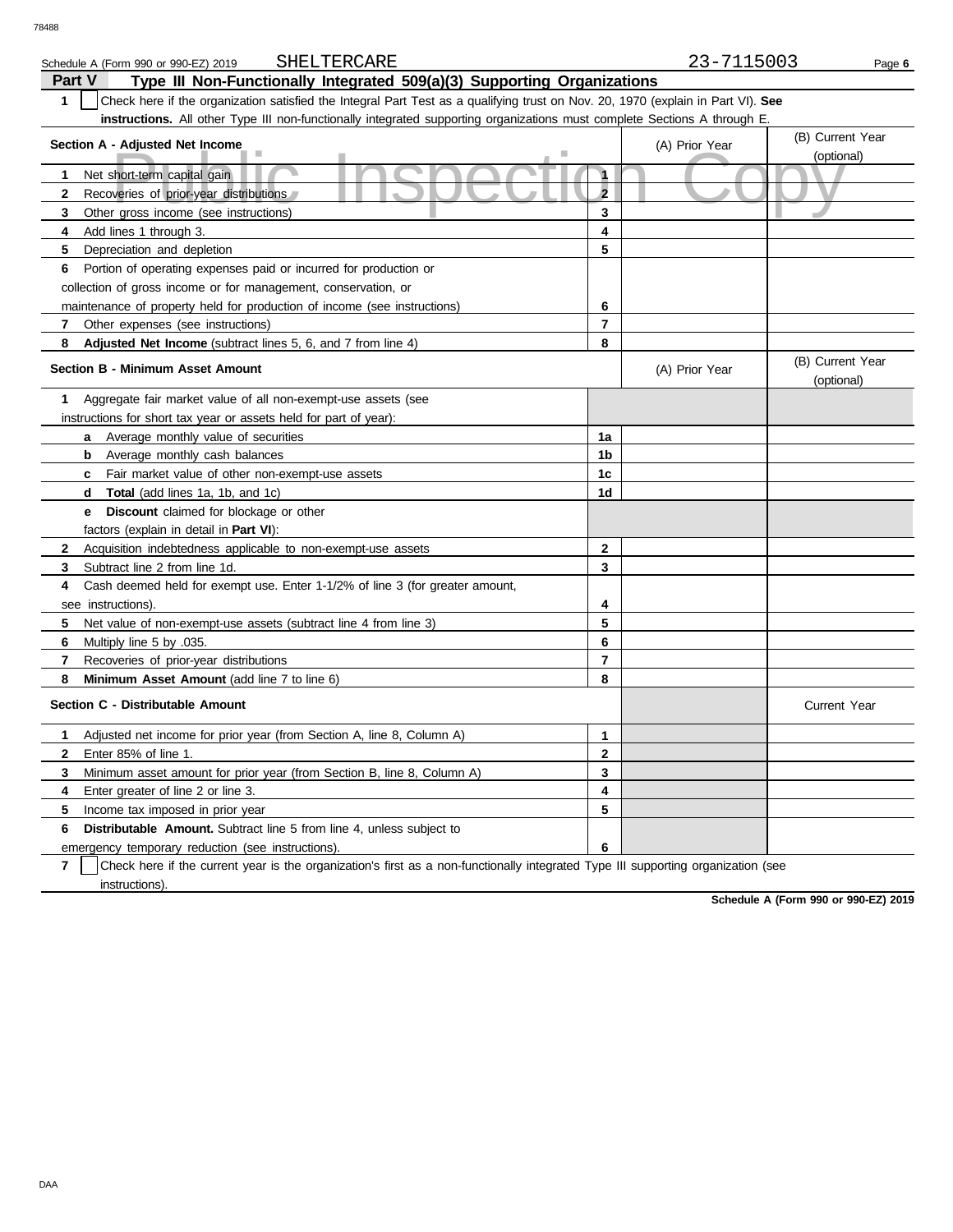Schedule A (Form 990 or 990-EZ) 2019 SHELTERCARE 23-7115003

## Part V Type III Non-Functionally Integrated 509(a)(3) Supporting Organizations

**1** ☐ Check here if the organization satisfied the Integral Part Test as a qualifying trust on Nov. 20, 1970 (explain in Part VI). **See instructions.** All other Type III non-functionally integrated supporting organizations must complete Sections A through E.

| **Section A - Adjusted Net Income** | | (A) Prior Year | (B) Current Year (optional) |
|---|---|---|---|
| **1** Net short-term capital gain | 1 | | |
| **2** Recoveries of prior-year distributions | 2 | | |
| **3** Other gross income (see instructions) | 3 | | |
| **4** Add lines 1 through 3. | 4 | | |
| **5** Depreciation and depletion | 5 | | |
| **6** Portion of operating expenses paid or incurred for production or collection of gross income or for management, conservation, or maintenance of property held for production of income (see instructions) | 6 | | |
| **7** Other expenses (see instructions) | 7 | | |
| **8** **Adjusted Net Income** (subtract lines 5, 6, and 7 from line 4) | 8 | | |

| **Section B - Minimum Asset Amount** | | (A) Prior Year | (B) Current Year (optional) |
|---|---|---|---|
| **1** Aggregate fair market value of all non-exempt-use assets (see instructions for short tax year or assets held for part of year): | | | |
| **a** Average monthly value of securities | 1a | | |
| **b** Average monthly cash balances | 1b | | |
| **c** Fair market value of other non-exempt-use assets | 1c | | |
| **d** **Total** (add lines 1a, 1b, and 1c) | 1d | | |
| **e** **Discount** claimed for blockage or other factors (explain in detail in **Part VI**): | | | |
| **2** Acquisition indebtedness applicable to non-exempt-use assets | 2 | | |
| **3** Subtract line 2 from line 1d. | 3 | | |
| **4** Cash deemed held for exempt use. Enter 1-1/2% of line 3 (for greater amount, see instructions). | 4 | | |
| **5** Net value of non-exempt-use assets (subtract line 4 from line 3) | 5 | | |
| **6** Multiply line 5 by .035. | 6 | | |
| **7** Recoveries of prior-year distributions | 7 | | |
| **8** **Minimum Asset Amount** (add line 7 to line 6) | 8 | | |

| **Section C - Distributable Amount** | | | Current Year |
|---|---|---|---|
| **1** Adjusted net income for prior year (from Section A, line 8, Column A) | 1 | | |
| **2** Enter 85% of line 1. | 2 | | |
| **3** Minimum asset amount for prior year (from Section B, line 8, Column A) | 3 | | |
| **4** Enter greater of line 2 or line 3. | 4 | | |
| **5** Income tax imposed in prior year | 5 | | |
| **6** **Distributable Amount.** Subtract line 5 from line 4, unless subject to emergency temporary reduction (see instructions). | 6 | | |

**7** ☐ Check here if the current year is the organization's first as a non-functionally integrated Type III supporting organization (see instructions).

**Schedule A (Form 990 or 990-EZ) 2019**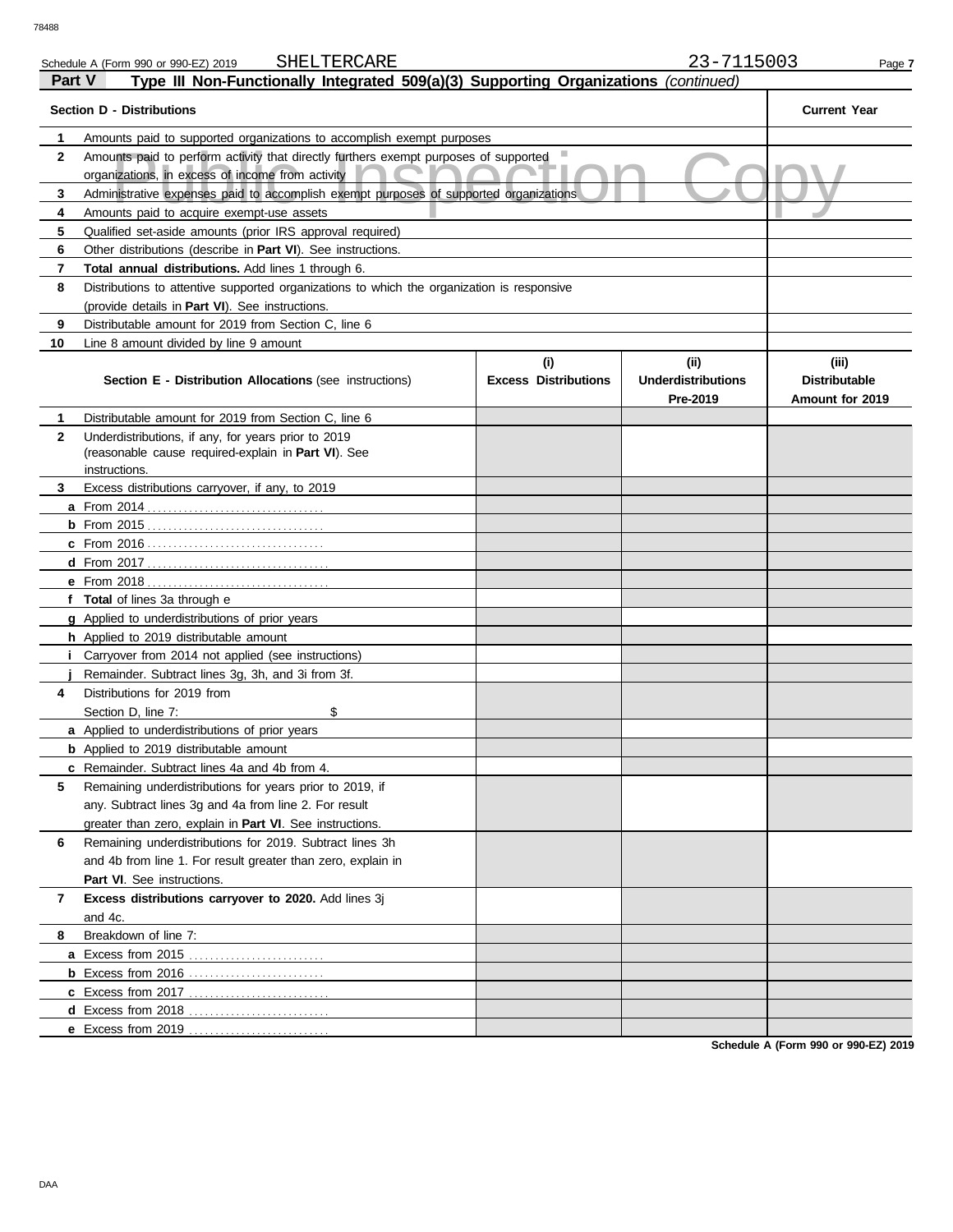Schedule A (Form 990 or 990-EZ) 2019 SHELTERCARE 23-7115003

## Part V Type III Non-Functionally Integrated 509(a)(3) Supporting Organizations *(continued)*

| Section D - Distributions | | Current Year |
|---|---|---|
| 1 | Amounts paid to supported organizations to accomplish exempt purposes | |
| 2 | Amounts paid to perform activity that directly furthers exempt purposes of supported organizations, in excess of income from activity | |
| 3 | Administrative expenses paid to accomplish exempt purposes of supported organizations | |
| 4 | Amounts paid to acquire exempt-use assets | |
| 5 | Qualified set-aside amounts (prior IRS approval required) | |
| 6 | Other distributions (describe in **Part VI**). See instructions. | |
| 7 | **Total annual distributions.** Add lines 1 through 6. | |
| 8 | Distributions to attentive supported organizations to which the organization is responsive (provide details in **Part VI**). See instructions. | |
| 9 | Distributable amount for 2019 from Section C, line 6 | |
| 10 | Line 8 amount divided by line 9 amount | |

| | **Section E - Distribution Allocations** (see instructions) | (i) Excess Distributions | (ii) Underdistributions Pre-2019 | (iii) Distributable Amount for 2019 |
|---|---|---|---|---|
| 1 | Distributable amount for 2019 from Section C, line 6 | | | |
| 2 | Underdistributions, if any, for years prior to 2019 (reasonable cause required-explain in **Part VI**). See instructions. | | | |
| 3 | Excess distributions carryover, if any, to 2019 | | | |
| a | From 2014 | | | |
| b | From 2015 | | | |
| c | From 2016 | | | |
| d | From 2017 | | | |
| e | From 2018 | | | |
| f | **Total** of lines 3a through e | | | |
| g | Applied to underdistributions of prior years | | | |
| h | Applied to 2019 distributable amount | | | |
| i | Carryover from 2014 not applied (see instructions) | | | |
| j | Remainder. Subtract lines 3g, 3h, and 3i from 3f. | | | |
| 4 | Distributions for 2019 from Section D, line 7: $ | | | |
| a | Applied to underdistributions of prior years | | | |
| b | Applied to 2019 distributable amount | | | |
| c | Remainder. Subtract lines 4a and 4b from 4. | | | |
| 5 | Remaining underdistributions for years prior to 2019, if any. Subtract lines 3g and 4a from line 2. For result greater than zero, explain in **Part VI**. See instructions. | | | |
| 6 | Remaining underdistributions for 2019. Subtract lines 3h and 4b from line 1. For result greater than zero, explain in **Part VI**. See instructions. | | | |
| 7 | **Excess distributions carryover to 2020.** Add lines 3j and 4c. | | | |
| 8 | Breakdown of line 7: | | | |
| a | Excess from 2015 | | | |
| b | Excess from 2016 | | | |
| c | Excess from 2017 | | | |
| d | Excess from 2018 | | | |
| e | Excess from 2019 | | | |

Schedule A (Form 990 or 990-EZ) 2019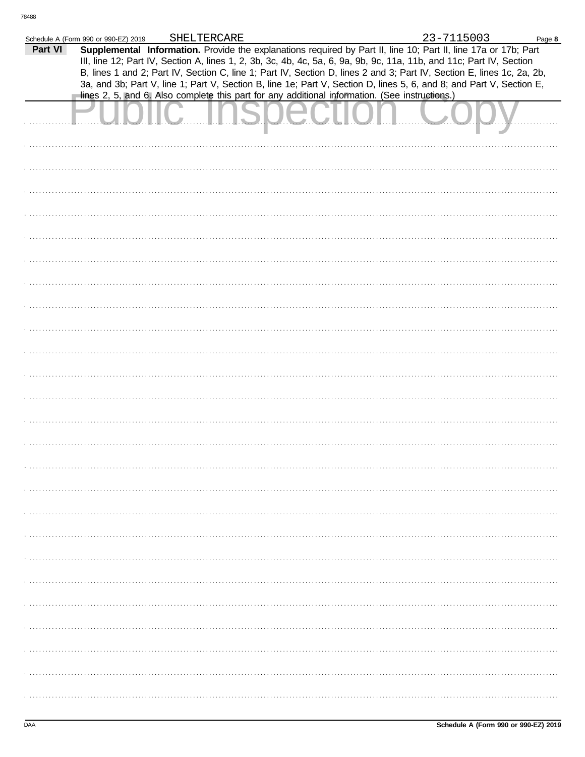Schedule A (Form 990 or 990-EZ) 2019 SHELTERCARE 23-7115003

**Part VI** **Supplemental Information.** Provide the explanations required by Part II, line 10; Part II, line 17a or 17b; Part III, line 12; Part IV, Section A, lines 1, 2, 3b, 3c, 4b, 4c, 5a, 6, 9a, 9b, 9c, 11a, 11b, and 11c; Part IV, Section B, lines 1 and 2; Part IV, Section C, line 1; Part IV, Section D, lines 2 and 3; Part IV, Section E, lines 1c, 2a, 2b, 3a, and 3b; Part V, line 1; Part V, Section B, line 1e; Part V, Section D, lines 5, 6, and 8; and Part V, Section E, lines 2, 5, and 6. Also complete this part for any additional information. (See instructions.)

Public Inspection Copy

Schedule A (Form 990 or 990-EZ) 2019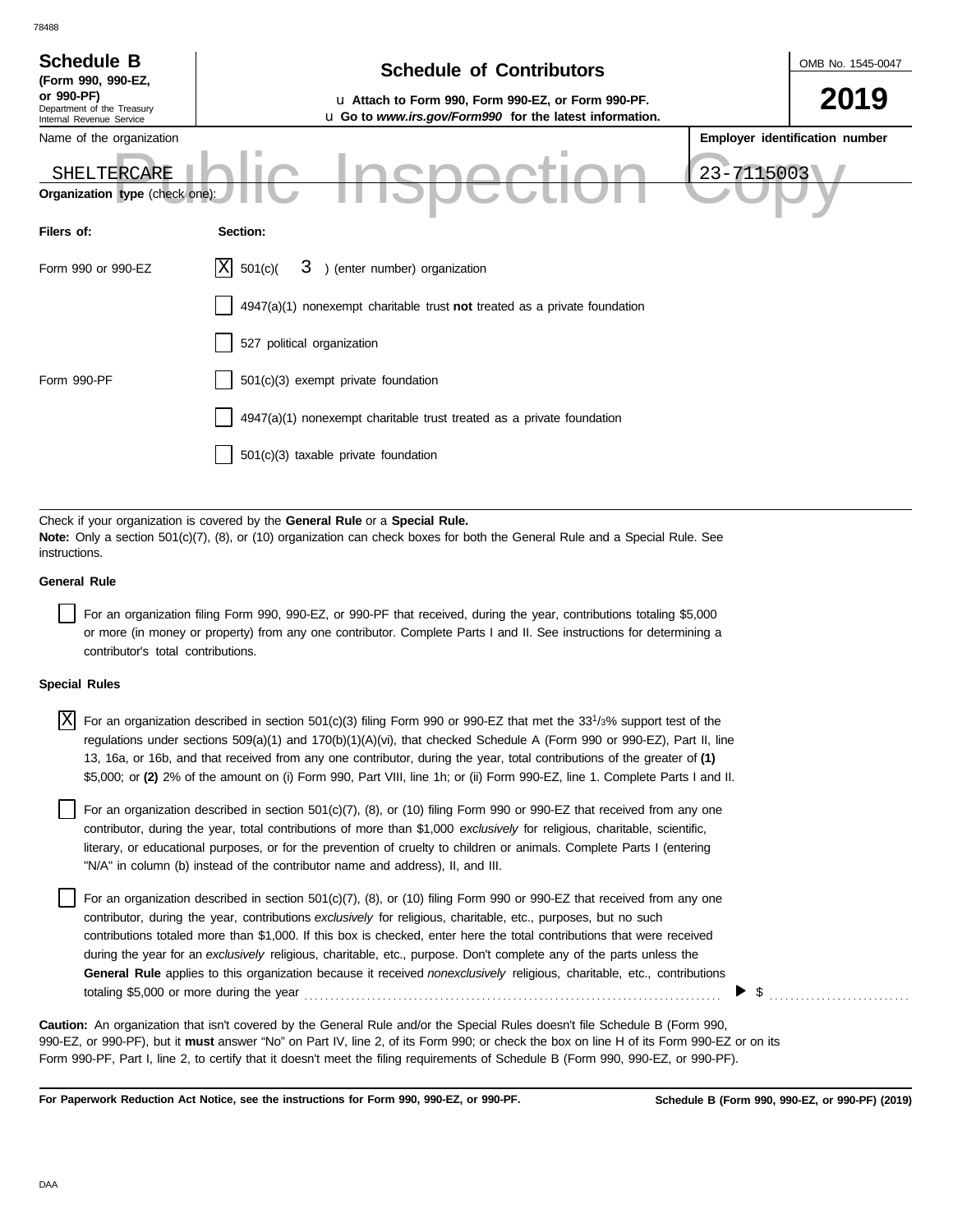# Schedule B

**(Form 990, 990-EZ, or 990-PF)**
Department of the Treasury
Internal Revenue Service

## Schedule of Contributors

u **Attach to Form 990, Form 990-EZ, or Form 990-PF.**
u **Go to *www.irs.gov/Form990* for the latest information.**

OMB No. 1545-0047

**2019**

Name of the organization: SHELTERCARE

**Employer identification number:** 23-7115003

Public Inspection Copy

**Organization type** (check one):

| **Filers of:** | **Section:** |
|---|---|
| Form 990 or 990-EZ | [X] 501(c)( 3 ) (enter number) organization |
| | [ ] 4947(a)(1) nonexempt charitable trust **not** treated as a private foundation |
| | [ ] 527 political organization |
| Form 990-PF | [ ] 501(c)(3) exempt private foundation |
| | [ ] 4947(a)(1) nonexempt charitable trust treated as a private foundation |
| | [ ] 501(c)(3) taxable private foundation |

Check if your organization is covered by the **General Rule** or a **Special Rule.**

**Note:** Only a section 501(c)(7), (8), or (10) organization can check boxes for both the General Rule and a Special Rule. See instructions.

**General Rule**

[ ] For an organization filing Form 990, 990-EZ, or 990-PF that received, during the year, contributions totaling $5,000 or more (in money or property) from any one contributor. Complete Parts I and II. See instructions for determining a contributor's total contributions.

**Special Rules**

[X] For an organization described in section 501(c)(3) filing Form 990 or 990-EZ that met the 33 1/3% support test of the regulations under sections 509(a)(1) and 170(b)(1)(A)(vi), that checked Schedule A (Form 990 or 990-EZ), Part II, line 13, 16a, or 16b, and that received from any one contributor, during the year, total contributions of the greater of **(1)** $5,000; or **(2)** 2% of the amount on (i) Form 990, Part VIII, line 1h; or (ii) Form 990-EZ, line 1. Complete Parts I and II.

[ ] For an organization described in section 501(c)(7), (8), or (10) filing Form 990 or 990-EZ that received from any one contributor, during the year, total contributions of more than $1,000 *exclusively* for religious, charitable, scientific, literary, or educational purposes, or for the prevention of cruelty to children or animals. Complete Parts I (entering "N/A" in column (b) instead of the contributor name and address), II, and III.

[ ] For an organization described in section 501(c)(7), (8), or (10) filing Form 990 or 990-EZ that received from any one contributor, during the year, contributions *exclusively* for religious, charitable, etc., purposes, but no such contributions totaled more than $1,000. If this box is checked, enter here the total contributions that were received during the year for an *exclusively* religious, charitable, etc., purpose. Don't complete any of the parts unless the **General Rule** applies to this organization because it received *nonexclusively* religious, charitable, etc., contributions totaling $5,000 or more during the year ▶ $ ..........

**Caution:** An organization that isn't covered by the General Rule and/or the Special Rules doesn't file Schedule B (Form 990, 990-EZ, or 990-PF), but it **must** answer "No" on Part IV, line 2, of its Form 990; or check the box on line H of its Form 990-EZ or on its Form 990-PF, Part I, line 2, to certify that it doesn't meet the filing requirements of Schedule B (Form 990, 990-EZ, or 990-PF).

**For Paperwork Reduction Act Notice, see the instructions for Form 990, 990-EZ, or 990-PF.** **Schedule B (Form 990, 990-EZ, or 990-PF) (2019)**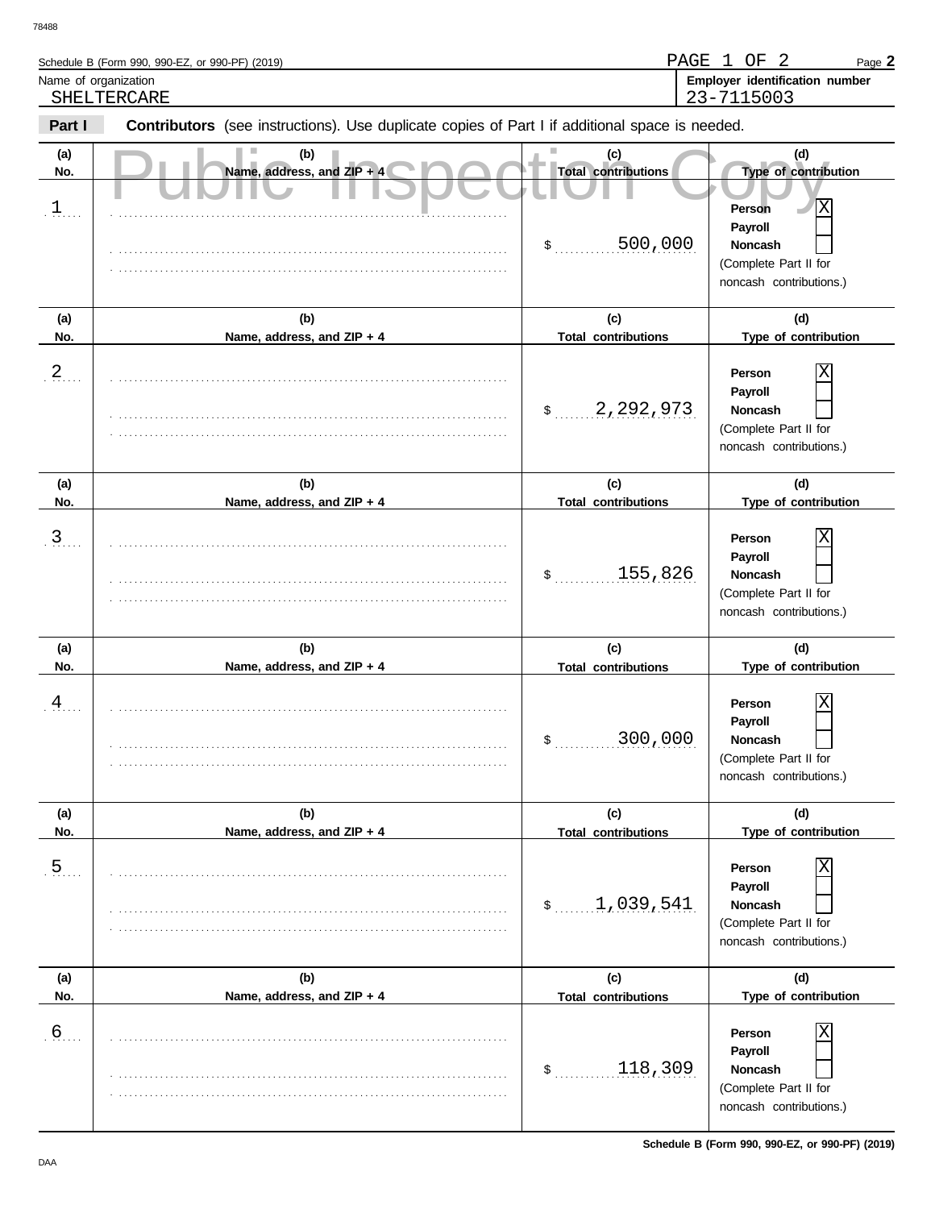Schedule B (Form 990, 990-EZ, or 990-PF) (2019)

PAGE 1 OF 2

| Name of organization | Employer identification number |
|---|---|
| SHELTERCARE | 23-7115003 |

## Part I — Contributors (see instructions). Use duplicate copies of Part I if additional space is needed.

Public Inspection Copy

| (a) No. | (b) Name, address, and ZIP + 4 | (c) Total contributions | (d) Type of contribution |
|---|---|---|---|
| 1 | | $ 500,000 | Person [X] Payroll [ ] Noncash [ ] (Complete Part II for noncash contributions.) |
| 2 | | $ 2,292,973 | Person [X] Payroll [ ] Noncash [ ] (Complete Part II for noncash contributions.) |
| 3 | | $ 155,826 | Person [X] Payroll [ ] Noncash [ ] (Complete Part II for noncash contributions.) |
| 4 | | $ 300,000 | Person [X] Payroll [ ] Noncash [ ] (Complete Part II for noncash contributions.) |
| 5 | | $ 1,039,541 | Person [X] Payroll [ ] Noncash [ ] (Complete Part II for noncash contributions.) |
| 6 | | $ 118,309 | Person [X] Payroll [ ] Noncash [ ] (Complete Part II for noncash contributions.) |

Schedule B (Form 990, 990-EZ, or 990-PF) (2019)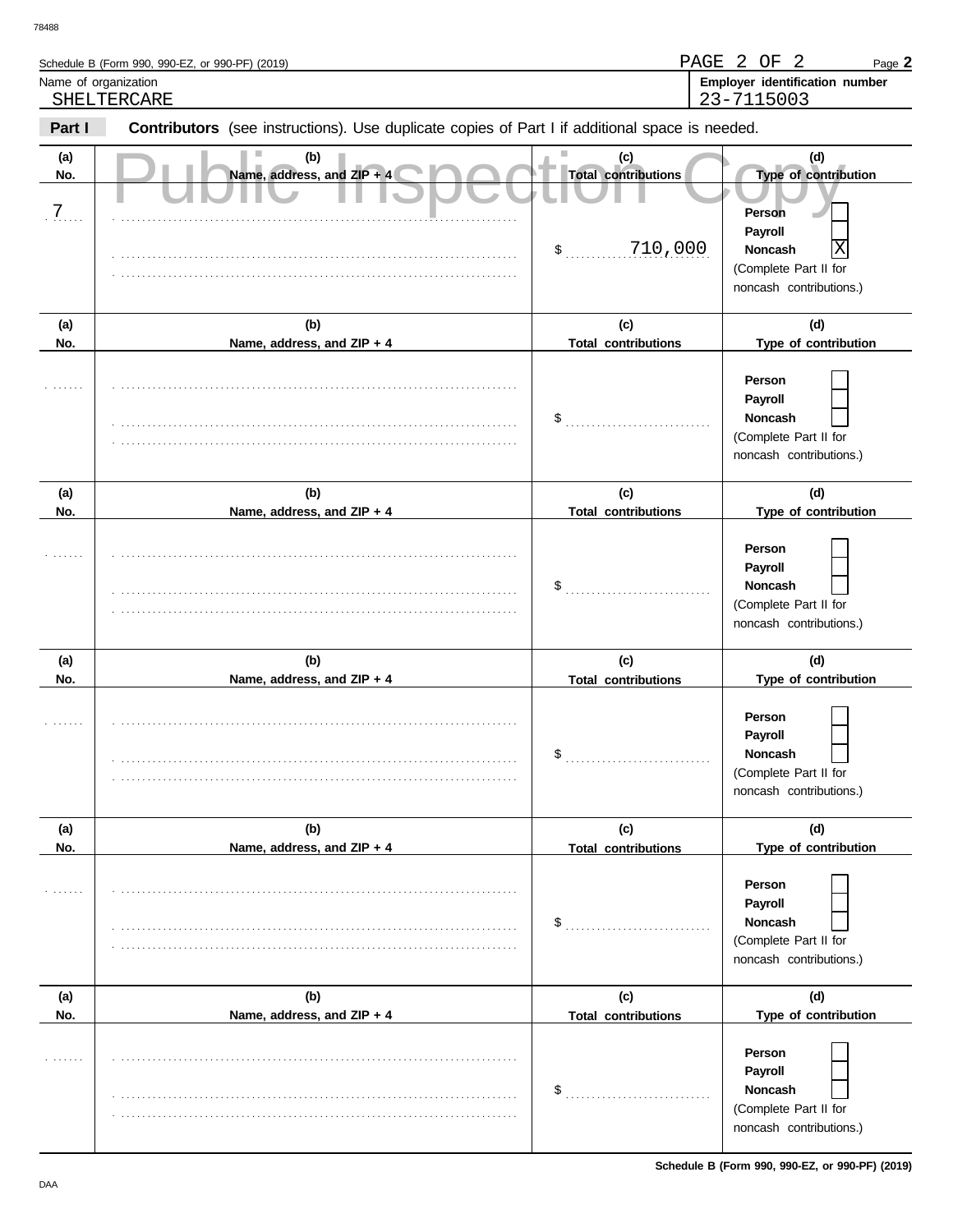Schedule B (Form 990, 990-EZ, or 990-PF) (2019)

| Name of organization | Employer identification number |
|---|---|
| SHELTERCARE | 23-7115003 |

**Part I** **Contributors** (see instructions). Use duplicate copies of Part I if additional space is needed.

Public Inspection Copy

| (a) No. | (b) Name, address, and ZIP + 4 | (c) Total contributions | (d) Type of contribution |
|---|---|---|---|
| 7 | | $ 710,000 | Person [ ] Payroll [ ] Noncash [X] (Complete Part II for noncash contributions.) |
| | | $ | Person [ ] Payroll [ ] Noncash [ ] (Complete Part II for noncash contributions.) |
| | | $ | Person [ ] Payroll [ ] Noncash [ ] (Complete Part II for noncash contributions.) |
| | | $ | Person [ ] Payroll [ ] Noncash [ ] (Complete Part II for noncash contributions.) |
| | | $ | Person [ ] Payroll [ ] Noncash [ ] (Complete Part II for noncash contributions.) |
| | | $ | Person [ ] Payroll [ ] Noncash [ ] (Complete Part II for noncash contributions.) |

Schedule B (Form 990, 990-EZ, or 990-PF) (2019)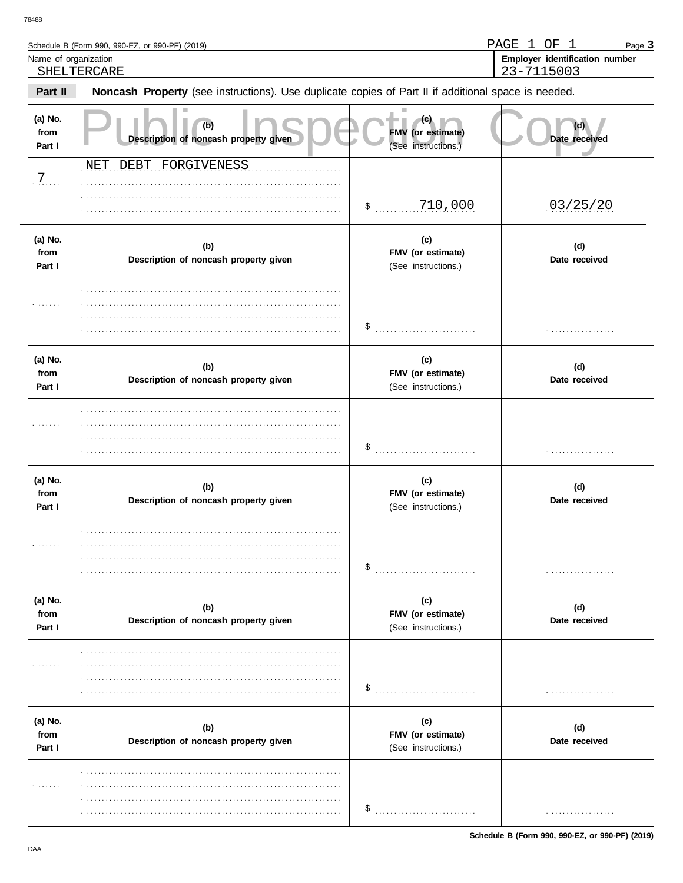Schedule B (Form 990, 990-EZ, or 990-PF) (2019) PAGE 1 OF 1 Page **3**

Name of organization: SHELTERCARE

**Employer identification number**: 23-7115003

**Part II** **Noncash Property** (see instructions). Use duplicate copies of Part II if additional space is needed.

Public Inspection Copy

| (a) No. from Part I | (b) Description of noncash property given | (c) FMV (or estimate) (See instructions.) | (d) Date received |
|---|---|---|---|
| 7 | NET DEBT FORGIVENESS | $ 710,000 | 03/25/20 |
| | | $ | |
| | | $ | |
| | | $ | |
| | | $ | |
| | | $ | |

**Schedule B (Form 990, 990-EZ, or 990-PF) (2019)**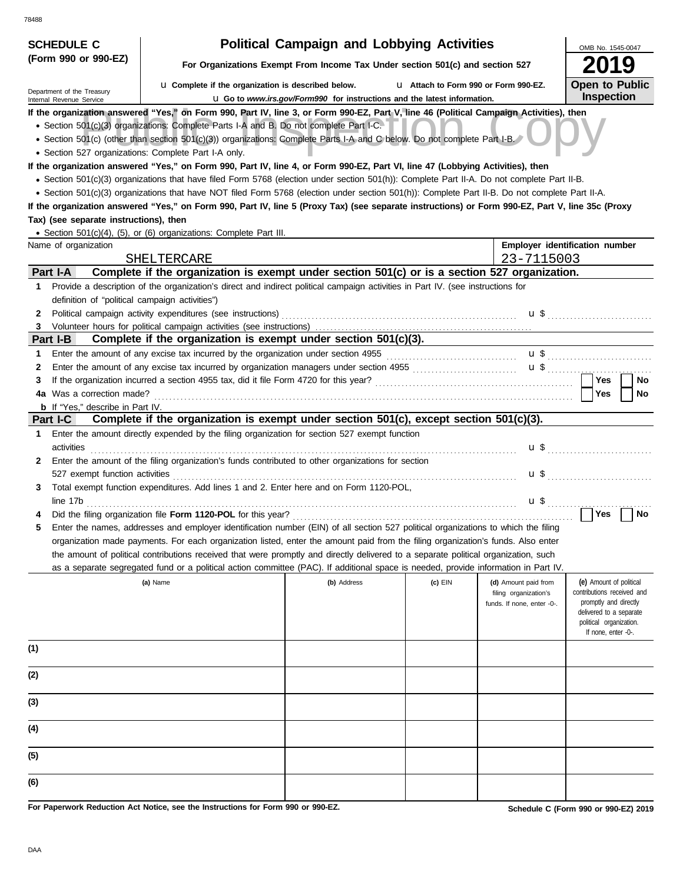**SCHEDULE C (Form 990 or 990-EZ)**

Department of the Treasury
Internal Revenue Service

# Political Campaign and Lobbying Activities

**For Organizations Exempt From Income Tax Under section 501(c) and section 527**

u **Complete if the organization is described below.** u **Attach to Form 990 or Form 990-EZ.**

u **Go to *www.irs.gov/Form990* for instructions and the latest information.**

OMB No. 1545-0047

**2019**

**Open to Public Inspection**

**If the organization answered "Yes," on Form 990, Part IV, line 3, or Form 990-EZ, Part V, line 46 (Political Campaign Activities), then**

- Section 501(c)(3) organizations: Complete Parts I-A and B. Do not complete Part I-C.
- Section 501(c) (other than section 501(c)(3)) organizations: Complete Parts I-A and C below. Do not complete Part I-B.
- Section 527 organizations: Complete Part I-A only.

**If the organization answered "Yes," on Form 990, Part IV, line 4, or Form 990-EZ, Part VI, line 47 (Lobbying Activities), then**

- Section 501(c)(3) organizations that have filed Form 5768 (election under section 501(h)): Complete Part II-A. Do not complete Part II-B.
- Section 501(c)(3) organizations that have NOT filed Form 5768 (election under section 501(h)): Complete Part II-B. Do not complete Part II-A.

**If the organization answered "Yes," on Form 990, Part IV, line 5 (Proxy Tax) (see separate instructions) or Form 990-EZ, Part V, line 35c (Proxy Tax) (see separate instructions), then**

- Section 501(c)(4), (5), or (6) organizations: Complete Part III.

| Name of organization | Employer identification number |
|---|---|
| SHELTERCARE | 23-7115003 |

## Part I-A Complete if the organization is exempt under section 501(c) or is a section 527 organization.

1. Provide a description of the organization's direct and indirect political campaign activities in Part IV. (see instructions for definition of "political campaign activities")
2. Political campaign activity expenditures (see instructions) u $
3. Volunteer hours for political campaign activities (see instructions)

## Part I-B Complete if the organization is exempt under section 501(c)(3).

1. Enter the amount of any excise tax incurred by the organization under section 4955 u $
2. Enter the amount of any excise tax incurred by organization managers under section 4955 u $
3. If the organization incurred a section 4955 tax, did it file Form 4720 for this year? ☐ Yes ☐ No

4a. Was a correction made? ☐ Yes ☐ No

b. If "Yes," describe in Part IV.

## Part I-C Complete if the organization is exempt under section 501(c), except section 501(c)(3).

1. Enter the amount directly expended by the filing organization for section 527 exempt function activities u $
2. Enter the amount of the filing organization's funds contributed to other organizations for section 527 exempt function activities u $
3. Total exempt function expenditures. Add lines 1 and 2. Enter here and on Form 1120-POL, line 17b u $
4. Did the filing organization file **Form 1120-POL** for this year? ☐ Yes ☐ No
5. Enter the names, addresses and employer identification number (EIN) of all section 527 political organizations to which the filing organization made payments. For each organization listed, enter the amount paid from the filing organization's funds. Also enter the amount of political contributions received that were promptly and directly delivered to a separate political organization, such as a separate segregated fund or a political action committee (PAC). If additional space is needed, provide information in Part IV.

| | (a) Name | (b) Address | (c) EIN | (d) Amount paid from filing organization's funds. If none, enter -0-. | (e) Amount of political contributions received and promptly and directly delivered to a separate political organization. If none, enter -0-. |
|---|---|---|---|---|---|
| (1) | | | | | |
| (2) | | | | | |
| (3) | | | | | |
| (4) | | | | | |
| (5) | | | | | |
| (6) | | | | | |

**For Paperwork Reduction Act Notice, see the Instructions for Form 990 or 990-EZ.**

**Schedule C (Form 990 or 990-EZ) 2019**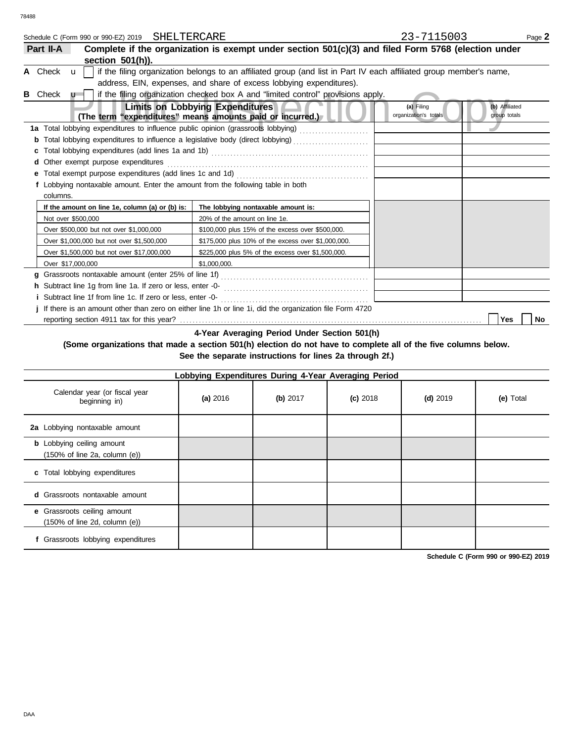Schedule C (Form 990 or 990-EZ) 2019 SHELTERCARE 23-7115003

**Part II-A** **Complete if the organization is exempt under section 501(c)(3) and filed Form 5768 (election under section 501(h)).**

**A** Check u [ ] if the filing organization belongs to an affiliated group (and list in Part IV each affiliated group member's name, address, EIN, expenses, and share of excess lobbying expenditures).

**B** Check u [ ] if the filing organization checked box A and "limited control" provisions apply.

| **Limits on Lobbying Expenditures** (The term "expenditures" means amounts paid or incurred.) | (a) Filing organization's totals | (b) Affiliated group totals |
|---|---|---|
| **1a** Total lobbying expenditures to influence public opinion (grassroots lobbying) | | |
| **b** Total lobbying expenditures to influence a legislative body (direct lobbying) | | |
| **c** Total lobbying expenditures (add lines 1a and 1b) | | |
| **d** Other exempt purpose expenditures | | |
| **e** Total exempt purpose expenditures (add lines 1c and 1d) | | |
| **f** Lobbying nontaxable amount. Enter the amount from the following table in both columns. | | |

| If the amount on line 1e, column (a) or (b) is: | The lobbying nontaxable amount is: |
|---|---|
| Not over $500,000 | 20% of the amount on line 1e. |
| Over $500,000 but not over $1,000,000 | $100,000 plus 15% of the excess over $500,000. |
| Over $1,000,000 but not over $1,500,000 | $175,000 plus 10% of the excess over $1,000,000. |
| Over $1,500,000 but not over $17,000,000 | $225,000 plus 5% of the excess over $1,500,000. |
| Over $17,000,000 | $1,000,000. |

| | (a) Filing organization's totals | (b) Affiliated group totals |
|---|---|---|
| **g** Grassroots nontaxable amount (enter 25% of line 1f) | | |
| **h** Subtract line 1g from line 1a. If zero or less, enter -0- | | |
| **i** Subtract line 1f from line 1c. If zero or less, enter -0- | | |

**j** If there is an amount other than zero on either line 1h or line 1i, did the organization file Form 4720 reporting section 4911 tax for this year? [ ] Yes [ ] No

**4-Year Averaging Period Under Section 501(h)**

**(Some organizations that made a section 501(h) election do not have to complete all of the five columns below. See the separate instructions for lines 2a through 2f.)**

**Lobbying Expenditures During 4-Year Averaging Period**

| Calendar year (or fiscal year beginning in) | (a) 2016 | (b) 2017 | (c) 2018 | (d) 2019 | (e) Total |
|---|---|---|---|---|---|
| **2a** Lobbying nontaxable amount | | | | | |
| **b** Lobbying ceiling amount (150% of line 2a, column (e)) | | | | | |
| **c** Total lobbying expenditures | | | | | |
| **d** Grassroots nontaxable amount | | | | | |
| **e** Grassroots ceiling amount (150% of line 2d, column (e)) | | | | | |
| **f** Grassroots lobbying expenditures | | | | | |

**Schedule C (Form 990 or 990-EZ) 2019**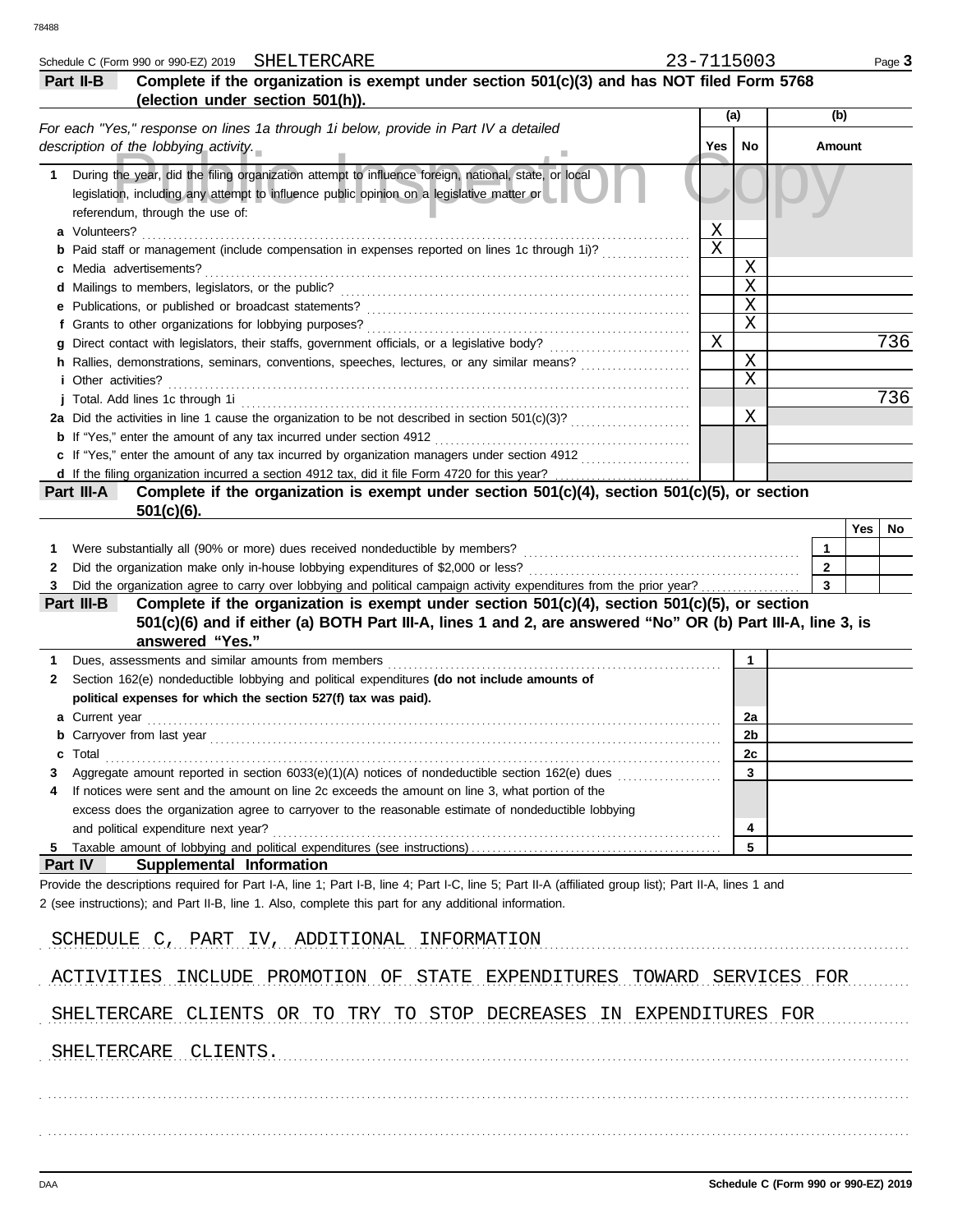Schedule C (Form 990 or 990-EZ) 2019 SHELTERCARE 23-7115003

## Part II-B Complete if the organization is exempt under section 501(c)(3) and has NOT filed Form 5768 (election under section 501(h)).

| *For each "Yes," response on lines 1a through 1i below, provide in Part IV a detailed description of the lobbying activity.* | (a) Yes | (a) No | (b) Amount |
|---|---|---|---|
| **1** During the year, did the filing organization attempt to influence foreign, national, state, or local legislation, including any attempt to influence public opinion on a legislative matter or referendum, through the use of: | | | |
| **a** Volunteers? | X | | |
| **b** Paid staff or management (include compensation in expenses reported on lines 1c through 1i)? | X | | |
| **c** Media advertisements? | | X | |
| **d** Mailings to members, legislators, or the public? | | X | |
| **e** Publications, or published or broadcast statements? | | X | |
| **f** Grants to other organizations for lobbying purposes? | | X | |
| **g** Direct contact with legislators, their staffs, government officials, or a legislative body? | X | | 736 |
| **h** Rallies, demonstrations, seminars, conventions, speeches, lectures, or any similar means? | | X | |
| **i** Other activities? | | X | |
| **j** Total. Add lines 1c through 1i | | | 736 |
| **2a** Did the activities in line 1 cause the organization to be not described in section 501(c)(3)? | | X | |
| **b** If "Yes," enter the amount of any tax incurred under section 4912 | | | |
| **c** If "Yes," enter the amount of any tax incurred by organization managers under section 4912 | | | |
| **d** If the filing organization incurred a section 4912 tax, did it file Form 4720 for this year? | | | |

## Part III-A Complete if the organization is exempt under section 501(c)(4), section 501(c)(5), or section 501(c)(6).

| | | Yes | No |
|---|---|---|---|
| **1** Were substantially all (90% or more) dues received nondeductible by members? | 1 | | |
| **2** Did the organization make only in-house lobbying expenditures of $2,000 or less? | 2 | | |
| **3** Did the organization agree to carry over lobbying and political campaign activity expenditures from the prior year? | 3 | | |

## Part III-B Complete if the organization is exempt under section 501(c)(4), section 501(c)(5), or section 501(c)(6) and if either (a) BOTH Part III-A, lines 1 and 2, are answered "No" OR (b) Part III-A, line 3, is answered "Yes."

| | | |
|---|---|---|
| **1** Dues, assessments and similar amounts from members | 1 | |
| **2** Section 162(e) nondeductible lobbying and political expenditures **(do not include amounts of political expenses for which the section 527(f) tax was paid).** | | |
| **a** Current year | 2a | |
| **b** Carryover from last year | 2b | |
| **c** Total | 2c | |
| **3** Aggregate amount reported in section 6033(e)(1)(A) notices of nondeductible section 162(e) dues | 3 | |
| **4** If notices were sent and the amount on line 2c exceeds the amount on line 3, what portion of the excess does the organization agree to carryover to the reasonable estimate of nondeductible lobbying and political expenditure next year? | 4 | |
| **5** Taxable amount of lobbying and political expenditures (see instructions) | 5 | |

## Part IV Supplemental Information

Provide the descriptions required for Part I-A, line 1; Part I-B, line 4; Part I-C, line 5; Part II-A (affiliated group list); Part II-A, lines 1 and 2 (see instructions); and Part II-B, line 1. Also, complete this part for any additional information.

SCHEDULE C, PART IV, ADDITIONAL INFORMATION

ACTIVITIES INCLUDE PROMOTION OF STATE EXPENDITURES TOWARD SERVICES FOR SHELTERCARE CLIENTS OR TO TRY TO STOP DECREASES IN EXPENDITURES FOR SHELTERCARE CLIENTS.

Schedule C (Form 990 or 990-EZ) 2019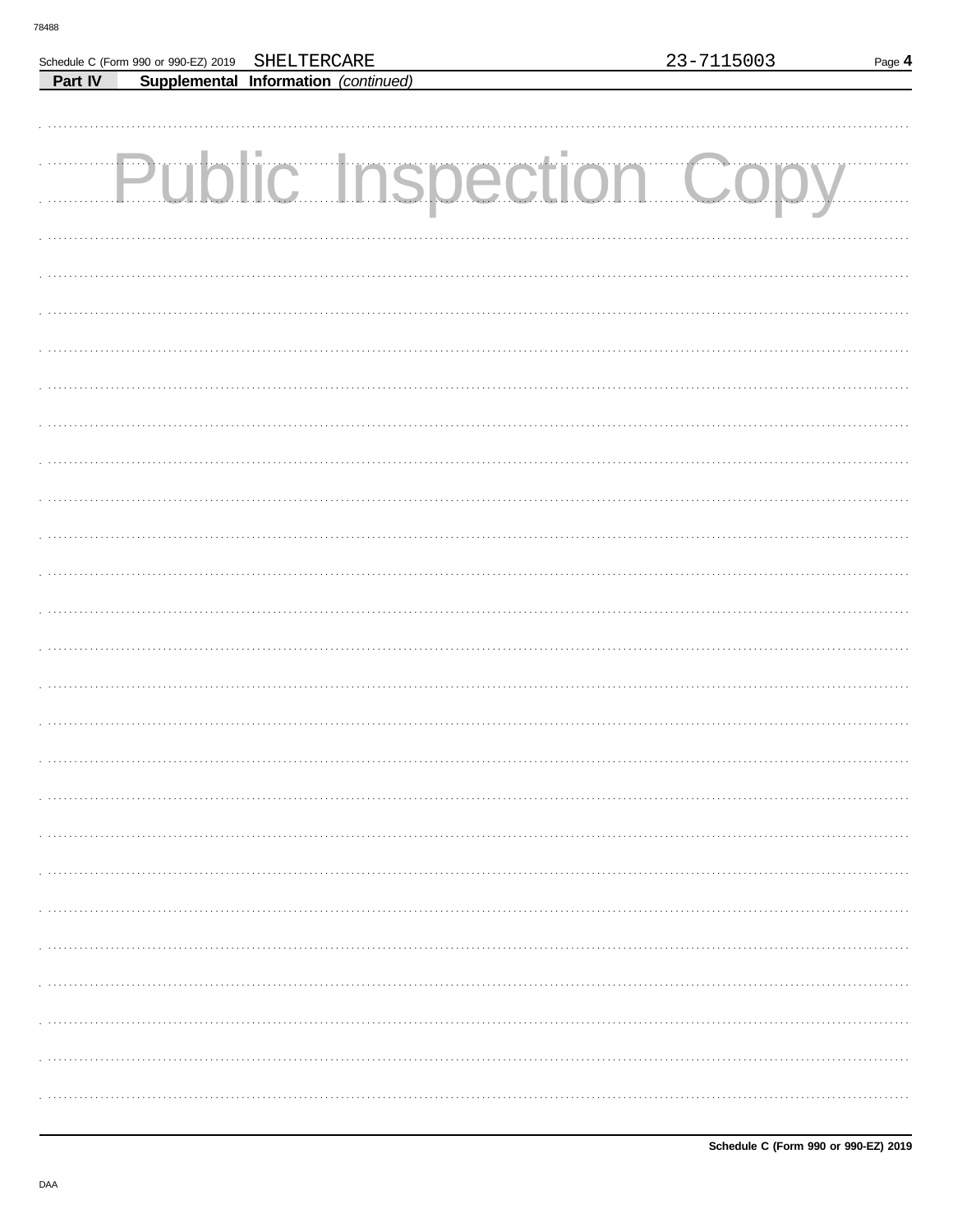Schedule C (Form 990 or 990-EZ) 2019 SHELTERCARE 23-7115003

**Part IV** **Supplemental Information** *(continued)*

Public Inspection Copy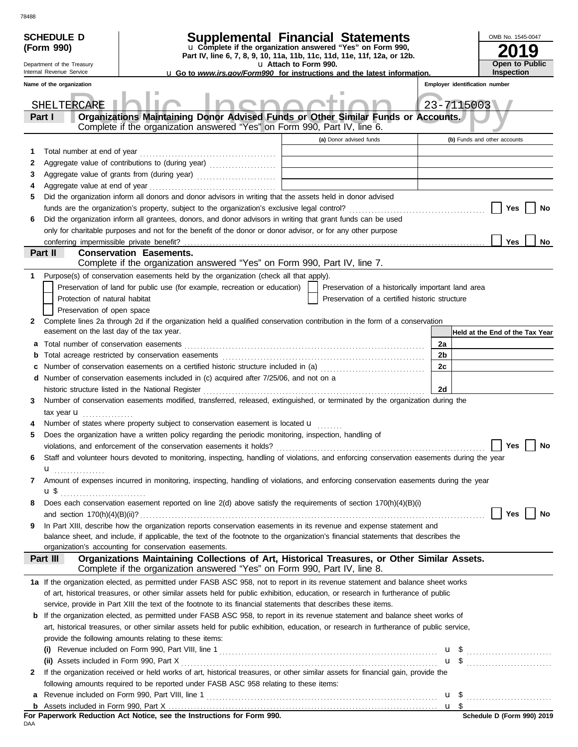78488

**SCHEDULE D (Form 990)**

Department of the Treasury
Internal Revenue Service

# Supplemental Financial Statements

u Complete if the organization answered "Yes" on Form 990, Part IV, line 6, 7, 8, 9, 10, 11a, 11b, 11c, 11d, 11e, 11f, 12a, or 12b.
u Attach to Form 990.
u Go to *www.irs.gov/Form990* for instructions and the latest information.

OMB No. 1545-0047
**2019**
**Open to Public Inspection**

Name of the organization: SHELTERCARE
Employer identification number: 23-7115003

Public Inspection Copy

## Part I — Organizations Maintaining Donor Advised Funds or Other Similar Funds or Accounts.
Complete if the organization answered "Yes" on Form 990, Part IV, line 6.

| | | (a) Donor advised funds | (b) Funds and other accounts |
|---|---|---|---|
| 1 | Total number at end of year | | |
| 2 | Aggregate value of contributions to (during year) | | |
| 3 | Aggregate value of grants from (during year) | | |
| 4 | Aggregate value at end of year | | |

5 Did the organization inform all donors and donor advisors in writing that the assets held in donor advised funds are the organization's property, subject to the organization's exclusive legal control? ☐ Yes ☐ No

6 Did the organization inform all grantees, donors, and donor advisors in writing that grant funds can be used only for charitable purposes and not for the benefit of the donor or donor advisor, or for any other purpose conferring impermissible private benefit? ☐ Yes ☐ No

## Part II — Conservation Easements.
Complete if the organization answered "Yes" on Form 990, Part IV, line 7.

1 Purpose(s) of conservation easements held by the organization (check all that apply).
- ☐ Preservation of land for public use (for example, recreation or education)
- ☐ Preservation of a historically important land area
- ☐ Protection of natural habitat
- ☐ Preservation of a certified historic structure
- ☐ Preservation of open space

2 Complete lines 2a through 2d if the organization held a qualified conservation contribution in the form of a conservation easement on the last day of the tax year.

| | | | Held at the End of the Tax Year |
|---|---|---|---|
| a | Total number of conservation easements | 2a | |
| b | Total acreage restricted by conservation easements | 2b | |
| c | Number of conservation easements on a certified historic structure included in (a) | 2c | |
| d | Number of conservation easements included in (c) acquired after 7/25/06, and not on a historic structure listed in the National Register | 2d | |

3 Number of conservation easements modified, transferred, released, extinguished, or terminated by the organization during the tax year u

4 Number of states where property subject to conservation easement is located u

5 Does the organization have a written policy regarding the periodic monitoring, inspection, handling of violations, and enforcement of the conservation easements it holds? ☐ Yes ☐ No

6 Staff and volunteer hours devoted to monitoring, inspecting, handling of violations, and enforcing conservation easements during the year u

7 Amount of expenses incurred in monitoring, inspecting, handling of violations, and enforcing conservation easements during the year u $

8 Does each conservation easement reported on line 2(d) above satisfy the requirements of section 170(h)(4)(B)(i) and section 170(h)(4)(B)(ii)? ☐ Yes ☐ No

9 In Part XIII, describe how the organization reports conservation easements in its revenue and expense statement and balance sheet, and include, if applicable, the text of the footnote to the organization's financial statements that describes the organization's accounting for conservation easements.

## Part III — Organizations Maintaining Collections of Art, Historical Treasures, or Other Similar Assets.
Complete if the organization answered "Yes" on Form 990, Part IV, line 8.

1a If the organization elected, as permitted under FASB ASC 958, not to report in its revenue statement and balance sheet works of art, historical treasures, or other similar assets held for public exhibition, education, or research in furtherance of public service, provide in Part XIII the text of the footnote to its financial statements that describes these items.

b If the organization elected, as permitted under FASB ASC 958, to report in its revenue statement and balance sheet works of art, historical treasures, or other similar assets held for public exhibition, education, or research in furtherance of public service, provide the following amounts relating to these items:

(i) Revenue included on Form 990, Part VIII, line 1 u $

(ii) Assets included in Form 990, Part X u $

2 If the organization received or held works of art, historical treasures, or other similar assets for financial gain, provide the following amounts required to be reported under FASB ASC 958 relating to these items:

a Revenue included on Form 990, Part VIII, line 1 u $

b Assets included in Form 990, Part X u $

**For Paperwork Reduction Act Notice, see the Instructions for Form 990.**

DAA

**Schedule D (Form 990) 2019**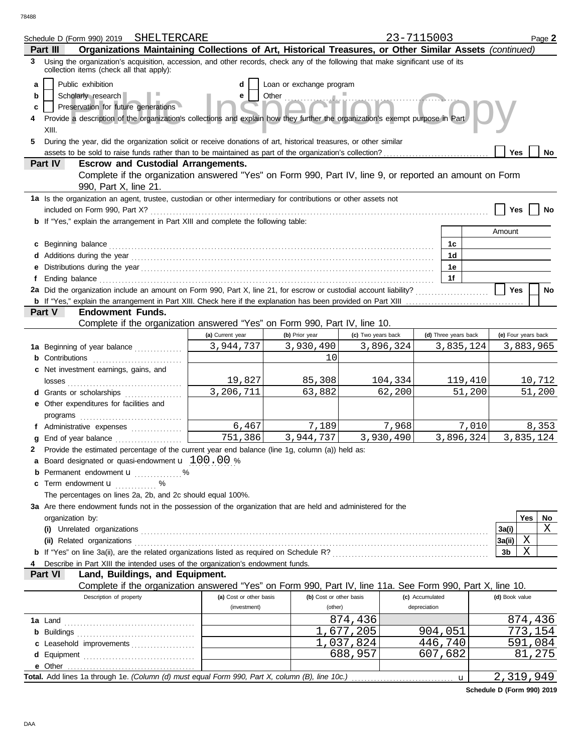Schedule D (Form 990) 2019 SHELTERCARE 23-7115003 Page **2**

**Part III** **Organizations Maintaining Collections of Art, Historical Treasures, or Other Similar Assets** *(continued)*

**3** Using the organization's acquisition, accession, and other records, check any of the following that make significant use of its collection items (check all that apply):

- **a** [ ] Public exhibition
- **b** [ ] Scholarly research
- **c** [ ] Preservation for future generations
- **d** [ ] Loan or exchange program
- **e** [ ] Other

**4** Provide a description of the organization's collections and explain how they further the organization's exempt purpose in Part XIII.

**5** During the year, did the organization solicit or receive donations of art, historical treasures, or other similar assets to be sold to raise funds rather than to be maintained as part of the organization's collection? [ ] Yes [ ] No

**Part IV** **Escrow and Custodial Arrangements.**
Complete if the organization answered "Yes" on Form 990, Part IV, line 9, or reported an amount on Form 990, Part X, line 21.

**1a** Is the organization an agent, trustee, custodian or other intermediary for contributions or other assets not included on Form 990, Part X? [ ] Yes [ ] No

**b** If "Yes," explain the arrangement in Part XIII and complete the following table:

| | | Amount |
|---|---|---|
| **c** Beginning balance | 1c | |
| **d** Additions during the year | 1d | |
| **e** Distributions during the year | 1e | |
| **f** Ending balance | 1f | |

**2a** Did the organization include an amount on Form 990, Part X, line 21, for escrow or custodial account liability? [ ] Yes [ ] No

**b** If "Yes," explain the arrangement in Part XIII. Check here if the explanation has been provided on Part XIII [ ]

**Part V** **Endowment Funds.**
Complete if the organization answered "Yes" on Form 990, Part IV, line 10.

| | (a) Current year | (b) Prior year | (c) Two years back | (d) Three years back | (e) Four years back |
|---|---|---|---|---|---|
| **1a** Beginning of year balance | 3,944,737 | 3,930,490 | 3,896,324 | 3,835,124 | 3,883,965 |
| **b** Contributions | | 10 | | | |
| **c** Net investment earnings, gains, and losses | 19,827 | 85,308 | 104,334 | 119,410 | 10,712 |
| **d** Grants or scholarships | 3,206,711 | 63,882 | 62,200 | 51,200 | 51,200 |
| **e** Other expenditures for facilities and programs | | | | | |
| **f** Administrative expenses | 6,467 | 7,189 | 7,968 | 7,010 | 8,353 |
| **g** End of year balance | 751,386 | 3,944,737 | 3,930,490 | 3,896,324 | 3,835,124 |

**2** Provide the estimated percentage of the current year end balance (line 1g, column (a)) held as:

- **a** Board designated or quasi-endowment u 100.00 %
- **b** Permanent endowment u %
- **c** Term endowment u %

The percentages on lines 2a, 2b, and 2c should equal 100%.

**3a** Are there endowment funds not in the possession of the organization that are held and administered for the organization by:

| | | Yes | No |
|---|---|---|---|
| **(i)** Unrelated organizations | 3a(i) | | X |
| **(ii)** Related organizations | 3a(ii) | X | |
| **b** If "Yes" on line 3a(ii), are the related organizations listed as required on Schedule R? | 3b | X | |

**4** Describe in Part XIII the intended uses of the organization's endowment funds.

**Part VI** **Land, Buildings, and Equipment.**
Complete if the organization answered "Yes" on Form 990, Part IV, line 11a. See Form 990, Part X, line 10.

| Description of property | (a) Cost or other basis (investment) | (b) Cost or other basis (other) | (c) Accumulated depreciation | (d) Book value |
|---|---|---|---|---|
| **1a** Land | | 874,436 | | 874,436 |
| **b** Buildings | | 1,677,205 | 904,051 | 773,154 |
| **c** Leasehold improvements | | 1,037,824 | 446,740 | 591,084 |
| **d** Equipment | | 688,957 | 607,682 | 81,275 |
| **e** Other | | | | |
| **Total.** Add lines 1a through 1e. *(Column (d) must equal Form 990, Part X, column (B), line 10c.)* u | | | | 2,319,949 |

**Schedule D (Form 990) 2019**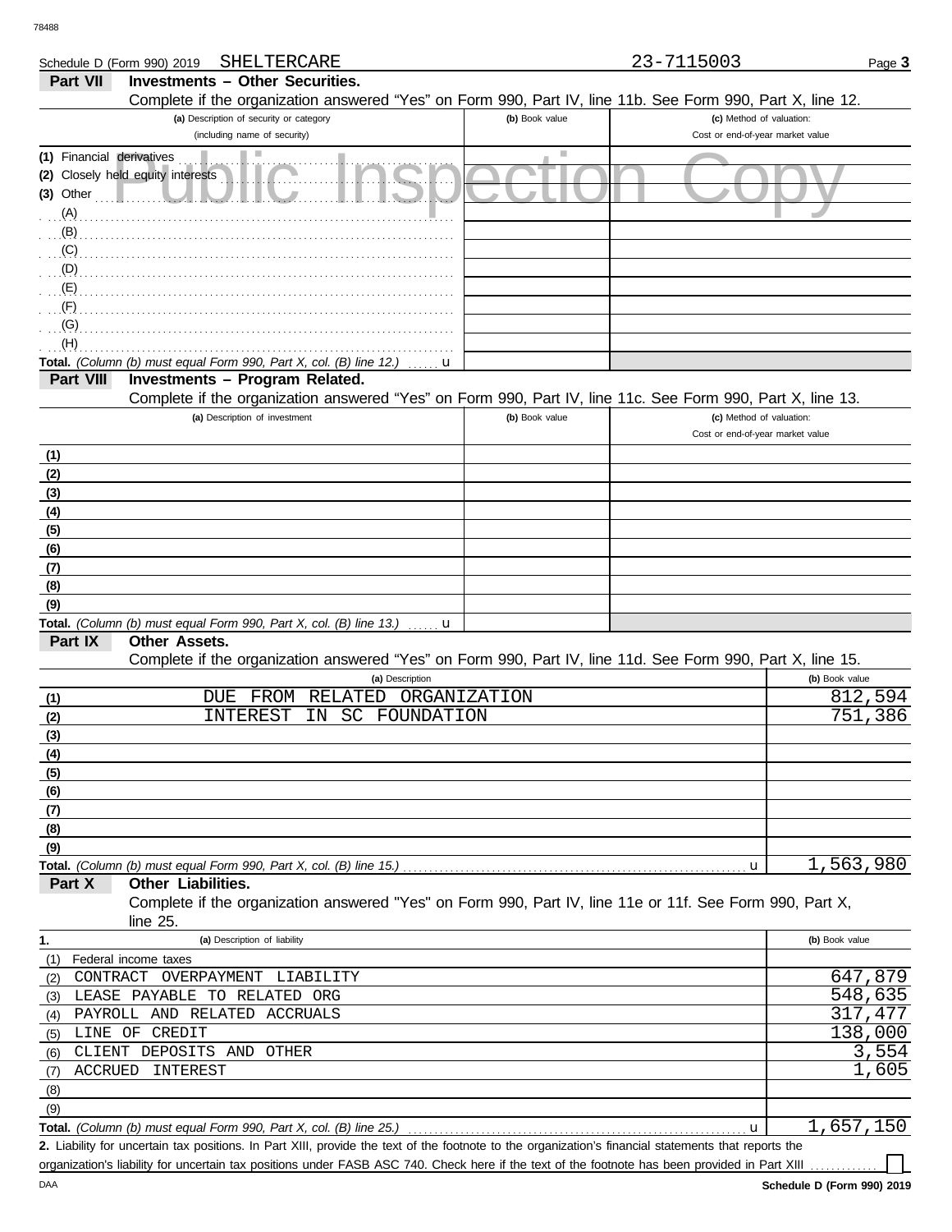Schedule D (Form 990) 2019 SHELTERCARE 23-7115003

## Part VII Investments – Other Securities.

Complete if the organization answered "Yes" on Form 990, Part IV, line 11b. See Form 990, Part X, line 12.

| (a) Description of security or category (including name of security) | (b) Book value | (c) Method of valuation: Cost or end-of-year market value |
|---|---|---|
| (1) Financial derivatives | | |
| (2) Closely held equity interests | | |
| (3) Other | | |
| (A) | | |
| (B) | | |
| (C) | | |
| (D) | | |
| (E) | | |
| (F) | | |
| (G) | | |
| (H) | | |
| **Total.** *(Column (b) must equal Form 990, Part X, col. (B) line 12.)* | | |

## Part VIII Investments – Program Related.

Complete if the organization answered "Yes" on Form 990, Part IV, line 11c. See Form 990, Part X, line 13.

| (a) Description of investment | (b) Book value | (c) Method of valuation: Cost or end-of-year market value |
|---|---|---|
| (1) | | |
| (2) | | |
| (3) | | |
| (4) | | |
| (5) | | |
| (6) | | |
| (7) | | |
| (8) | | |
| (9) | | |
| **Total.** *(Column (b) must equal Form 990, Part X, col. (B) line 13.)* | | |

## Part IX Other Assets.

Complete if the organization answered "Yes" on Form 990, Part IV, line 11d. See Form 990, Part X, line 15.

| | (a) Description | (b) Book value |
|---|---|---|
| (1) | DUE FROM RELATED ORGANIZATION | 812,594 |
| (2) | INTEREST IN SC FOUNDATION | 751,386 |
| (3) | | |
| (4) | | |
| (5) | | |
| (6) | | |
| (7) | | |
| (8) | | |
| (9) | | |
| **Total.** *(Column (b) must equal Form 990, Part X, col. (B) line 15.)* | | 1,563,980 |

## Part X Other Liabilities.

Complete if the organization answered "Yes" on Form 990, Part IV, line 11e or 11f. See Form 990, Part X, line 25.

| 1. | (a) Description of liability | (b) Book value |
|---|---|---|
| (1) | Federal income taxes | |
| (2) | CONTRACT OVERPAYMENT LIABILITY | 647,879 |
| (3) | LEASE PAYABLE TO RELATED ORG | 548,635 |
| (4) | PAYROLL AND RELATED ACCRUALS | 317,477 |
| (5) | LINE OF CREDIT | 138,000 |
| (6) | CLIENT DEPOSITS AND OTHER | 3,554 |
| (7) | ACCRUED INTEREST | 1,605 |
| (8) | | |
| (9) | | |
| **Total.** *(Column (b) must equal Form 990, Part X, col. (B) line 25.)* | | 1,657,150 |

**2.** Liability for uncertain tax positions. In Part XIII, provide the text of the footnote to the organization's financial statements that reports the organization's liability for uncertain tax positions under FASB ASC 740. Check here if the text of the footnote has been provided in Part XIII ☐

Schedule D (Form 990) 2019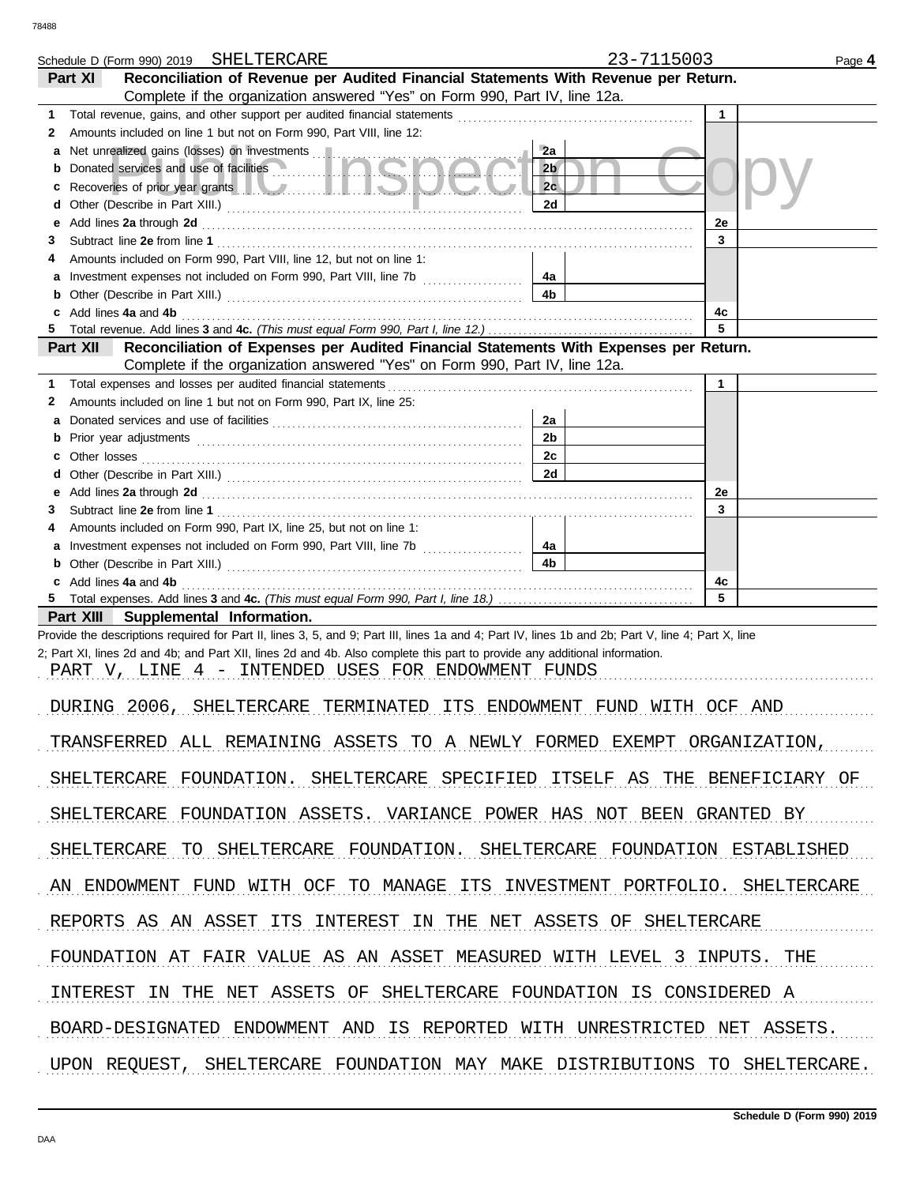Schedule D (Form 990) 2019 SHELTERCARE 23-7115003 Page **4**

## Part XI Reconciliation of Revenue per Audited Financial Statements With Revenue per Return.

Complete if the organization answered "Yes" on Form 990, Part IV, line 12a.

| | | | | | |
|---|---|---|---|---|---|
| 1 | Total revenue, gains, and other support per audited financial statements | | | 1 | |
| 2 | Amounts included on line 1 but not on Form 990, Part VIII, line 12: | | | | |
| a | Net unrealized gains (losses) on investments | 2a | | | |
| b | Donated services and use of facilities | 2b | | | |
| c | Recoveries of prior year grants | 2c | | | |
| d | Other (Describe in Part XIII.) | 2d | | | |
| e | Add lines **2a** through **2d** | | | 2e | |
| 3 | Subtract line **2e** from line **1** | | | 3 | |
| 4 | Amounts included on Form 990, Part VIII, line 12, but not on line 1: | | | | |
| a | Investment expenses not included on Form 990, Part VIII, line 7b | 4a | | | |
| b | Other (Describe in Part XIII.) | 4b | | | |
| c | Add lines **4a** and **4b** | | | 4c | |
| 5 | Total revenue. Add lines **3** and **4c.** *(This must equal Form 990, Part I, line 12.)* | | | 5 | |

## Part XII Reconciliation of Expenses per Audited Financial Statements With Expenses per Return.

Complete if the organization answered "Yes" on Form 990, Part IV, line 12a.

| | | | | | |
|---|---|---|---|---|---|
| 1 | Total expenses and losses per audited financial statements | | | 1 | |
| 2 | Amounts included on line 1 but not on Form 990, Part IX, line 25: | | | | |
| a | Donated services and use of facilities | 2a | | | |
| b | Prior year adjustments | 2b | | | |
| c | Other losses | 2c | | | |
| d | Other (Describe in Part XIII.) | 2d | | | |
| e | Add lines **2a** through **2d** | | | 2e | |
| 3 | Subtract line **2e** from line **1** | | | 3 | |
| 4 | Amounts included on Form 990, Part IX, line 25, but not on line 1: | | | | |
| a | Investment expenses not included on Form 990, Part VIII, line 7b | 4a | | | |
| b | Other (Describe in Part XIII.) | 4b | | | |
| c | Add lines **4a** and **4b** | | | 4c | |
| 5 | Total expenses. Add lines **3** and **4c.** *(This must equal Form 990, Part I, line 18.)* | | | 5 | |

## Part XIII Supplemental Information.

Provide the descriptions required for Part II, lines 3, 5, and 9; Part III, lines 1a and 4; Part IV, lines 1b and 2b; Part V, line 4; Part X, line 2; Part XI, lines 2d and 4b; and Part XII, lines 2d and 4b. Also complete this part to provide any additional information.

PART V, LINE 4 - INTENDED USES FOR ENDOWMENT FUNDS

DURING 2006, SHELTERCARE TERMINATED ITS ENDOWMENT FUND WITH OCF AND TRANSFERRED ALL REMAINING ASSETS TO A NEWLY FORMED EXEMPT ORGANIZATION, SHELTERCARE FOUNDATION. SHELTERCARE SPECIFIED ITSELF AS THE BENEFICIARY OF SHELTERCARE FOUNDATION ASSETS. VARIANCE POWER HAS NOT BEEN GRANTED BY SHELTERCARE TO SHELTERCARE FOUNDATION. SHELTERCARE FOUNDATION ESTABLISHED AN ENDOWMENT FUND WITH OCF TO MANAGE ITS INVESTMENT PORTFOLIO. SHELTERCARE REPORTS AS AN ASSET ITS INTEREST IN THE NET ASSETS OF SHELTERCARE FOUNDATION AT FAIR VALUE AS AN ASSET MEASURED WITH LEVEL 3 INPUTS. THE INTEREST IN THE NET ASSETS OF SHELTERCARE FOUNDATION IS CONSIDERED A BOARD-DESIGNATED ENDOWMENT AND IS REPORTED WITH UNRESTRICTED NET ASSETS. UPON REQUEST, SHELTERCARE FOUNDATION MAY MAKE DISTRIBUTIONS TO SHELTERCARE.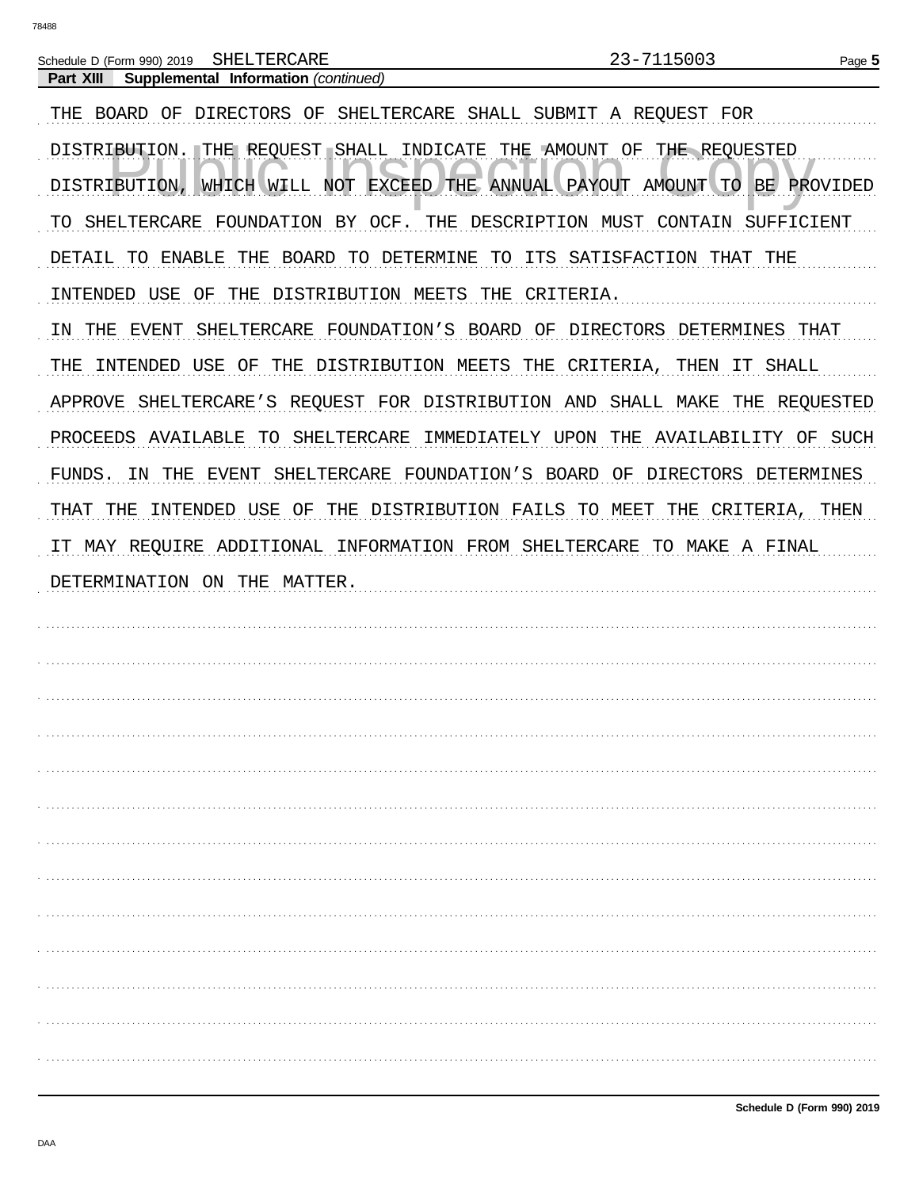Schedule D (Form 990) 2019 SHELTERCARE 23-7115003

**Part XIII Supplemental Information** *(continued)*

THE BOARD OF DIRECTORS OF SHELTERCARE SHALL SUBMIT A REQUEST FOR DISTRIBUTION. THE REQUEST SHALL INDICATE THE AMOUNT OF THE REQUESTED DISTRIBUTION, WHICH WILL NOT EXCEED THE ANNUAL PAYOUT AMOUNT TO BE PROVIDED TO SHELTERCARE FOUNDATION BY OCF. THE DESCRIPTION MUST CONTAIN SUFFICIENT DETAIL TO ENABLE THE BOARD TO DETERMINE TO ITS SATISFACTION THAT THE INTENDED USE OF THE DISTRIBUTION MEETS THE CRITERIA.

IN THE EVENT SHELTERCARE FOUNDATION'S BOARD OF DIRECTORS DETERMINES THAT THE INTENDED USE OF THE DISTRIBUTION MEETS THE CRITERIA, THEN IT SHALL APPROVE SHELTERCARE'S REQUEST FOR DISTRIBUTION AND SHALL MAKE THE REQUESTED PROCEEDS AVAILABLE TO SHELTERCARE IMMEDIATELY UPON THE AVAILABILITY OF SUCH FUNDS. IN THE EVENT SHELTERCARE FOUNDATION'S BOARD OF DIRECTORS DETERMINES THAT THE INTENDED USE OF THE DISTRIBUTION FAILS TO MEET THE CRITERIA, THEN IT MAY REQUIRE ADDITIONAL INFORMATION FROM SHELTERCARE TO MAKE A FINAL DETERMINATION ON THE MATTER.

Schedule D (Form 990) 2019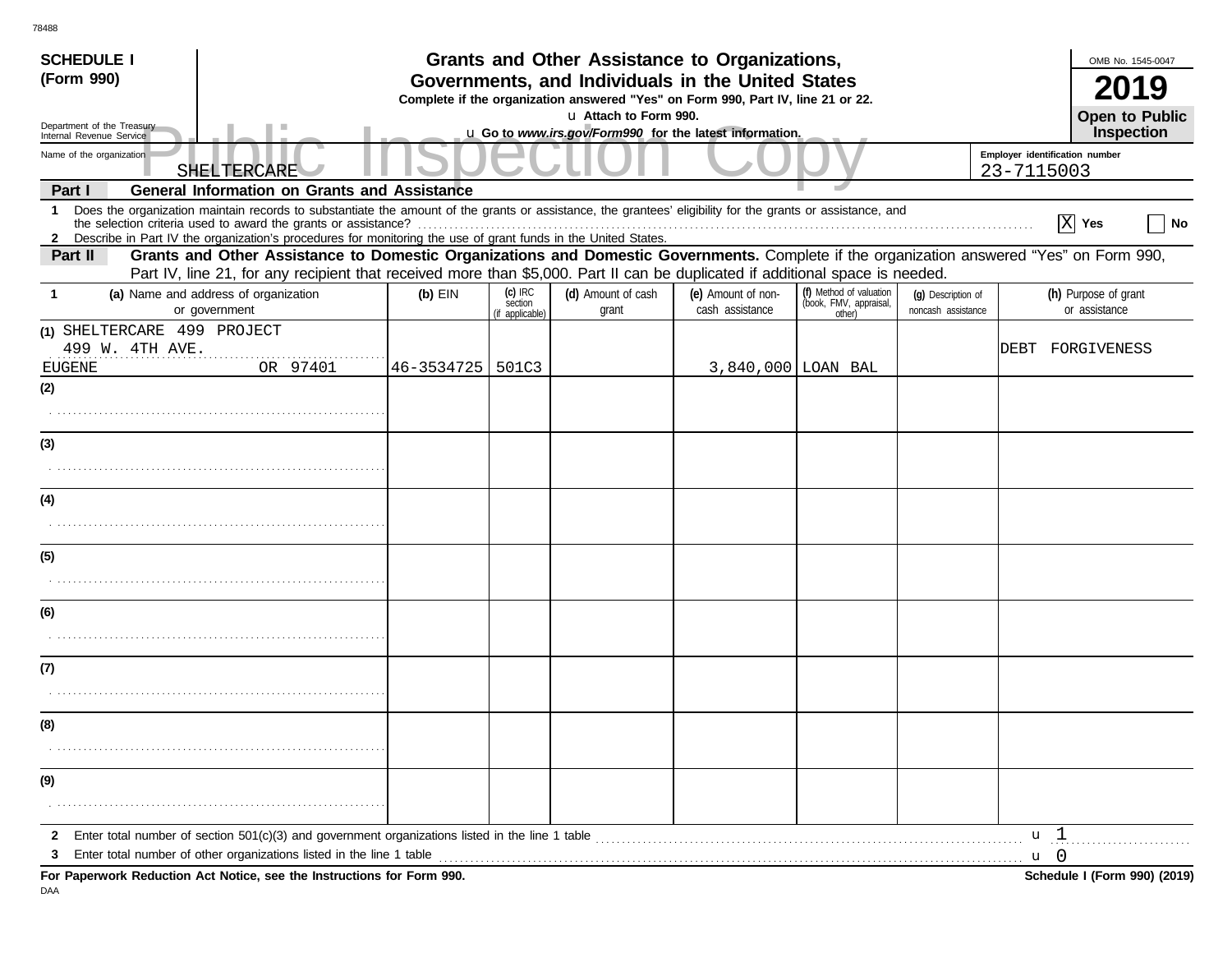**SCHEDULE I**
**(Form 990)**

Department of the Treasury
Internal Revenue Service

# Grants and Other Assistance to Organizations, Governments, and Individuals in the United States

**Complete if the organization answered "Yes" on Form 990, Part IV, line 21 or 22.**

u **Attach to Form 990.**

u **Go to *www.irs.gov/Form990* for the latest information.**

OMB No. 1545-0047

**2019**

**Open to Public Inspection**

Public Inspection Copy

Name of the organization: SHELTERCARE

Employer identification number: 23-7115003

**Part I — General Information on Grants and Assistance**

**1** Does the organization maintain records to substantiate the amount of the grants or assistance, the grantees' eligibility for the grants or assistance, and the selection criteria used to award the grants or assistance? [X] **Yes** [ ] **No**

**2** Describe in Part IV the organization's procedures for monitoring the use of grant funds in the United States.

**Part II — Grants and Other Assistance to Domestic Organizations and Domestic Governments.** Complete if the organization answered "Yes" on Form 990, Part IV, line 21, for any recipient that received more than $5,000. Part II can be duplicated if additional space is needed.

| 1 (a) Name and address of organization or government | (b) EIN | (c) IRC section (if applicable) | (d) Amount of cash grant | (e) Amount of non-cash assistance | (f) Method of valuation (book, FMV, appraisal, other) | (g) Description of noncash assistance | (h) Purpose of grant or assistance |
|---|---|---|---|---|---|---|---|
| (1) SHELTERCARE 499 PROJECT<br>499 W. 4TH AVE.<br>EUGENE OR 97401 | 46-3534725 | 501C3 | | 3,840,000 | LOAN BAL | | DEBT FORGIVENESS |
| (2) | | | | | | | |
| (3) | | | | | | | |
| (4) | | | | | | | |
| (5) | | | | | | | |
| (6) | | | | | | | |
| (7) | | | | | | | |
| (8) | | | | | | | |
| (9) | | | | | | | |

**2** Enter total number of section 501(c)(3) and government organizations listed in the line 1 table u 1

**3** Enter total number of other organizations listed in the line 1 table u 0

**For Paperwork Reduction Act Notice, see the Instructions for Form 990.**

**Schedule I (Form 990) (2019)**

DAA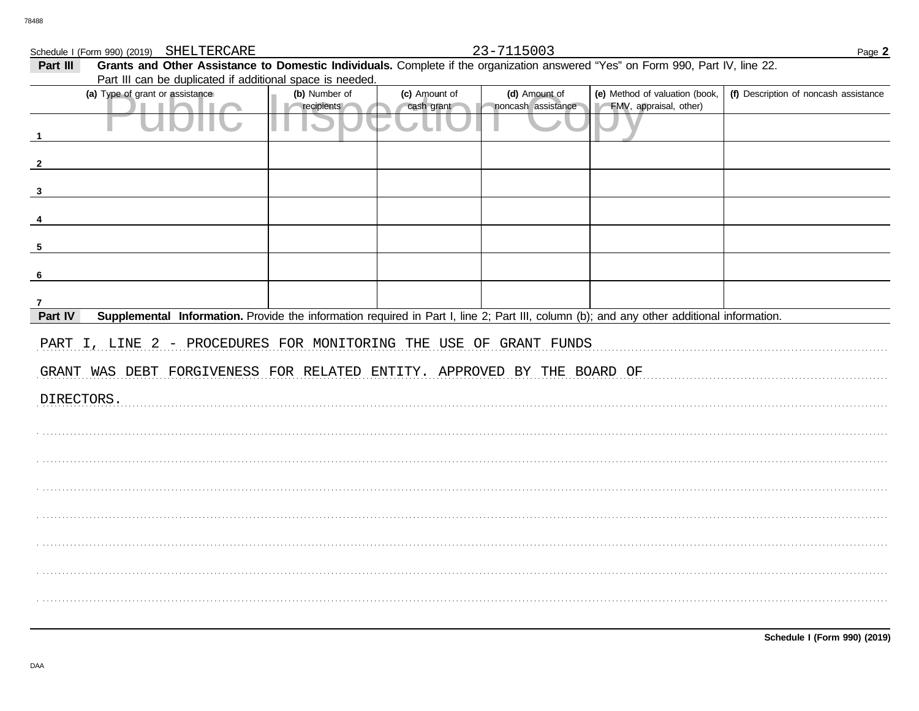Schedule I (Form 990) (2019) SHELTERCARE 23-7115003

**Part III** **Grants and Other Assistance to Domestic Individuals.** Complete if the organization answered "Yes" on Form 990, Part IV, line 22. Part III can be duplicated if additional space is needed.

| | (a) Type of grant or assistance | (b) Number of recipients | (c) Amount of cash grant | (d) Amount of noncash assistance | (e) Method of valuation (book, FMV, appraisal, other) | (f) Description of noncash assistance |
|---|---|---|---|---|---|---|
| 1 | | | | | | |
| 2 | | | | | | |
| 3 | | | | | | |
| 4 | | | | | | |
| 5 | | | | | | |
| 6 | | | | | | |
| 7 | | | | | | |

**Part IV** **Supplemental Information.** Provide the information required in Part I, line 2; Part III, column (b); and any other additional information.

PART I, LINE 2 - PROCEDURES FOR MONITORING THE USE OF GRANT FUNDS

GRANT WAS DEBT FORGIVENESS FOR RELATED ENTITY. APPROVED BY THE BOARD OF DIRECTORS.

**Schedule I (Form 990) (2019)**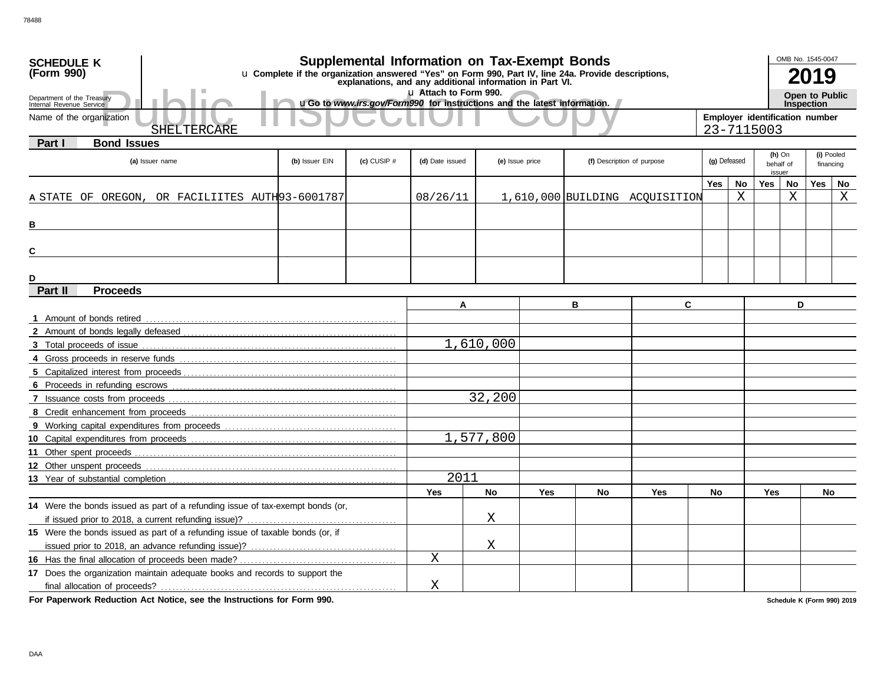**SCHEDULE K (Form 990)**

Department of the Treasury
Internal Revenue Service

# Supplemental Information on Tax-Exempt Bonds

u Complete if the organization answered "Yes" on Form 990, Part IV, line 24a. Provide descriptions, explanations, and any additional information in Part VI.

u Attach to Form 990.

u Go to *www.irs.gov/Form990* for instructions and the latest information.

OMB No. 1545-0047

**2019**

**Open to Public Inspection**

Public Inspection Copy

Name of the organization: SHELTERCARE

Employer identification number: 23-7115003

## Part I Bond Issues

| | (a) Issuer name | (b) Issuer EIN | (c) CUSIP # | (d) Date issued | (e) Issue price | (f) Description of purpose | (g) Defeased Yes | (g) Defeased No | (h) On behalf of issuer Yes | (h) On behalf of issuer No | (i) Pooled financing Yes | (i) Pooled financing No |
|---|---|---|---|---|---|---|---|---|---|---|---|---|
| A | STATE OF OREGON, OR FACILIITES AUTH | 93-6001787 | | 08/26/11 | 1,610,000 | BUILDING ACQUISITION | | X | | X | | X |
| B | | | | | | | | | | | | |
| C | | | | | | | | | | | | |
| D | | | | | | | | | | | | |

## Part II Proceeds

| | A | B | C | D |
|---|---|---|---|---|
| 1 Amount of bonds retired | | | | |
| 2 Amount of bonds legally defeased | | | | |
| 3 Total proceeds of issue | 1,610,000 | | | |
| 4 Gross proceeds in reserve funds | | | | |
| 5 Capitalized interest from proceeds | | | | |
| 6 Proceeds in refunding escrows | | | | |
| 7 Issuance costs from proceeds | 32,200 | | | |
| 8 Credit enhancement from proceeds | | | | |
| 9 Working capital expenditures from proceeds | | | | |
| 10 Capital expenditures from proceeds | 1,577,800 | | | |
| 11 Other spent proceeds | | | | |
| 12 Other unspent proceeds | | | | |
| 13 Year of substantial completion | 2011 | | | |

| | A Yes | A No | B Yes | B No | C Yes | C No | D Yes | D No |
|---|---|---|---|---|---|---|---|---|
| 14 Were the bonds issued as part of a refunding issue of tax-exempt bonds (or, if issued prior to 2018, a current refunding issue)? | | X | | | | | | |
| 15 Were the bonds issued as part of a refunding issue of taxable bonds (or, if issued prior to 2018, an advance refunding issue)? | | X | | | | | | |
| 16 Has the final allocation of proceeds been made? | X | | | | | | | |
| 17 Does the organization maintain adequate books and records to support the final allocation of proceeds? | X | | | | | | | |

**For Paperwork Reduction Act Notice, see the Instructions for Form 990.**

**Schedule K (Form 990) 2019**

DAA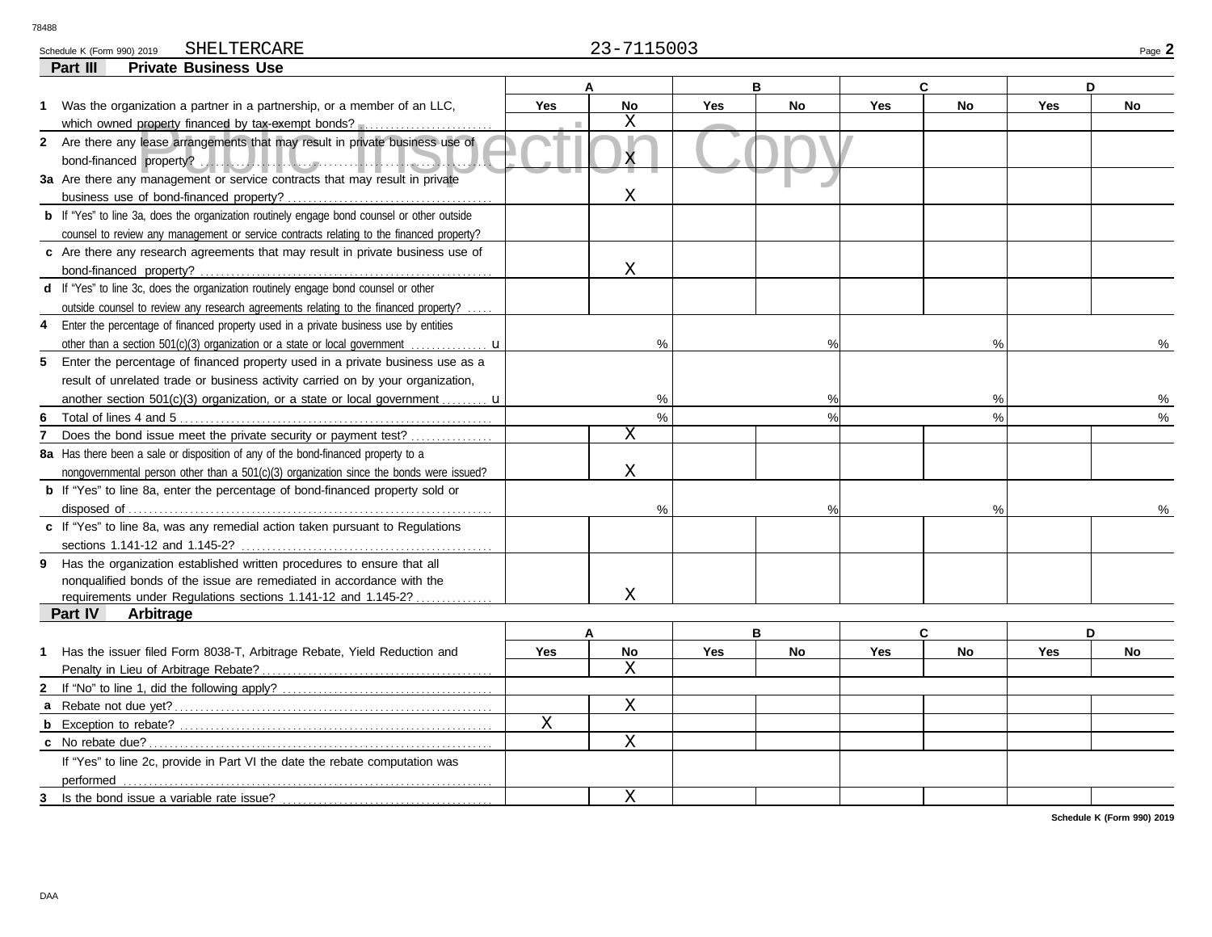Schedule K (Form 990) 2019 SHELTERCARE 23-7115003

## Part III Private Business Use

| | A | | B | | C | | D | |
|---|---|---|---|---|---|---|---|---|
| | Yes | No | Yes | No | Yes | No | Yes | No |
| **1** Was the organization a partner in a partnership, or a member of an LLC, which owned property financed by tax-exempt bonds? | | X | | | | | | |
| **2** Are there any lease arrangements that may result in private business use of bond-financed property? | | X | | | | | | |
| **3a** Are there any management or service contracts that may result in private business use of bond-financed property? | | X | | | | | | |
| **b** If "Yes" to line 3a, does the organization routinely engage bond counsel or other outside counsel to review any management or service contracts relating to the financed property? | | | | | | | | |
| **c** Are there any research agreements that may result in private business use of bond-financed property? | | X | | | | | | |
| **d** If "Yes" to line 3c, does the organization routinely engage bond counsel or other outside counsel to review any research agreements relating to the financed property? | | | | | | | | |
| **4** Enter the percentage of financed property used in a private business use by entities other than a section 501(c)(3) organization or a state or local government | % | | % | | % | | % | |
| **5** Enter the percentage of financed property used in a private business use as a result of unrelated trade or business activity carried on by your organization, another section 501(c)(3) organization, or a state or local government | % | | % | | % | | % | |
| **6** Total of lines 4 and 5 | % | | % | | % | | % | |
| **7** Does the bond issue meet the private security or payment test? | | X | | | | | | |
| **8a** Has there been a sale or disposition of any of the bond-financed property to a nongovernmental person other than a 501(c)(3) organization since the bonds were issued? | | X | | | | | | |
| **b** If "Yes" to line 8a, enter the percentage of bond-financed property sold or disposed of | % | | % | | % | | % | |
| **c** If "Yes" to line 8a, was any remedial action taken pursuant to Regulations sections 1.141-12 and 1.145-2? | | | | | | | | |
| **9** Has the organization established written procedures to ensure that all nonqualified bonds of the issue are remediated in accordance with the requirements under Regulations sections 1.141-12 and 1.145-2? | | X | | | | | | |

## Part IV Arbitrage

| | A | | B | | C | | D | |
|---|---|---|---|---|---|---|---|---|
| | Yes | No | Yes | No | Yes | No | Yes | No |
| **1** Has the issuer filed Form 8038-T, Arbitrage Rebate, Yield Reduction and Penalty in Lieu of Arbitrage Rebate? | | X | | | | | | |
| **2** If "No" to line 1, did the following apply? | | | | | | | | |
| **a** Rebate not due yet? | | X | | | | | | |
| **b** Exception to rebate? | X | | | | | | | |
| **c** No rebate due? | | X | | | | | | |
| If "Yes" to line 2c, provide in Part VI the date the rebate computation was performed | | | | | | | | |
| **3** Is the bond issue a variable rate issue? | | X | | | | | | |

Schedule K (Form 990) 2019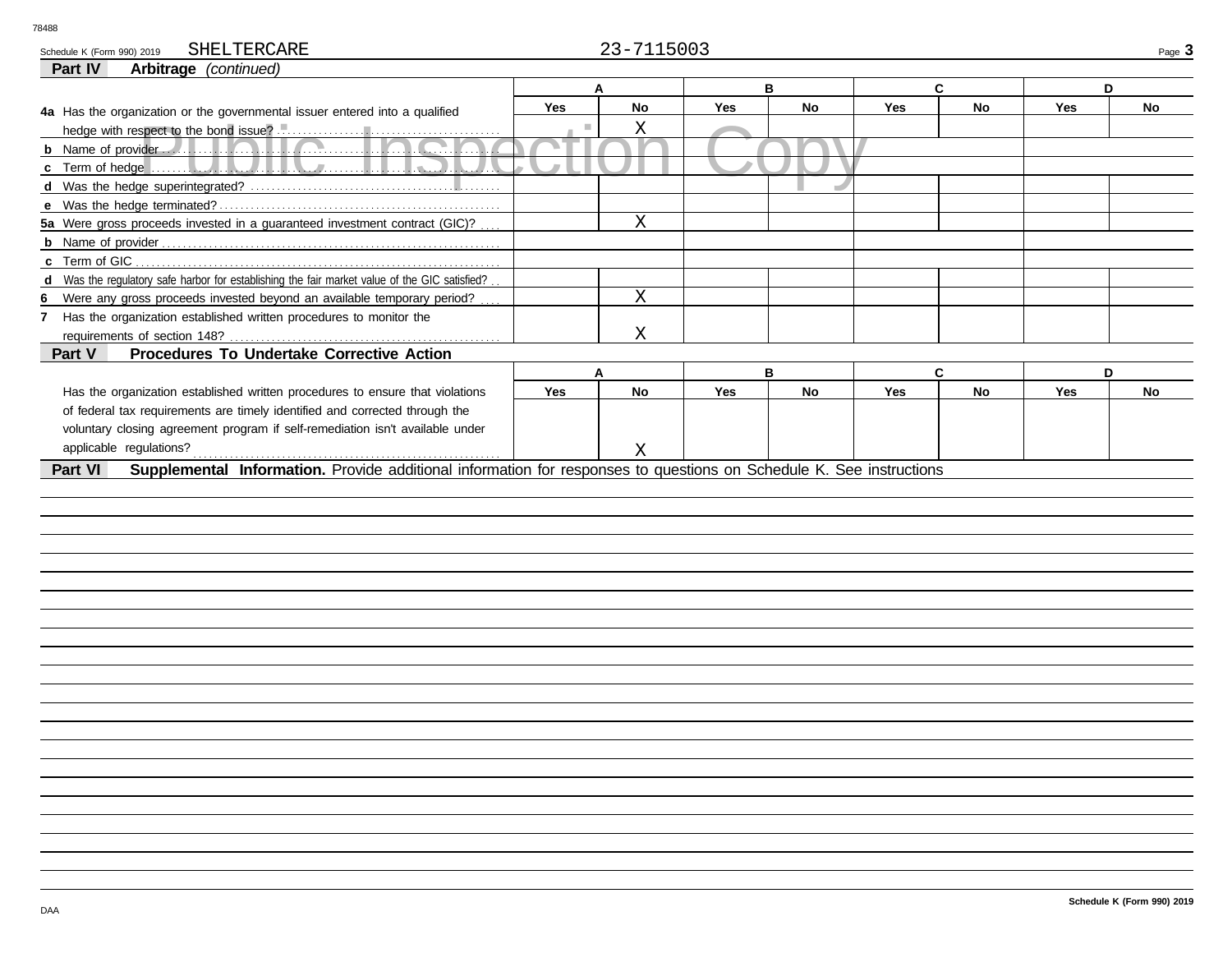Schedule K (Form 990) 2019 SHELTERCARE 23-7115003

## Part IV Arbitrage *(continued)*

| | A | | B | | C | | D | |
|---|---|---|---|---|---|---|---|---|
| | Yes | No | Yes | No | Yes | No | Yes | No |
| **4a** Has the organization or the governmental issuer entered into a qualified hedge with respect to the bond issue? | | X | | | | | | |
| **b** Name of provider | | | | | | | | |
| **c** Term of hedge | | | | | | | | |
| **d** Was the hedge superintegrated? | | | | | | | | |
| **e** Was the hedge terminated? | | | | | | | | |
| **5a** Were gross proceeds invested in a guaranteed investment contract (GIC)? | | X | | | | | | |
| **b** Name of provider | | | | | | | | |
| **c** Term of GIC | | | | | | | | |
| **d** Was the regulatory safe harbor for establishing the fair market value of the GIC satisfied? | | | | | | | | |
| **6** Were any gross proceeds invested beyond an available temporary period? | | X | | | | | | |
| **7** Has the organization established written procedures to monitor the requirements of section 148? | | X | | | | | | |

## Part V Procedures To Undertake Corrective Action

| | A | | B | | C | | D | |
|---|---|---|---|---|---|---|---|---|
| | Yes | No | Yes | No | Yes | No | Yes | No |
| Has the organization established written procedures to ensure that violations of federal tax requirements are timely identified and corrected through the voluntary closing agreement program if self-remediation isn't available under applicable regulations? | | X | | | | | | |

## Part VI Supplemental Information. Provide additional information for responses to questions on Schedule K. See instructions

DAA

Schedule K (Form 990) 2019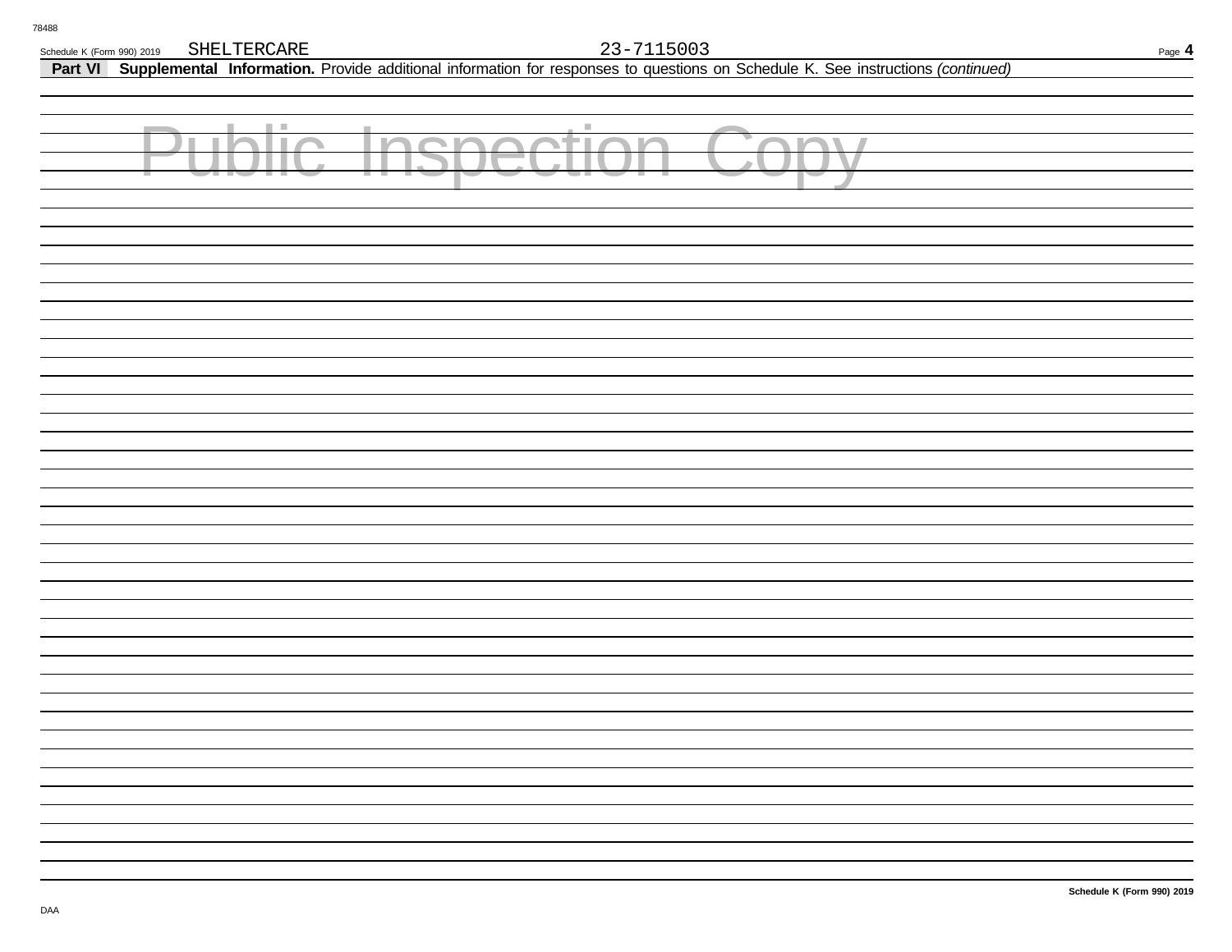SHELTERCARE 23-7115003

**Part VI Supplemental Information.** Provide additional information for responses to questions on Schedule K. See instructions *(continued)*

Public Inspection Copy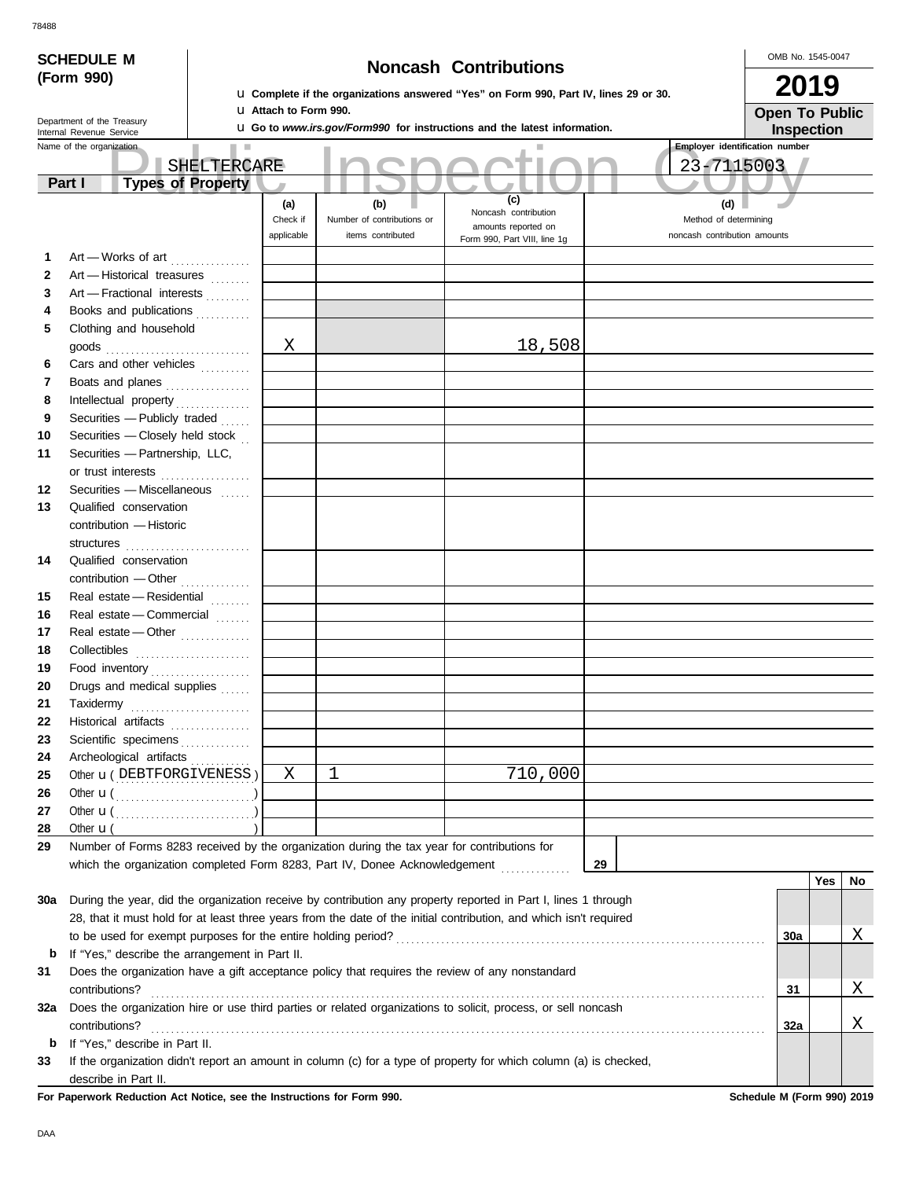**SCHEDULE M (Form 990)**

Department of the Treasury
Internal Revenue Service

# Noncash Contributions

u Complete if the organizations answered "Yes" on Form 990, Part IV, lines 29 or 30.
u Attach to Form 990.
u Go to *www.irs.gov/Form990* for instructions and the latest information.

OMB No. 1545-0047

**2019**

**Open To Public Inspection**

Name of the organization: SHELTERCARE

Employer identification number: 23-7115003

**Part I — Types of Property**

| | | (a) Check if applicable | (b) Number of contributions or items contributed | (c) Noncash contribution amounts reported on Form 990, Part VIII, line 1g | (d) Method of determining noncash contribution amounts |
|---|---|---|---|---|---|
| 1 | Art — Works of art | | | | |
| 2 | Art — Historical treasures | | | | |
| 3 | Art — Fractional interests | | | | |
| 4 | Books and publications | | | | |
| 5 | Clothing and household goods | X | | 18,508 | |
| 6 | Cars and other vehicles | | | | |
| 7 | Boats and planes | | | | |
| 8 | Intellectual property | | | | |
| 9 | Securities — Publicly traded | | | | |
| 10 | Securities — Closely held stock | | | | |
| 11 | Securities — Partnership, LLC, or trust interests | | | | |
| 12 | Securities — Miscellaneous | | | | |
| 13 | Qualified conservation contribution — Historic structures | | | | |
| 14 | Qualified conservation contribution — Other | | | | |
| 15 | Real estate — Residential | | | | |
| 16 | Real estate — Commercial | | | | |
| 17 | Real estate — Other | | | | |
| 18 | Collectibles | | | | |
| 19 | Food inventory | | | | |
| 20 | Drugs and medical supplies | | | | |
| 21 | Taxidermy | | | | |
| 22 | Historical artifacts | | | | |
| 23 | Scientific specimens | | | | |
| 24 | Archeological artifacts | | | | |
| 25 | Other u ( DEBTFORGIVENESS ) | X | 1 | 710,000 | |
| 26 | Other u ( ) | | | | |
| 27 | Other u ( ) | | | | |
| 28 | Other u ( ) | | | | |

29 Number of Forms 8283 received by the organization during the tax year for contributions for which the organization completed Form 8283, Part IV, Donee Acknowledgement . . . **29**

| | | | Yes | No |
|---|---|---|---|---|
| 30a | During the year, did the organization receive by contribution any property reported in Part I, lines 1 through 28, that it must hold for at least three years from the date of the initial contribution, and which isn't required to be used for exempt purposes for the entire holding period? | 30a | | X |
| b | If "Yes," describe the arrangement in Part II. | | | |
| 31 | Does the organization have a gift acceptance policy that requires the review of any nonstandard contributions? | 31 | | X |
| 32a | Does the organization hire or use third parties or related organizations to solicit, process, or sell noncash contributions? | 32a | | X |
| b | If "Yes," describe in Part II. | | | |
| 33 | If the organization didn't report an amount in column (c) for a type of property for which column (a) is checked, describe in Part II. | | | |

**For Paperwork Reduction Act Notice, see the Instructions for Form 990.** **Schedule M (Form 990) 2019**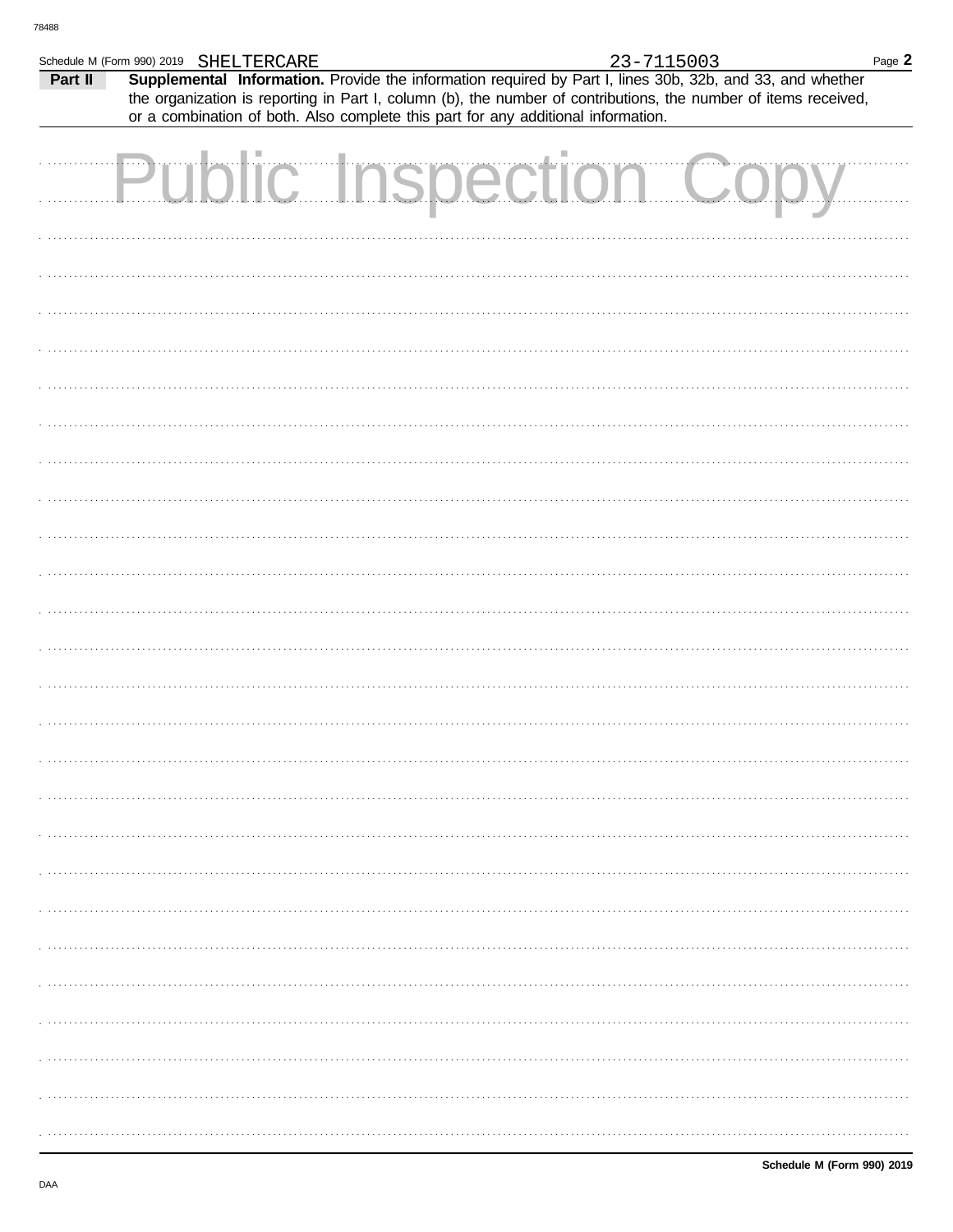Schedule M (Form 990) 2019 SHELTERCARE 23-7115003

**Part II** **Supplemental Information.** Provide the information required by Part I, lines 30b, 32b, and 33, and whether the organization is reporting in Part I, column (b), the number of contributions, the number of items received, or a combination of both. Also complete this part for any additional information.

Public Inspection Copy

**Schedule M (Form 990) 2019**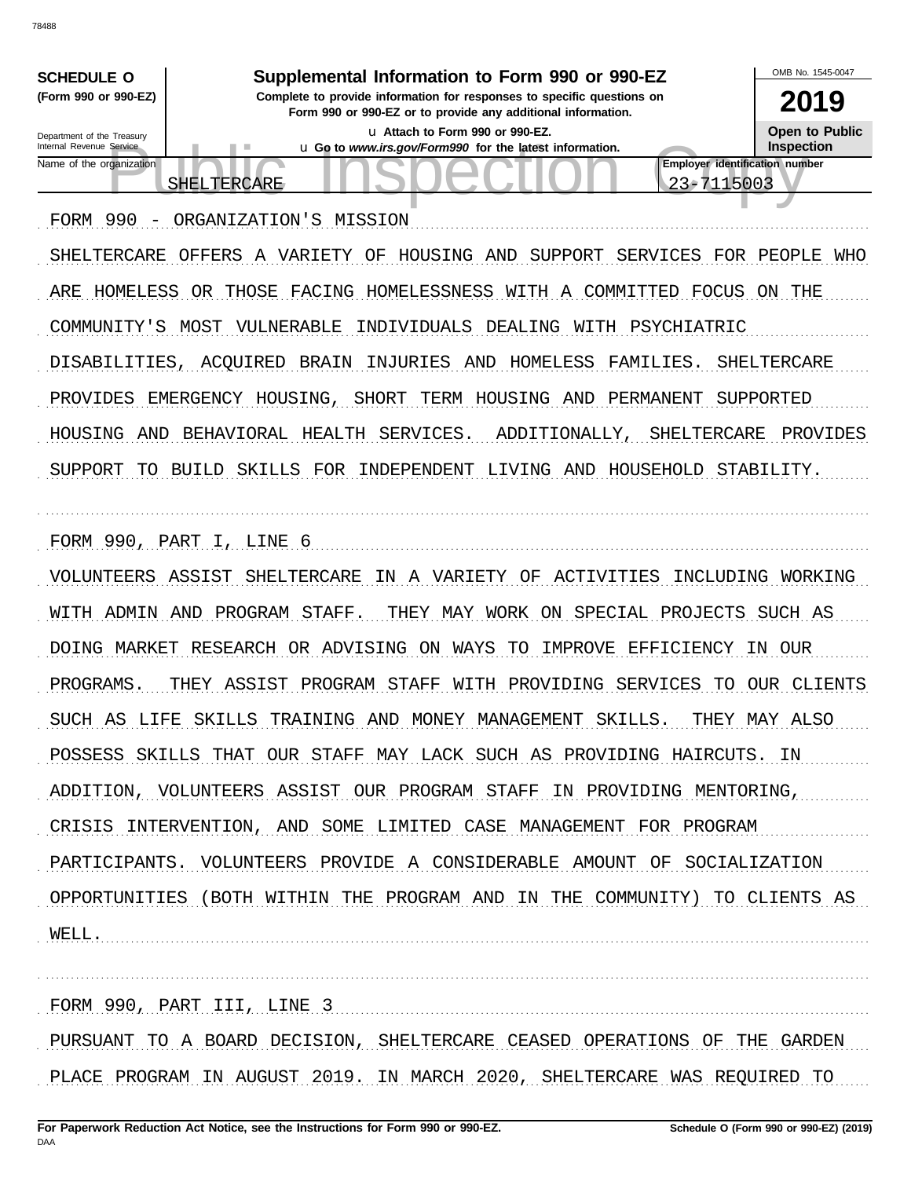**SCHEDULE O**
**(Form 990 or 990-EZ)**

Department of the Treasury
Internal Revenue Service

# Supplemental Information to Form 990 or 990-EZ

**Complete to provide information for responses to specific questions on Form 990 or 990-EZ or to provide any additional information.**

u Attach to Form 990 or 990-EZ.
u Go to *www.irs.gov/Form990* for the latest information.

OMB No. 1545-0047

**2019**

**Open to Public Inspection**

Name of the organization: SHELTERCARE

Employer identification number: 23-7115003

FORM 990 - ORGANIZATION'S MISSION

SHELTERCARE OFFERS A VARIETY OF HOUSING AND SUPPORT SERVICES FOR PEOPLE WHO ARE HOMELESS OR THOSE FACING HOMELESSNESS WITH A COMMITTED FOCUS ON THE COMMUNITY'S MOST VULNERABLE INDIVIDUALS DEALING WITH PSYCHIATRIC DISABILITIES, ACQUIRED BRAIN INJURIES AND HOMELESS FAMILIES. SHELTERCARE PROVIDES EMERGENCY HOUSING, SHORT TERM HOUSING AND PERMANENT SUPPORTED HOUSING AND BEHAVIORAL HEALTH SERVICES. ADDITIONALLY, SHELTERCARE PROVIDES SUPPORT TO BUILD SKILLS FOR INDEPENDENT LIVING AND HOUSEHOLD STABILITY.

FORM 990, PART I, LINE 6

VOLUNTEERS ASSIST SHELTERCARE IN A VARIETY OF ACTIVITIES INCLUDING WORKING WITH ADMIN AND PROGRAM STAFF. THEY MAY WORK ON SPECIAL PROJECTS SUCH AS DOING MARKET RESEARCH OR ADVISING ON WAYS TO IMPROVE EFFICIENCY IN OUR PROGRAMS. THEY ASSIST PROGRAM STAFF WITH PROVIDING SERVICES TO OUR CLIENTS SUCH AS LIFE SKILLS TRAINING AND MONEY MANAGEMENT SKILLS. THEY MAY ALSO POSSESS SKILLS THAT OUR STAFF MAY LACK SUCH AS PROVIDING HAIRCUTS. IN ADDITION, VOLUNTEERS ASSIST OUR PROGRAM STAFF IN PROVIDING MENTORING, CRISIS INTERVENTION, AND SOME LIMITED CASE MANAGEMENT FOR PROGRAM PARTICIPANTS. VOLUNTEERS PROVIDE A CONSIDERABLE AMOUNT OF SOCIALIZATION OPPORTUNITIES (BOTH WITHIN THE PROGRAM AND IN THE COMMUNITY) TO CLIENTS AS WELL.

FORM 990, PART III, LINE 3

PURSUANT TO A BOARD DECISION, SHELTERCARE CEASED OPERATIONS OF THE GARDEN PLACE PROGRAM IN AUGUST 2019. IN MARCH 2020, SHELTERCARE WAS REQUIRED TO

**For Paperwork Reduction Act Notice, see the Instructions for Form 990 or 990-EZ.**

**Schedule O (Form 990 or 990-EZ) (2019)**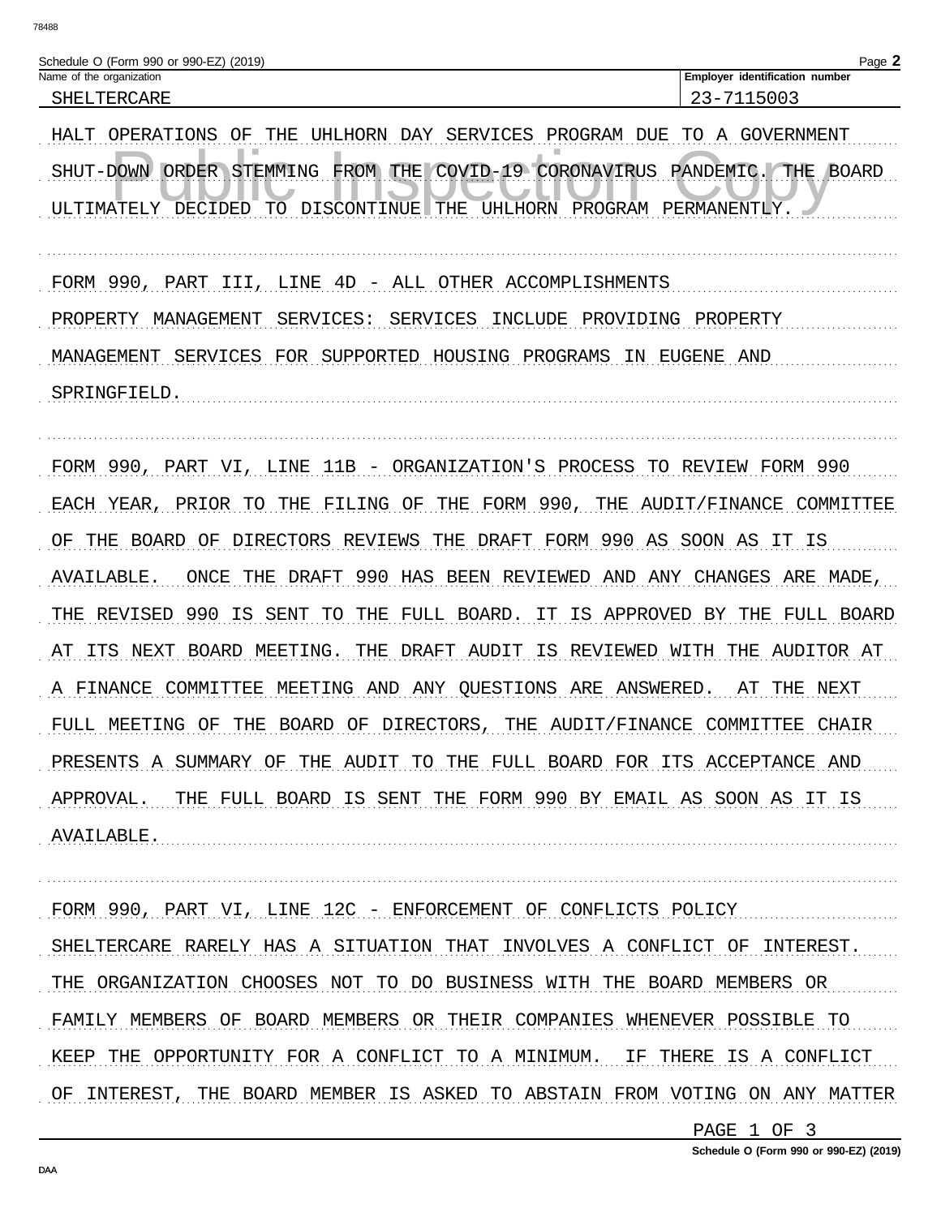Schedule O (Form 990 or 990-EZ) (2019)

| Name of the organization | Employer identification number |
| --- | --- |
| SHELTERCARE | 23-7115003 |

HALT OPERATIONS OF THE UHLHORN DAY SERVICES PROGRAM DUE TO A GOVERNMENT SHUT-DOWN ORDER STEMMING FROM THE COVID-19 CORONAVIRUS PANDEMIC. THE BOARD ULTIMATELY DECIDED TO DISCONTINUE THE UHLHORN PROGRAM PERMANENTLY.

FORM 990, PART III, LINE 4D - ALL OTHER ACCOMPLISHMENTS

PROPERTY MANAGEMENT SERVICES: SERVICES INCLUDE PROVIDING PROPERTY MANAGEMENT SERVICES FOR SUPPORTED HOUSING PROGRAMS IN EUGENE AND SPRINGFIELD.

FORM 990, PART VI, LINE 11B - ORGANIZATION'S PROCESS TO REVIEW FORM 990

EACH YEAR, PRIOR TO THE FILING OF THE FORM 990, THE AUDIT/FINANCE COMMITTEE OF THE BOARD OF DIRECTORS REVIEWS THE DRAFT FORM 990 AS SOON AS IT IS AVAILABLE. ONCE THE DRAFT 990 HAS BEEN REVIEWED AND ANY CHANGES ARE MADE, THE REVISED 990 IS SENT TO THE FULL BOARD. IT IS APPROVED BY THE FULL BOARD AT ITS NEXT BOARD MEETING. THE DRAFT AUDIT IS REVIEWED WITH THE AUDITOR AT A FINANCE COMMITTEE MEETING AND ANY QUESTIONS ARE ANSWERED. AT THE NEXT FULL MEETING OF THE BOARD OF DIRECTORS, THE AUDIT/FINANCE COMMITTEE CHAIR PRESENTS A SUMMARY OF THE AUDIT TO THE FULL BOARD FOR ITS ACCEPTANCE AND APPROVAL. THE FULL BOARD IS SENT THE FORM 990 BY EMAIL AS SOON AS IT IS AVAILABLE.

FORM 990, PART VI, LINE 12C - ENFORCEMENT OF CONFLICTS POLICY

SHELTERCARE RARELY HAS A SITUATION THAT INVOLVES A CONFLICT OF INTEREST. THE ORGANIZATION CHOOSES NOT TO DO BUSINESS WITH THE BOARD MEMBERS OR FAMILY MEMBERS OF BOARD MEMBERS OR THEIR COMPANIES WHENEVER POSSIBLE TO KEEP THE OPPORTUNITY FOR A CONFLICT TO A MINIMUM. IF THERE IS A CONFLICT OF INTEREST, THE BOARD MEMBER IS ASKED TO ABSTAIN FROM VOTING ON ANY MATTER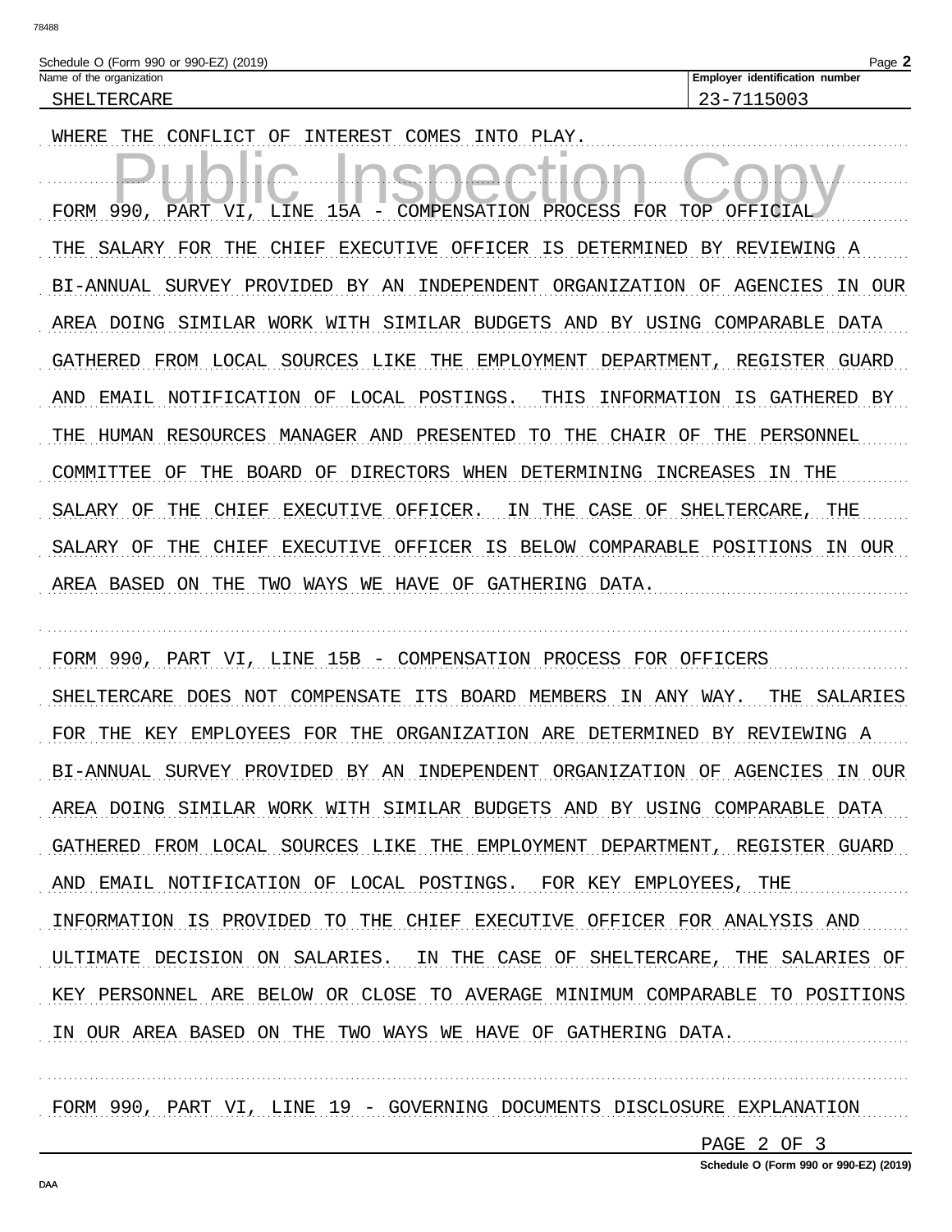Schedule O (Form 990 or 990-EZ) (2019)

| Name of the organization | Employer identification number |
|---|---|
| SHELTERCARE | 23-7115003 |

WHERE THE CONFLICT OF INTEREST COMES INTO PLAY.

FORM 990, PART VI, LINE 15A - COMPENSATION PROCESS FOR TOP OFFICIAL

THE SALARY FOR THE CHIEF EXECUTIVE OFFICER IS DETERMINED BY REVIEWING A BI-ANNUAL SURVEY PROVIDED BY AN INDEPENDENT ORGANIZATION OF AGENCIES IN OUR AREA DOING SIMILAR WORK WITH SIMILAR BUDGETS AND BY USING COMPARABLE DATA GATHERED FROM LOCAL SOURCES LIKE THE EMPLOYMENT DEPARTMENT, REGISTER GUARD AND EMAIL NOTIFICATION OF LOCAL POSTINGS. THIS INFORMATION IS GATHERED BY THE HUMAN RESOURCES MANAGER AND PRESENTED TO THE CHAIR OF THE PERSONNEL COMMITTEE OF THE BOARD OF DIRECTORS WHEN DETERMINING INCREASES IN THE SALARY OF THE CHIEF EXECUTIVE OFFICER. IN THE CASE OF SHELTERCARE, THE SALARY OF THE CHIEF EXECUTIVE OFFICER IS BELOW COMPARABLE POSITIONS IN OUR AREA BASED ON THE TWO WAYS WE HAVE OF GATHERING DATA.

FORM 990, PART VI, LINE 15B - COMPENSATION PROCESS FOR OFFICERS

SHELTERCARE DOES NOT COMPENSATE ITS BOARD MEMBERS IN ANY WAY. THE SALARIES FOR THE KEY EMPLOYEES FOR THE ORGANIZATION ARE DETERMINED BY REVIEWING A BI-ANNUAL SURVEY PROVIDED BY AN INDEPENDENT ORGANIZATION OF AGENCIES IN OUR AREA DOING SIMILAR WORK WITH SIMILAR BUDGETS AND BY USING COMPARABLE DATA GATHERED FROM LOCAL SOURCES LIKE THE EMPLOYMENT DEPARTMENT, REGISTER GUARD AND EMAIL NOTIFICATION OF LOCAL POSTINGS. FOR KEY EMPLOYEES, THE INFORMATION IS PROVIDED TO THE CHIEF EXECUTIVE OFFICER FOR ANALYSIS AND ULTIMATE DECISION ON SALARIES. IN THE CASE OF SHELTERCARE, THE SALARIES OF KEY PERSONNEL ARE BELOW OR CLOSE TO AVERAGE MINIMUM COMPARABLE TO POSITIONS IN OUR AREA BASED ON THE TWO WAYS WE HAVE OF GATHERING DATA.

FORM 990, PART VI, LINE 19 - GOVERNING DOCUMENTS DISCLOSURE EXPLANATION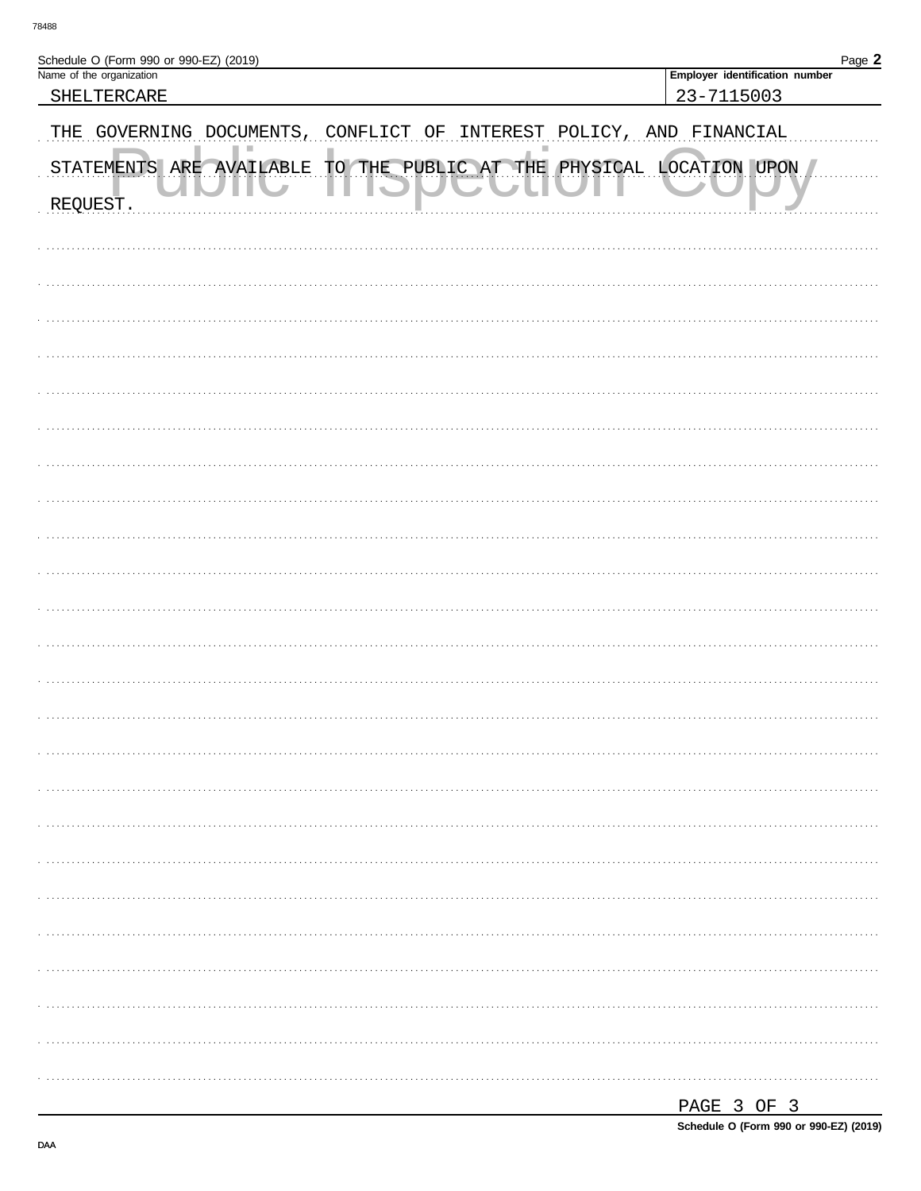Schedule O (Form 990 or 990-EZ) (2019)

| Name of the organization | Employer identification number |
| --- | --- |
| SHELTERCARE | 23-7115003 |

THE GOVERNING DOCUMENTS, CONFLICT OF INTEREST POLICY, AND FINANCIAL STATEMENTS ARE AVAILABLE TO THE PUBLIC AT THE PHYSICAL LOCATION UPON REQUEST.

PAGE 3 OF 3

Schedule O (Form 990 or 990-EZ) (2019)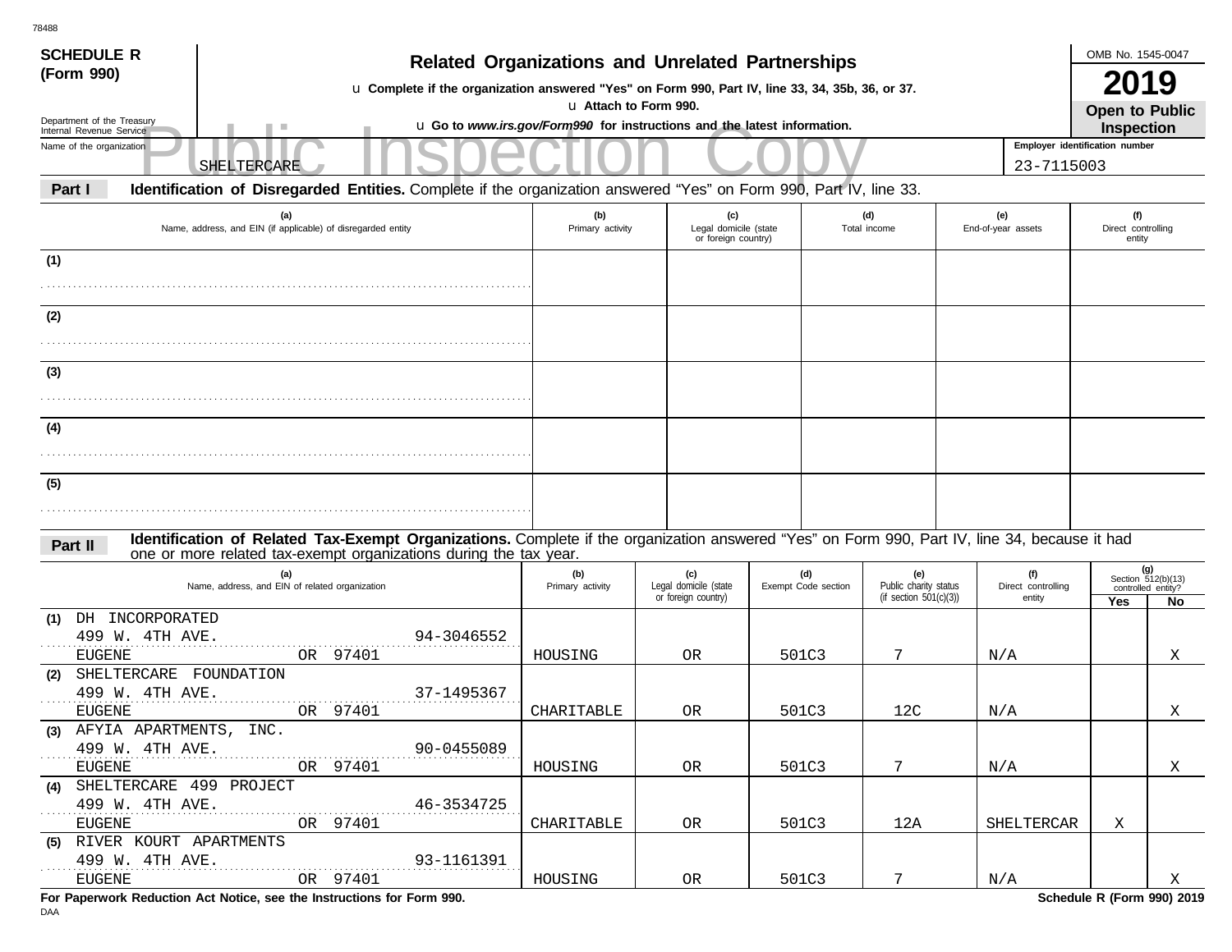78488

**SCHEDULE R (Form 990)**

Department of the Treasury
Internal Revenue Service

# Related Organizations and Unrelated Partnerships

u **Complete if the organization answered "Yes" on Form 990, Part IV, line 33, 34, 35b, 36, or 37.**

u **Attach to Form 990.**

u **Go to *www.irs.gov/Form990* for instructions and the latest information.**

OMB No. 1545-0047

**2019**

**Open to Public Inspection**

Public Inspection Copy

Name of the organization: SHELTERCARE

Employer identification number: 23-7115003

**Part I** **Identification of Disregarded Entities.** Complete if the organization answered "Yes" on Form 990, Part IV, line 33.

| (a) Name, address, and EIN (if applicable) of disregarded entity | (b) Primary activity | (c) Legal domicile (state or foreign country) | (d) Total income | (e) End-of-year assets | (f) Direct controlling entity |
|---|---|---|---|---|---|
| (1) | | | | | |
| (2) | | | | | |
| (3) | | | | | |
| (4) | | | | | |
| (5) | | | | | |

**Part II** **Identification of Related Tax-Exempt Organizations.** Complete if the organization answered "Yes" on Form 990, Part IV, line 34, because it had one or more related tax-exempt organizations during the tax year.

| (a) Name, address, and EIN of related organization | (b) Primary activity | (c) Legal domicile (state or foreign country) | (d) Exempt Code section | (e) Public charity status (if section 501(c)(3)) | (f) Direct controlling entity | (g) Section 512(b)(13) controlled entity? Yes | No |
|---|---|---|---|---|---|---|---|
| (1) DH INCORPORATED<br>499 W. 4TH AVE. 94-3046552<br>EUGENE OR 97401 | HOUSING | OR | 501C3 | 7 | N/A | | X |
| (2) SHELTERCARE FOUNDATION<br>499 W. 4TH AVE. 37-1495367<br>EUGENE OR 97401 | CHARITABLE | OR | 501C3 | 12C | N/A | | X |
| (3) AFYIA APARTMENTS, INC.<br>499 W. 4TH AVE. 90-0455089<br>EUGENE OR 97401 | HOUSING | OR | 501C3 | 7 | N/A | | X |
| (4) SHELTERCARE 499 PROJECT<br>499 W. 4TH AVE. 46-3534725<br>EUGENE OR 97401 | CHARITABLE | OR | 501C3 | 12A | SHELTERCAR | X | |
| (5) RIVER KOURT APARTMENTS<br>499 W. 4TH AVE. 93-1161391<br>EUGENE OR 97401 | HOUSING | OR | 501C3 | 7 | N/A | | X |

**For Paperwork Reduction Act Notice, see the Instructions for Form 990.**

**Schedule R (Form 990) 2019**

DAA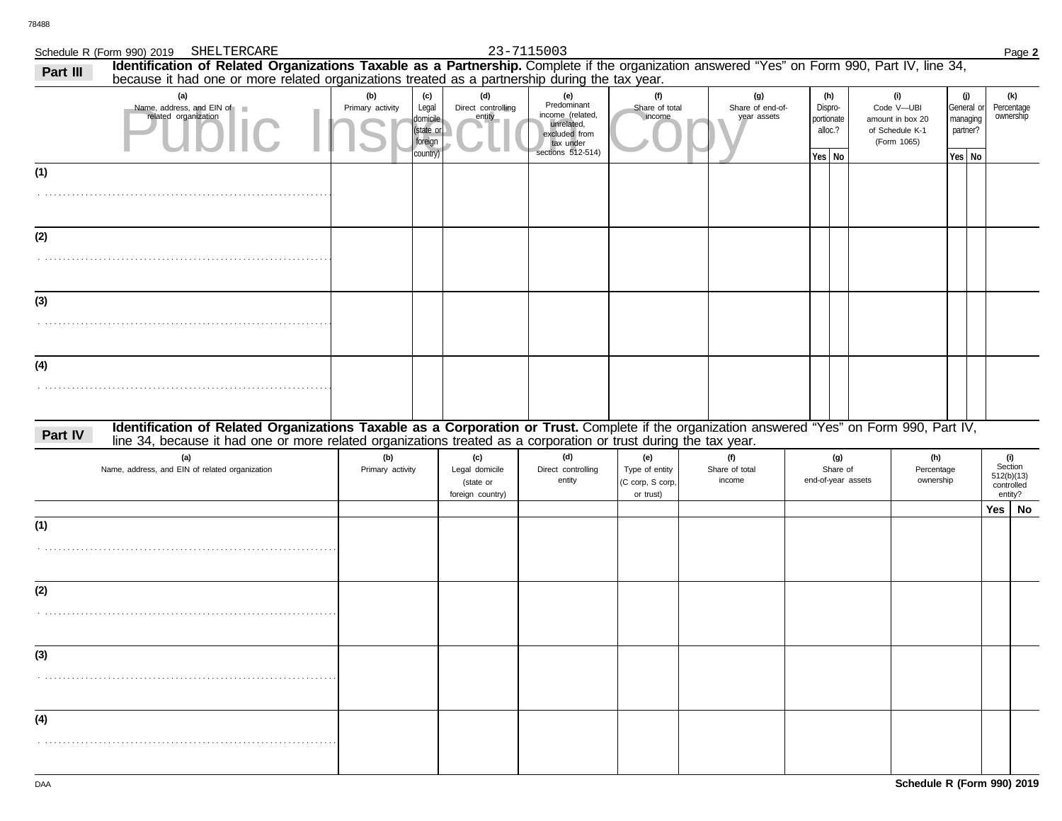Schedule R (Form 990) 2019 SHELTERCARE 23-7115003

## Part III Identification of Related Organizations Taxable as a Partnership.

Complete if the organization answered "Yes" on Form 990, Part IV, line 34, because it had one or more related organizations treated as a partnership during the tax year.

| (a) Name, address, and EIN of related organization | (b) Primary activity | (c) Legal domicile (state or foreign country) | (d) Direct controlling entity | (e) Predominant income (related, unrelated, excluded from tax under sections 512-514) | (f) Share of total income | (g) Share of end-of-year assets | (h) Dispro-portionate alloc.? | | (i) Code V—UBI amount in box 20 of Schedule K-1 (Form 1065) | (j) General or managing partner? | | (k) Percentage ownership |
|---|---|---|---|---|---|---|---|---|---|---|---|---|
| | | | | | | | Yes | No | | Yes | No | |
| (1) | | | | | | | | | | | | |
| (2) | | | | | | | | | | | | |
| (3) | | | | | | | | | | | | |
| (4) | | | | | | | | | | | | |

## Part IV Identification of Related Organizations Taxable as a Corporation or Trust.

Complete if the organization answered "Yes" on Form 990, Part IV, line 34, because it had one or more related organizations treated as a corporation or trust during the tax year.

| (a) Name, address, and EIN of related organization | (b) Primary activity | (c) Legal domicile (state or foreign country) | (d) Direct controlling entity | (e) Type of entity (C corp, S corp, or trust) | (f) Share of total income | (g) Share of end-of-year assets | (h) Percentage ownership | (i) Section 512(b)(13) controlled entity? | |
|---|---|---|---|---|---|---|---|---|---|
| | | | | | | | | Yes | No |
| (1) | | | | | | | | | |
| (2) | | | | | | | | | |
| (3) | | | | | | | | | |
| (4) | | | | | | | | | |

Schedule R (Form 990) 2019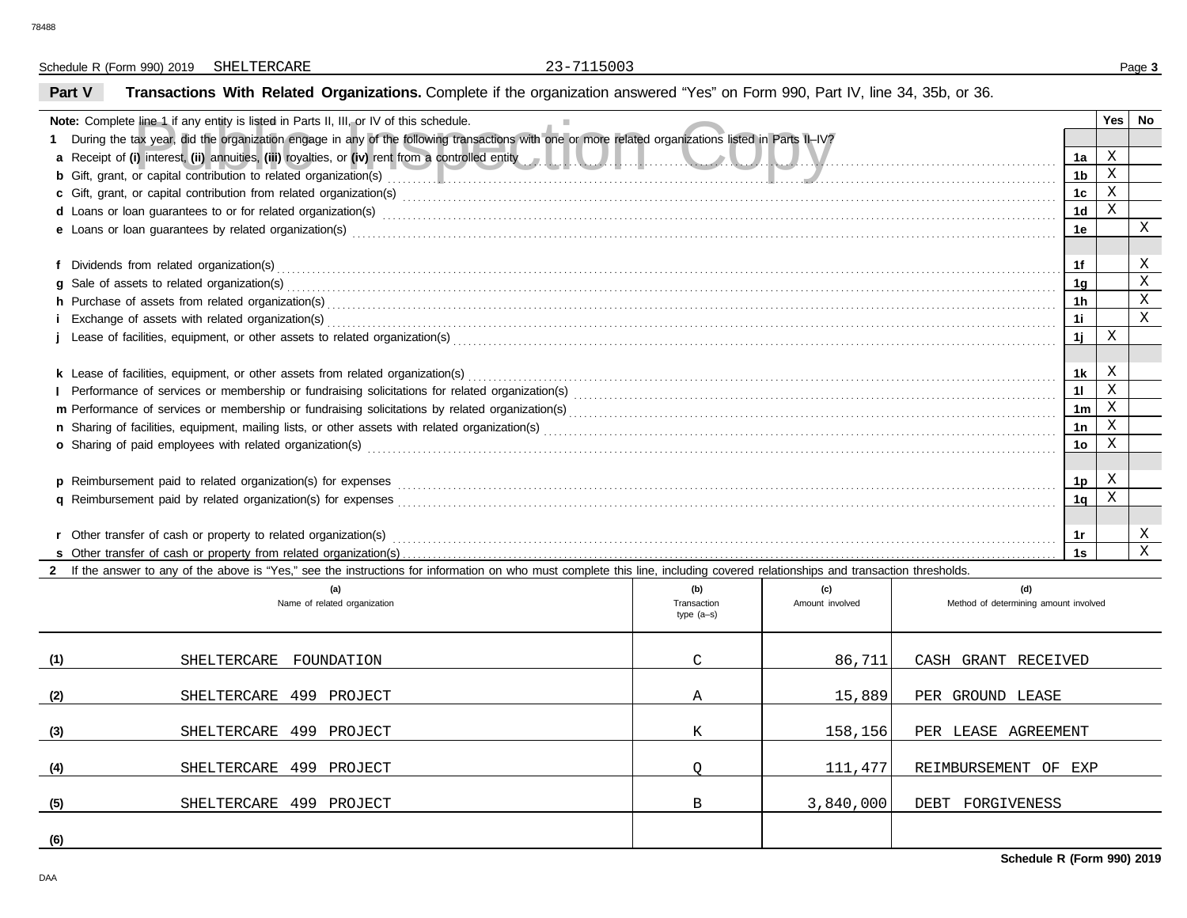Schedule R (Form 990) 2019 SHELTERCARE 23-7115003

**Part V Transactions With Related Organizations.** Complete if the organization answered "Yes" on Form 990, Part IV, line 34, 35b, or 36.

| **Note:** Complete line 1 if any entity is listed in Parts II, III, or IV of this schedule. | | Yes | No |
|---|---|---|---|
| **1** During the tax year, did the organization engage in any of the following transactions with one or more related organizations listed in Parts II–IV? | | | |
| **a** Receipt of **(i)** interest, **(ii)** annuities, **(iii)** royalties, or **(iv)** rent from a controlled entity | 1a | X | |
| **b** Gift, grant, or capital contribution to related organization(s) | 1b | X | |
| **c** Gift, grant, or capital contribution from related organization(s) | 1c | X | |
| **d** Loans or loan guarantees to or for related organization(s) | 1d | X | |
| **e** Loans or loan guarantees by related organization(s) | 1e | | X |
| **f** Dividends from related organization(s) | 1f | | X |
| **g** Sale of assets to related organization(s) | 1g | | X |
| **h** Purchase of assets from related organization(s) | 1h | | X |
| **i** Exchange of assets with related organization(s) | 1i | | X |
| **j** Lease of facilities, equipment, or other assets to related organization(s) | 1j | X | |
| **k** Lease of facilities, equipment, or other assets from related organization(s) | 1k | X | |
| **l** Performance of services or membership or fundraising solicitations for related organization(s) | 1l | X | |
| **m** Performance of services or membership or fundraising solicitations by related organization(s) | 1m | X | |
| **n** Sharing of facilities, equipment, mailing lists, or other assets with related organization(s) | 1n | X | |
| **o** Sharing of paid employees with related organization(s) | 1o | X | |
| **p** Reimbursement paid to related organization(s) for expenses | 1p | X | |
| **q** Reimbursement paid by related organization(s) for expenses | 1q | X | |
| **r** Other transfer of cash or property to related organization(s) | 1r | | X |
| **s** Other transfer of cash or property from related organization(s) | 1s | | X |

**2** If the answer to any of the above is "Yes," see the instructions for information on who must complete this line, including covered relationships and transaction thresholds.

| | (a) Name of related organization | (b) Transaction type (a–s) | (c) Amount involved | (d) Method of determining amount involved |
|---|---|---|---|---|
| (1) | SHELTERCARE FOUNDATION | C | 86,711 | CASH GRANT RECEIVED |
| (2) | SHELTERCARE 499 PROJECT | A | 15,889 | PER GROUND LEASE |
| (3) | SHELTERCARE 499 PROJECT | K | 158,156 | PER LEASE AGREEMENT |
| (4) | SHELTERCARE 499 PROJECT | Q | 111,477 | REIMBURSEMENT OF EXP |
| (5) | SHELTERCARE 499 PROJECT | B | 3,840,000 | DEBT FORGIVENESS |
| (6) | | | | |

**Schedule R (Form 990) 2019**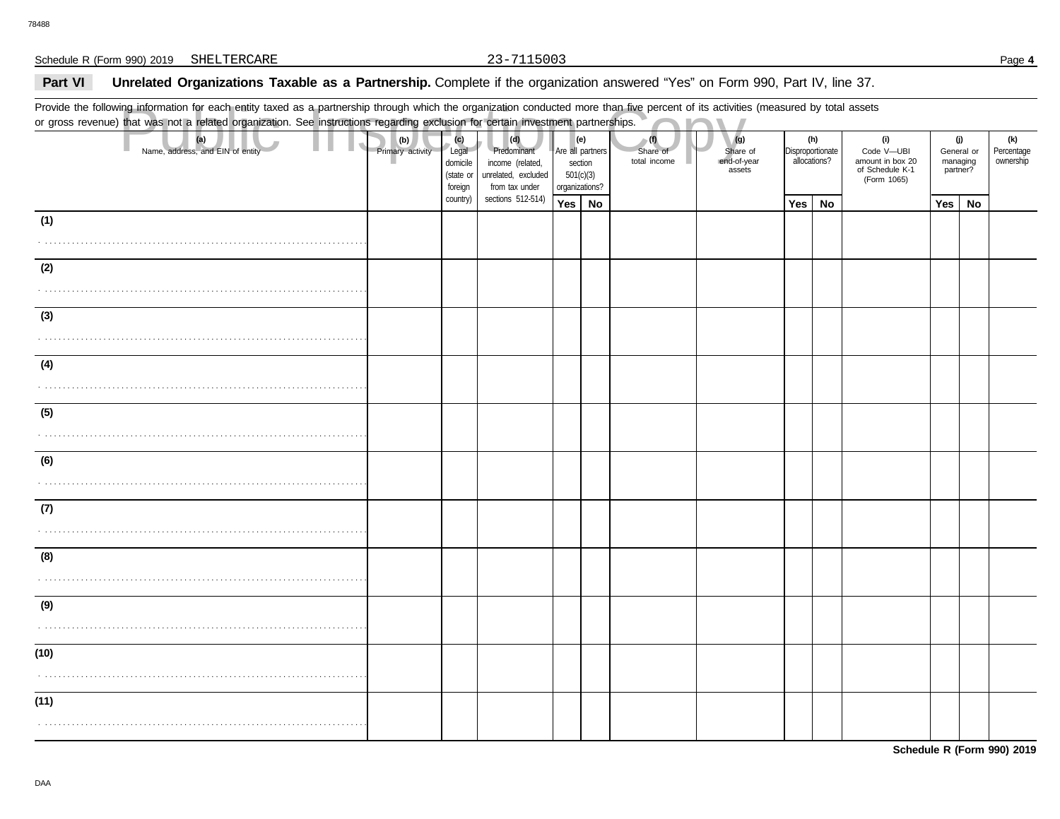Schedule R (Form 990) 2019 SHELTERCARE 23-7115003

## Part VI Unrelated Organizations Taxable as a Partnership. Complete if the organization answered "Yes" on Form 990, Part IV, line 37.

Provide the following information for each entity taxed as a partnership through which the organization conducted more than five percent of its activities (measured by total assets or gross revenue) that was not a related organization. See instructions regarding exclusion for certain investment partnerships.

Public Inspection Copy

| (a) Name, address, and EIN of entity | (b) Primary activity | (c) Legal domicile (state or foreign country) | (d) Predominant income (related, unrelated, excluded from tax under sections 512-514) | (e) Are all partners section 501(c)(3) organizations? | | (f) Share of total income | (g) Share of end-of-year assets | (h) Disproportionate allocations? | | (i) Code V—UBI amount in box 20 of Schedule K-1 (Form 1065) | (j) General or managing partner? | | (k) Percentage ownership |
|---|---|---|---|---|---|---|---|---|---|---|---|---|---|
| | | | | Yes | No | | | Yes | No | | Yes | No | |
| (1) | | | | | | | | | | | | | |
| (2) | | | | | | | | | | | | | |
| (3) | | | | | | | | | | | | | |
| (4) | | | | | | | | | | | | | |
| (5) | | | | | | | | | | | | | |
| (6) | | | | | | | | | | | | | |
| (7) | | | | | | | | | | | | | |
| (8) | | | | | | | | | | | | | |
| (9) | | | | | | | | | | | | | |
| (10) | | | | | | | | | | | | | |
| (11) | | | | | | | | | | | | | |

Schedule R (Form 990) 2019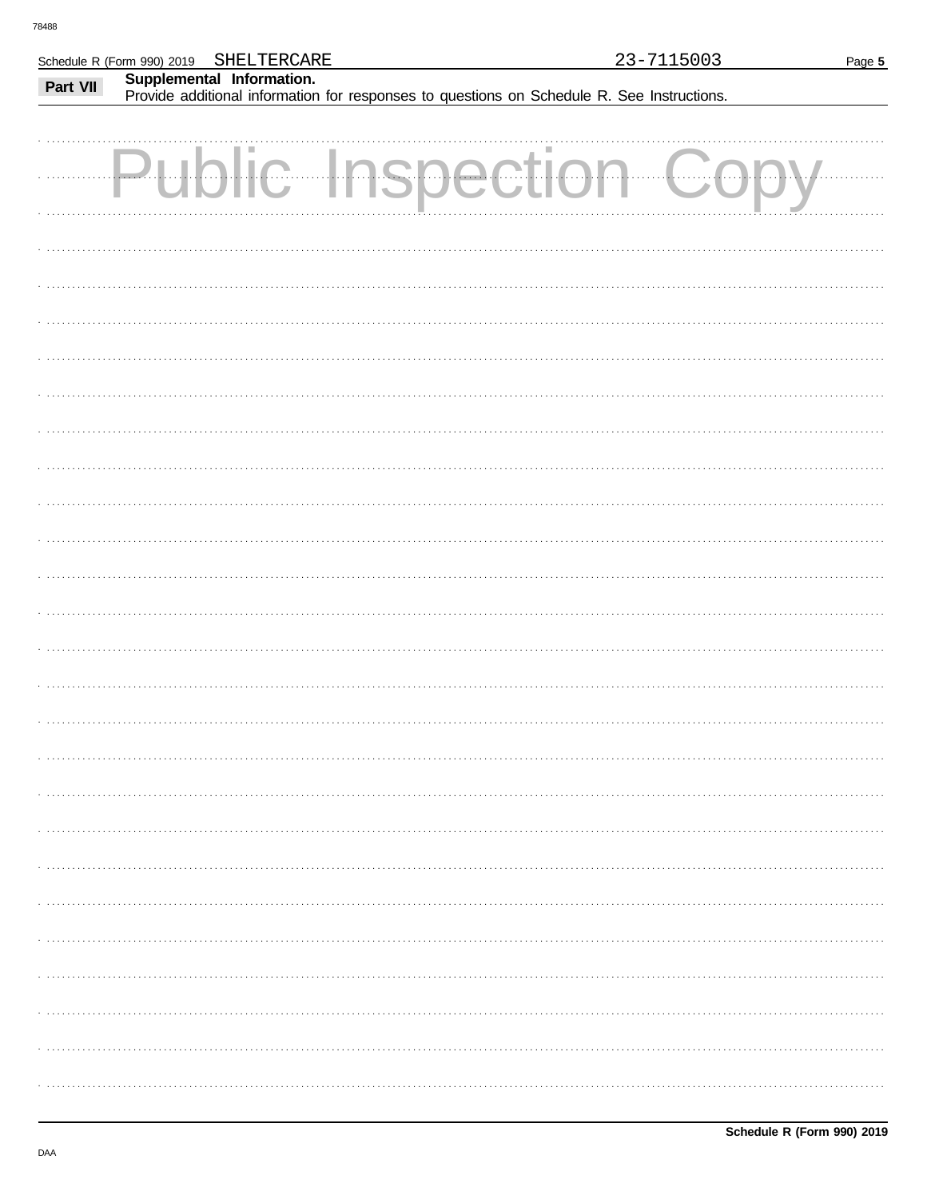Schedule R (Form 990) 2019 SHELTERCARE 23-7115003

**Part VII** **Supplemental Information.**
Provide additional information for responses to questions on Schedule R. See Instructions.

Public Inspection Copy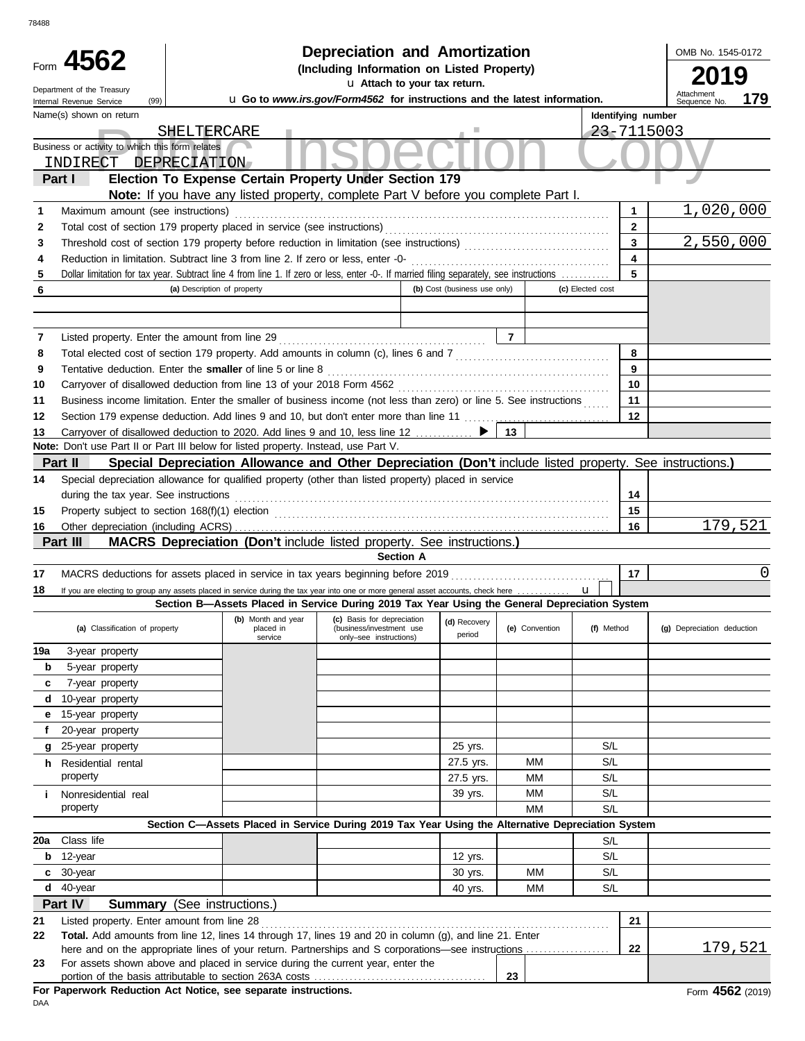78488

# Form 4562 — Depreciation and Amortization (Including Information on Listed Property)

Department of the Treasury, Internal Revenue Service (99)

Attach to your tax return.

Go to *www.irs.gov/Form4562* for instructions and the latest information.

OMB No. 1545-0172 | **2019** | Attachment Sequence No. **179**

Name(s) shown on return: SHELTERCARE

Identifying number: 23-7115003

Business or activity to which this form relates: INDIRECT DEPRECIATION

Public Inspection Copy

## Part I — Election To Expense Certain Property Under Section 179

**Note:** If you have any listed property, complete Part V before you complete Part I.

| Line | Description | Box | Amount |
|---|---|---|---|
| 1 | Maximum amount (see instructions) | 1 | 1,020,000 |
| 2 | Total cost of section 179 property placed in service (see instructions) | 2 | |
| 3 | Threshold cost of section 179 property before reduction in limitation (see instructions) | 3 | 2,550,000 |
| 4 | Reduction in limitation. Subtract line 3 from line 2. If zero or less, enter -0- | 4 | |
| 5 | Dollar limitation for tax year. Subtract line 4 from line 1. If zero or less, enter -0-. If married filing separately, see instructions | 5 | |

| 6 (a) Description of property | (b) Cost (business use only) | (c) Elected cost |
|---|---|---|
| | | |
| | | |

| Line | Description | Box | Amount |
|---|---|---|---|
| 7 | Listed property. Enter the amount from line 29 | 7 | |
| 8 | Total elected cost of section 179 property. Add amounts in column (c), lines 6 and 7 | 8 | |
| 9 | Tentative deduction. Enter the **smaller** of line 5 or line 8 | 9 | |
| 10 | Carryover of disallowed deduction from line 13 of your 2018 Form 4562 | 10 | |
| 11 | Business income limitation. Enter the smaller of business income (not less than zero) or line 5. See instructions | 11 | |
| 12 | Section 179 expense deduction. Add lines 9 and 10, but don't enter more than line 11 | 12 | |
| 13 | Carryover of disallowed deduction to 2020. Add lines 9 and 10, less line 12 | 13 | |

**Note:** Don't use Part II or Part III below for listed property. Instead, use Part V.

## Part II — Special Depreciation Allowance and Other Depreciation (Don't include listed property. See instructions.)

| Line | Description | Box | Amount |
|---|---|---|---|
| 14 | Special depreciation allowance for qualified property (other than listed property) placed in service during the tax year. See instructions | 14 | |
| 15 | Property subject to section 168(f)(1) election | 15 | |
| 16 | Other depreciation (including ACRS) | 16 | 179,521 |

## Part III — MACRS Depreciation (Don't include listed property. See instructions.)

### Section A

| Line | Description | Box | Amount |
|---|---|---|---|
| 17 | MACRS deductions for assets placed in service in tax years beginning before 2019 | 17 | 0 |
| 18 | If you are electing to group any assets placed in service during the tax year into one or more general asset accounts, check here | | ☐ |

### Section B—Assets Placed in Service During 2019 Tax Year Using the General Depreciation System

| (a) Classification of property | (b) Month and year placed in service | (c) Basis for depreciation (business/investment use only–see instructions) | (d) Recovery period | (e) Convention | (f) Method | (g) Depreciation deduction |
|---|---|---|---|---|---|---|
| 19a 3-year property | | | | | | |
| b 5-year property | | | | | | |
| c 7-year property | | | | | | |
| d 10-year property | | | | | | |
| e 15-year property | | | | | | |
| f 20-year property | | | | | | |
| g 25-year property | | | 25 yrs. | | S/L | |
| h Residential rental property | | | 27.5 yrs. | MM | S/L | |
| | | | 27.5 yrs. | MM | S/L | |
| i Nonresidential real property | | | 39 yrs. | MM | S/L | |
| | | | | MM | S/L | |

### Section C—Assets Placed in Service During 2019 Tax Year Using the Alternative Depreciation System

| (a) Classification of property | (b) Month and year placed in service | (c) Basis for depreciation | (d) Recovery period | (e) Convention | (f) Method | (g) Depreciation deduction |
|---|---|---|---|---|---|---|
| 20a Class life | | | | | S/L | |
| b 12-year | | | 12 yrs. | | S/L | |
| c 30-year | | | 30 yrs. | MM | S/L | |
| d 40-year | | | 40 yrs. | MM | S/L | |

## Part IV — Summary (See instructions.)

| Line | Description | Box | Amount |
|---|---|---|---|
| 21 | Listed property. Enter amount from line 28 | 21 | |
| 22 | **Total.** Add amounts from line 12, lines 14 through 17, lines 19 and 20 in column (g), and line 21. Enter here and on the appropriate lines of your return. Partnerships and S corporations—see instructions | 22 | 179,521 |
| 23 | For assets shown above and placed in service during the current year, enter the portion of the basis attributable to section 263A costs | 23 | |

**For Paperwork Reduction Act Notice, see separate instructions.**

DAA

Form **4562** (2019)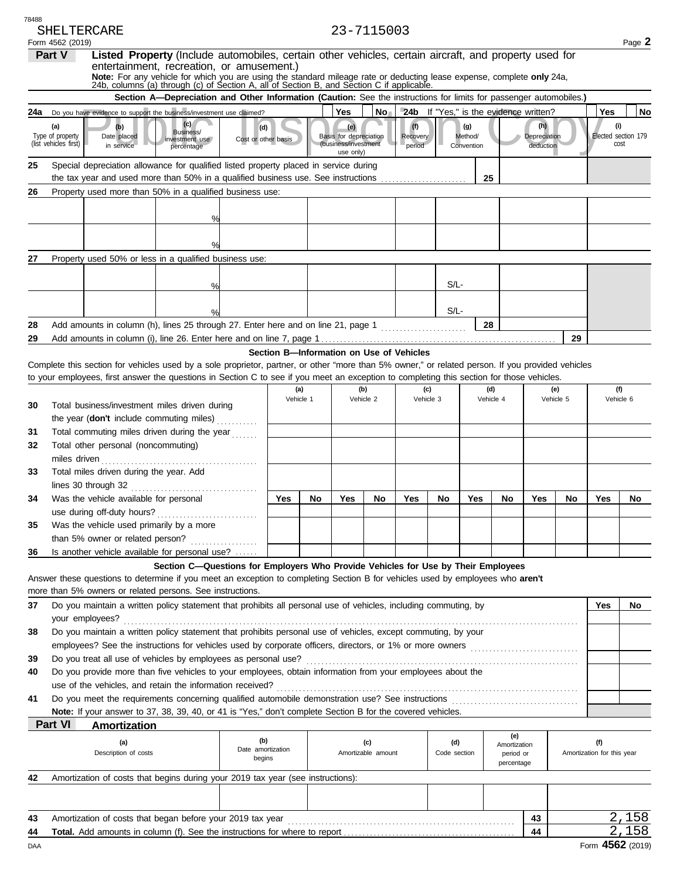78488

SHELTERCARE 23-7115003

Form 4562 (2019)

## Part V Listed Property (Include automobiles, certain other vehicles, certain aircraft, and property used for entertainment, recreation, or amusement.)

**Note:** For any vehicle for which you are using the standard mileage rate or deducting lease expense, complete **only** 24a, 24b, columns (a) through (c) of Section A, all of Section B, and Section C if applicable.

### Section A—Depreciation and Other Information (Caution: See the instructions for limits for passenger automobiles.)

**24a** Do you have evidence to support the business/investment use claimed? Yes No **24b** If "Yes," is the evidence written? Yes No

| (a) Type of property (list vehicles first) | (b) Date placed in service | (c) Business/ investment use percentage | (d) Cost or other basis | (e) Basis for depreciation (business/investment use only) | (f) Recovery period | (g) Method/ Convention | (h) Depreciation deduction | (i) Elected section 179 cost |
|---|---|---|---|---|---|---|---|---|
| **25** Special depreciation allowance for qualified listed property placed in service during the tax year and used more than 50% in a qualified business use. See instructions | | | | | | 25 | | |
| **26** Property used more than 50% in a qualified business use: | | | | | | | | |
| | | % | | | | | | |
| | | % | | | | | | |
| **27** Property used 50% or less in a qualified business use: | | | | | | | | |
| | | % | | | | S/L- | | |
| | | % | | | | S/L- | | |
| **28** Add amounts in column (h), lines 25 through 27. Enter here and on line 21, page 1 | | | | | | 28 | | |
| **29** Add amounts in column (i), line 26. Enter here and on line 7, page 1 | | | | | | | 29 | |

### Section B—Information on Use of Vehicles

Complete this section for vehicles used by a sole proprietor, partner, or other "more than 5% owner," or related person. If you provided vehicles to your employees, first answer the questions in Section C to see if you meet an exception to completing this section for those vehicles.

| | (a) Vehicle 1 | | (b) Vehicle 2 | | (c) Vehicle 3 | | (d) Vehicle 4 | | (e) Vehicle 5 | | (f) Vehicle 6 | |
|---|---|---|---|---|---|---|---|---|---|---|---|---|
| **30** Total business/investment miles driven during the year (**don't** include commuting miles) | | | | | | | | | | | | |
| **31** Total commuting miles driven during the year | | | | | | | | | | | | |
| **32** Total other personal (noncommuting) miles driven | | | | | | | | | | | | |
| **33** Total miles driven during the year. Add lines 30 through 32 | | | | | | | | | | | | |
| | Yes | No | Yes | No | Yes | No | Yes | No | Yes | No | Yes | No |
| **34** Was the vehicle available for personal use during off-duty hours? | | | | | | | | | | | | |
| **35** Was the vehicle used primarily by a more than 5% owner or related person? | | | | | | | | | | | | |
| **36** Is another vehicle available for personal use? | | | | | | | | | | | | |

### Section C—Questions for Employers Who Provide Vehicles for Use by Their Employees

Answer these questions to determine if you meet an exception to completing Section B for vehicles used by employees who **aren't** more than 5% owners or related persons. See instructions.

| | Yes | No |
|---|---|---|
| **37** Do you maintain a written policy statement that prohibits all personal use of vehicles, including commuting, by your employees? | | |
| **38** Do you maintain a written policy statement that prohibits personal use of vehicles, except commuting, by your employees? See the instructions for vehicles used by corporate officers, directors, or 1% or more owners | | |
| **39** Do you treat all use of vehicles by employees as personal use? | | |
| **40** Do you provide more than five vehicles to your employees, obtain information from your employees about the use of the vehicles, and retain the information received? | | |
| **41** Do you meet the requirements concerning qualified automobile demonstration use? See instructions | | |

**Note:** If your answer to 37, 38, 39, 40, or 41 is "Yes," don't complete Section B for the covered vehicles.

## Part VI Amortization

| (a) Description of costs | (b) Date amortization begins | (c) Amortizable amount | (d) Code section | (e) Amortization period or percentage | (f) Amortization for this year |
|---|---|---|---|---|---|
| **42** Amortization of costs that begins during your 2019 tax year (see instructions): | | | | | |
| | | | | | |
| **43** Amortization of costs that began before your 2019 tax year | | | | 43 | 2,158 |
| **44** **Total.** Add amounts in column (f). See the instructions for where to report | | | | 44 | 2,158 |

DAA Form **4562** (2019)